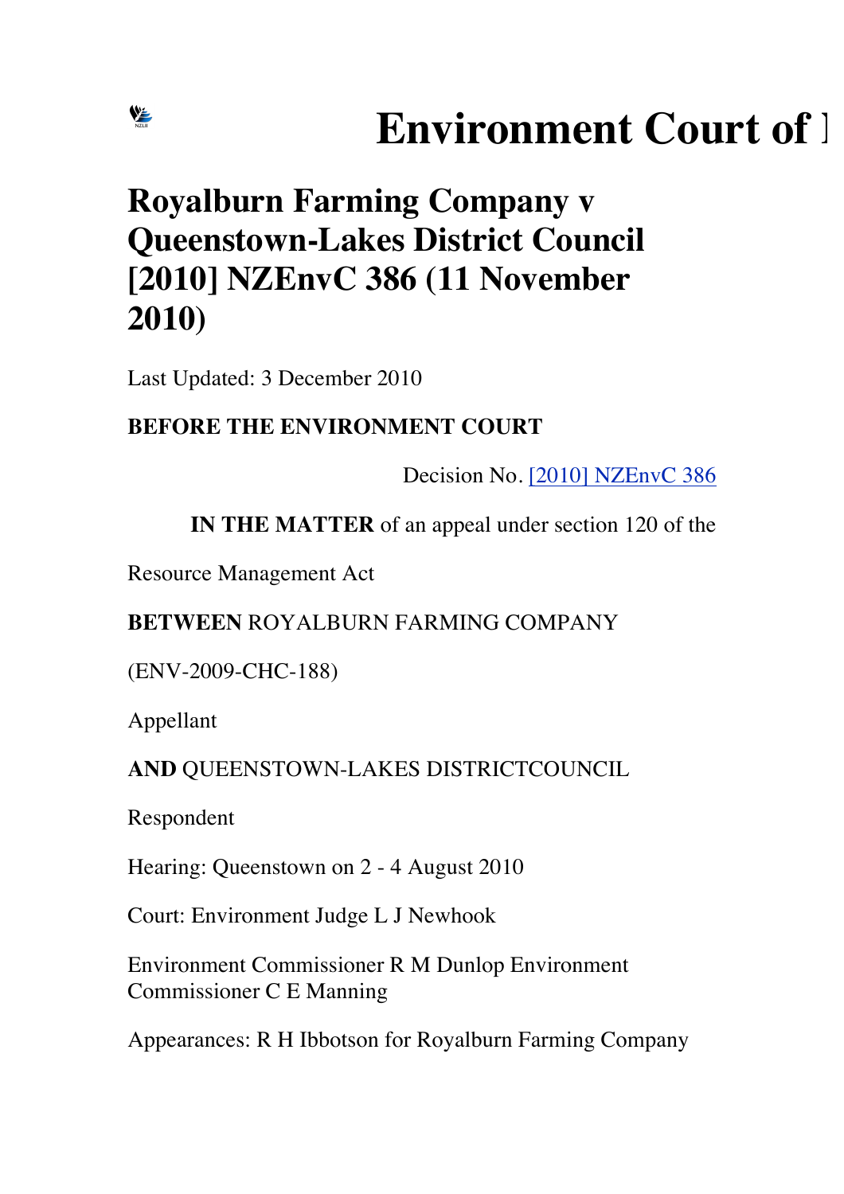# Environment Court of 

# Royalburn Farming Company v Queenstown-Lakes District Council [2010] NZEnvC 386 (11 November 2010)

Last Updated: 3 December 2010

**BEFORE THE ENVIRONMENT COURT**

Decision No. [2010] NZEnvC 386

**IN THE MATTER** of an appeal under section 120 of the

Resource Management Act

**BETWEEN** ROYALBURN FARMING COMPANY

(ENV-2009-CHC-188)

Appellant

**AND** QUEENSTOWN-LAKES DISTRICTCOUNCIL

Respondent

Hearing: Queenstown on 2 - 4 August 2010

Court: Environment Judge L J Newhook

Environment Commissioner R M Dunlop Environment Commissioner C E Manning

Appearances: R H Ibbotson for Royalburn Farming Company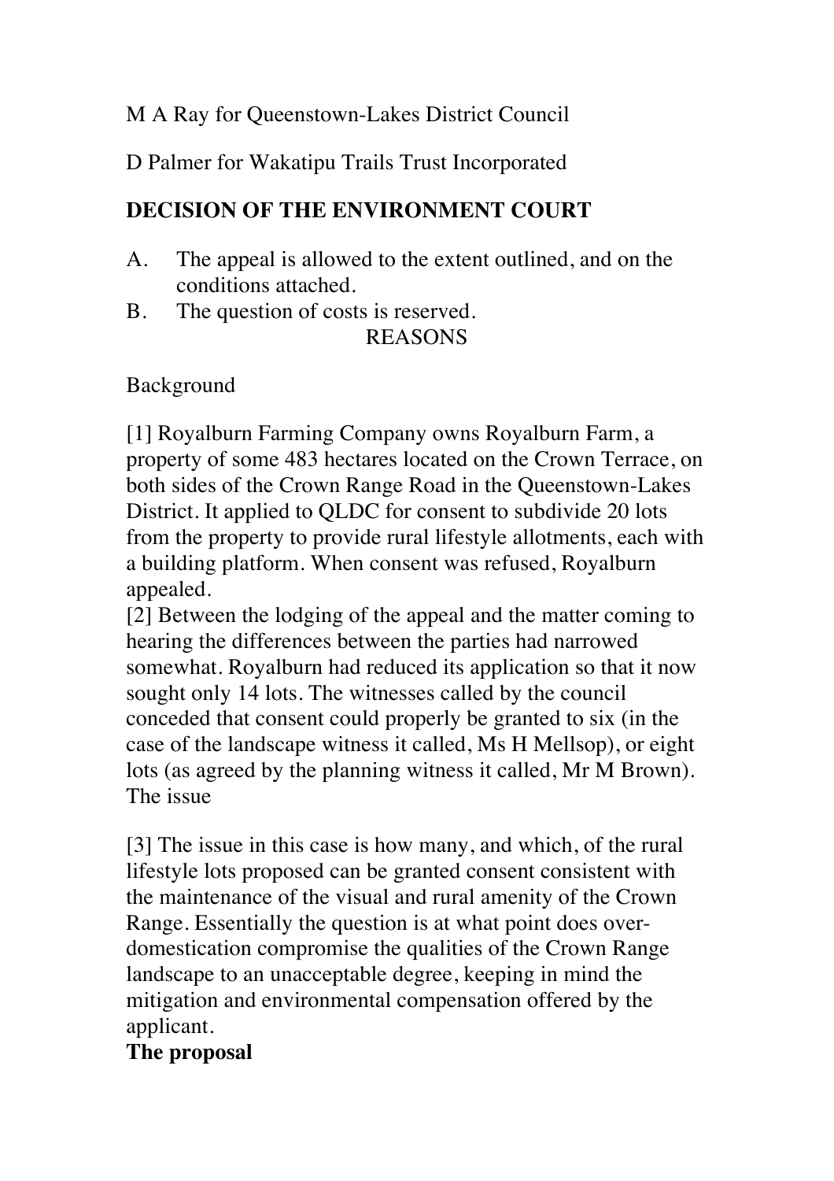M A Ray for Queenstown-Lakes District Council

D Palmer for Wakatipu Trails Trust Incorporated

**DECISION OF THE ENVIRONMENT COURT**

A. The appeal is allowed to the extent outlined, and on the conditions attached.

B. The question of costs is reserved.

REASONS

Background

[1] Royalburn Farming Company owns Royalburn Farm, a property of some 483 hectares located on the Crown Terrace, on both sides of the Crown Range Road in the Queenstown-Lakes District. It applied to QLDC for consent to subdivide 20 lots from the property to provide rural lifestyle allotments, each with a building platform. When consent was refused, Royalburn appealed.

[2] Between the lodging of the appeal and the matter coming to hearing the differences between the parties had narrowed somewhat. Royalburn had reduced its application so that it now sought only 14 lots. The witnesses called by the council conceded that consent could properly be granted to six (in the case of the landscape witness it called, Ms H Mellsop), or eight lots (as agreed by the planning witness it called, Mr M Brown).

The issue

[3] The issue in this case is how many, and which, of the rural lifestyle lots proposed can be granted consent consistent with the maintenance of the visual and rural amenity of the Crown Range. Essentially the question is at what point does over-domestication compromise the qualities of the Crown Range landscape to an unacceptable degree, keeping in mind the mitigation and environmental compensation offered by the applicant.

**The proposal**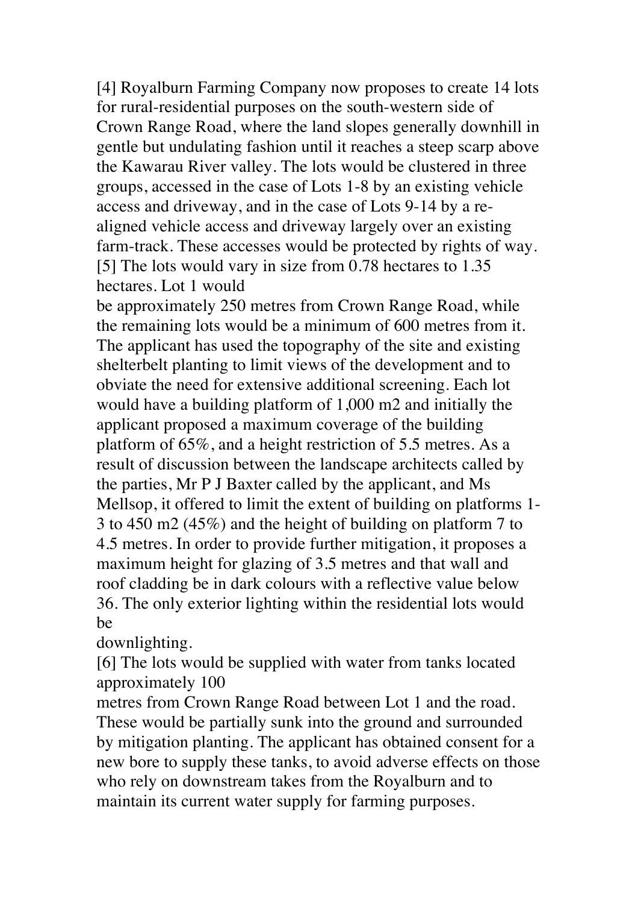[4] Royalburn Farming Company now proposes to create 14 lots for rural-residential purposes on the south-western side of Crown Range Road, where the land slopes generally downhill in gentle but undulating fashion until it reaches a steep scarp above the Kawarau River valley. The lots would be clustered in three groups, accessed in the case of Lots 1-8 by an existing vehicle access and driveway, and in the case of Lots 9-14 by a re-aligned vehicle access and driveway largely over an existing farm-track. These accesses would be protected by rights of way.

[5] The lots would vary in size from 0.78 hectares to 1.35 hectares. Lot 1 would be approximately 250 metres from Crown Range Road, while the remaining lots would be a minimum of 600 metres from it. The applicant has used the topography of the site and existing shelterbelt planting to limit views of the development and to obviate the need for extensive additional screening. Each lot would have a building platform of 1,000 m2 and initially the applicant proposed a maximum coverage of the building platform of 65%, and a height restriction of 5.5 metres. As a result of discussion between the landscape architects called by the parties, Mr P J Baxter called by the applicant, and Ms Mellsop, it offered to limit the extent of building on platforms 1-3 to 450 m2 (45%) and the height of building on platform 7 to 4.5 metres. In order to provide further mitigation, it proposes a maximum height for glazing of 3.5 metres and that wall and roof cladding be in dark colours with a reflective value below 36. The only exterior lighting within the residential lots would be downlighting.

[6] The lots would be supplied with water from tanks located approximately 100 metres from Crown Range Road between Lot 1 and the road. These would be partially sunk into the ground and surrounded by mitigation planting. The applicant has obtained consent for a new bore to supply these tanks, to avoid adverse effects on those who rely on downstream takes from the Royalburn and to maintain its current water supply for farming purposes.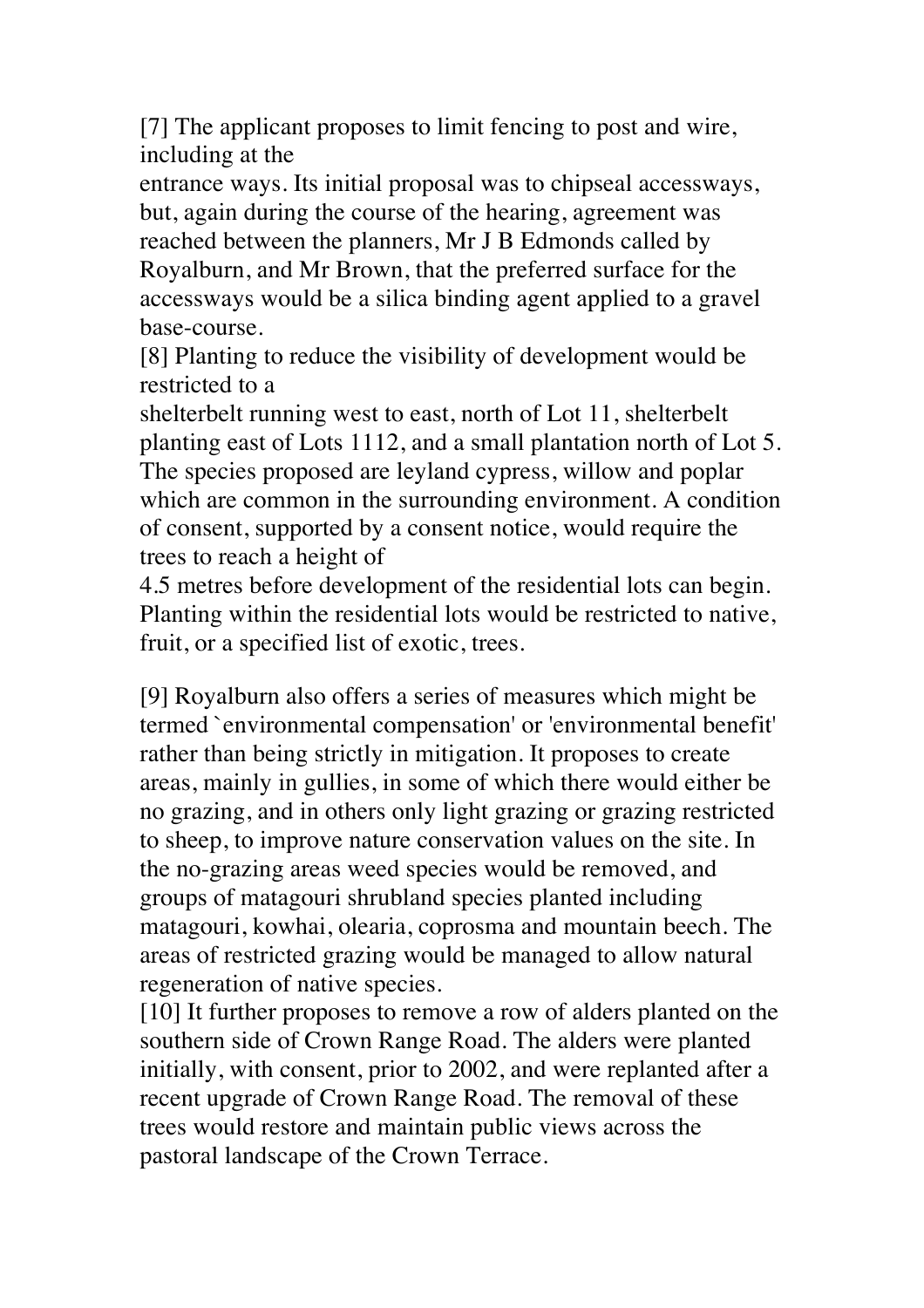[7] The applicant proposes to limit fencing to post and wire, including at the entrance ways. Its initial proposal was to chipseal accessways, but, again during the course of the hearing, agreement was reached between the planners, Mr J B Edmonds called by Royalburn, and Mr Brown, that the preferred surface for the accessways would be a silica binding agent applied to a gravel base-course.

[8] Planting to reduce the visibility of development would be restricted to a shelterbelt running west to east, north of Lot 11, shelterbelt planting east of Lots 1112, and a small plantation north of Lot 5. The species proposed are leyland cypress, willow and poplar which are common in the surrounding environment. A condition of consent, supported by a consent notice, would require the trees to reach a height of 4.5 metres before development of the residential lots can begin. Planting within the residential lots would be restricted to native, fruit, or a specified list of exotic, trees.

[9] Royalburn also offers a series of measures which might be termed `environmental compensation' or 'environmental benefit' rather than being strictly in mitigation. It proposes to create areas, mainly in gullies, in some of which there would either be no grazing, and in others only light grazing or grazing restricted to sheep, to improve nature conservation values on the site. In the no-grazing areas weed species would be removed, and groups of matagouri shrubland species planted including matagouri, kowhai, olearia, coprosma and mountain beech. The areas of restricted grazing would be managed to allow natural regeneration of native species.

[10] It further proposes to remove a row of alders planted on the southern side of Crown Range Road. The alders were planted initially, with consent, prior to 2002, and were replanted after a recent upgrade of Crown Range Road. The removal of these trees would restore and maintain public views across the pastoral landscape of the Crown Terrace.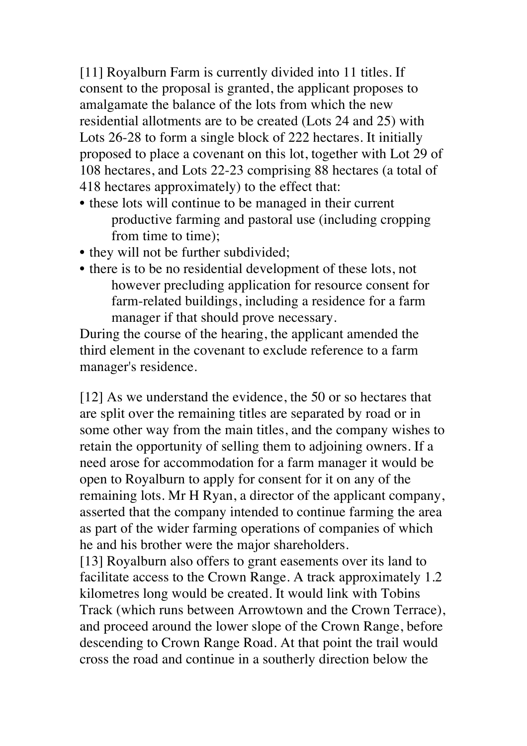[11] Royalburn Farm is currently divided into 11 titles. If consent to the proposal is granted, the applicant proposes to amalgamate the balance of the lots from which the new residential allotments are to be created (Lots 24 and 25) with Lots 26-28 to form a single block of 222 hectares. It initially proposed to place a covenant on this lot, together with Lot 29 of 108 hectares, and Lots 22-23 comprising 88 hectares (a total of 418 hectares approximately) to the effect that:

- these lots will continue to be managed in their current productive farming and pastoral use (including cropping from time to time);
- they will not be further subdivided;
- there is to be no residential development of these lots, not however precluding application for resource consent for farm-related buildings, including a residence for a farm manager if that should prove necessary.

During the course of the hearing, the applicant amended the third element in the covenant to exclude reference to a farm manager's residence.

[12] As we understand the evidence, the 50 or so hectares that are split over the remaining titles are separated by road or in some other way from the main titles, and the company wishes to retain the opportunity of selling them to adjoining owners. If a need arose for accommodation for a farm manager it would be open to Royalburn to apply for consent for it on any of the remaining lots. Mr H Ryan, a director of the applicant company, asserted that the company intended to continue farming the area as part of the wider farming operations of companies of which he and his brother were the major shareholders.

[13] Royalburn also offers to grant easements over its land to facilitate access to the Crown Range. A track approximately 1.2 kilometres long would be created. It would link with Tobins Track (which runs between Arrowtown and the Crown Terrace), and proceed around the lower slope of the Crown Range, before descending to Crown Range Road. At that point the trail would cross the road and continue in a southerly direction below the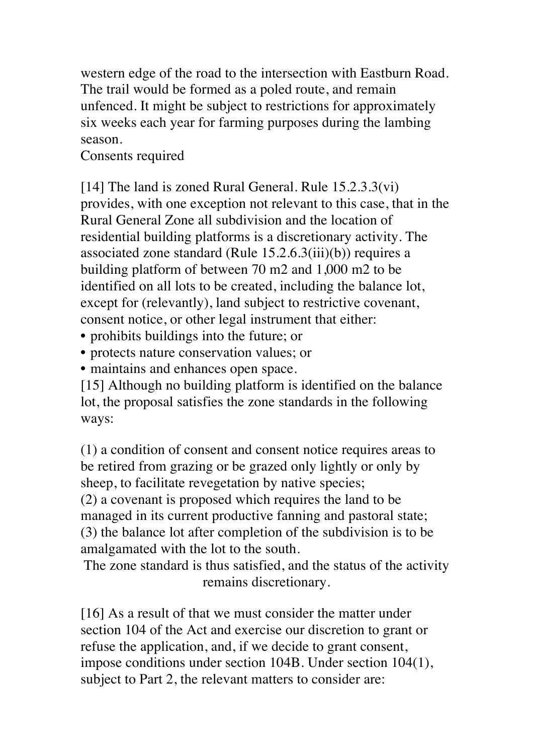western edge of the road to the intersection with Eastburn Road. The trail would be formed as a poled route, and remain unfenced. It might be subject to restrictions for approximately six weeks each year for farming purposes during the lambing season.

Consents required

[14] The land is zoned Rural General. Rule 15.2.3.3(vi) provides, with one exception not relevant to this case, that in the Rural General Zone all subdivision and the location of residential building platforms is a discretionary activity. The associated zone standard (Rule 15.2.6.3(iii)(b)) requires a building platform of between 70 m2 and 1,000 m2 to be identified on all lots to be created, including the balance lot, except for (relevantly), land subject to restrictive covenant, consent notice, or other legal instrument that either:

- prohibits buildings into the future; or
- protects nature conservation values; or
- maintains and enhances open space.

[15] Although no building platform is identified on the balance lot, the proposal satisfies the zone standards in the following ways:

(1) a condition of consent and consent notice requires areas to be retired from grazing or be grazed only lightly or only by sheep, to facilitate revegetation by native species;
(2) a covenant is proposed which requires the land to be managed in its current productive fanning and pastoral state;
(3) the balance lot after completion of the subdivision is to be amalgamated with the lot to the south.

The zone standard is thus satisfied, and the status of the activity remains discretionary.

[16] As a result of that we must consider the matter under section 104 of the Act and exercise our discretion to grant or refuse the application, and, if we decide to grant consent, impose conditions under section 104B. Under section 104(1), subject to Part 2, the relevant matters to consider are: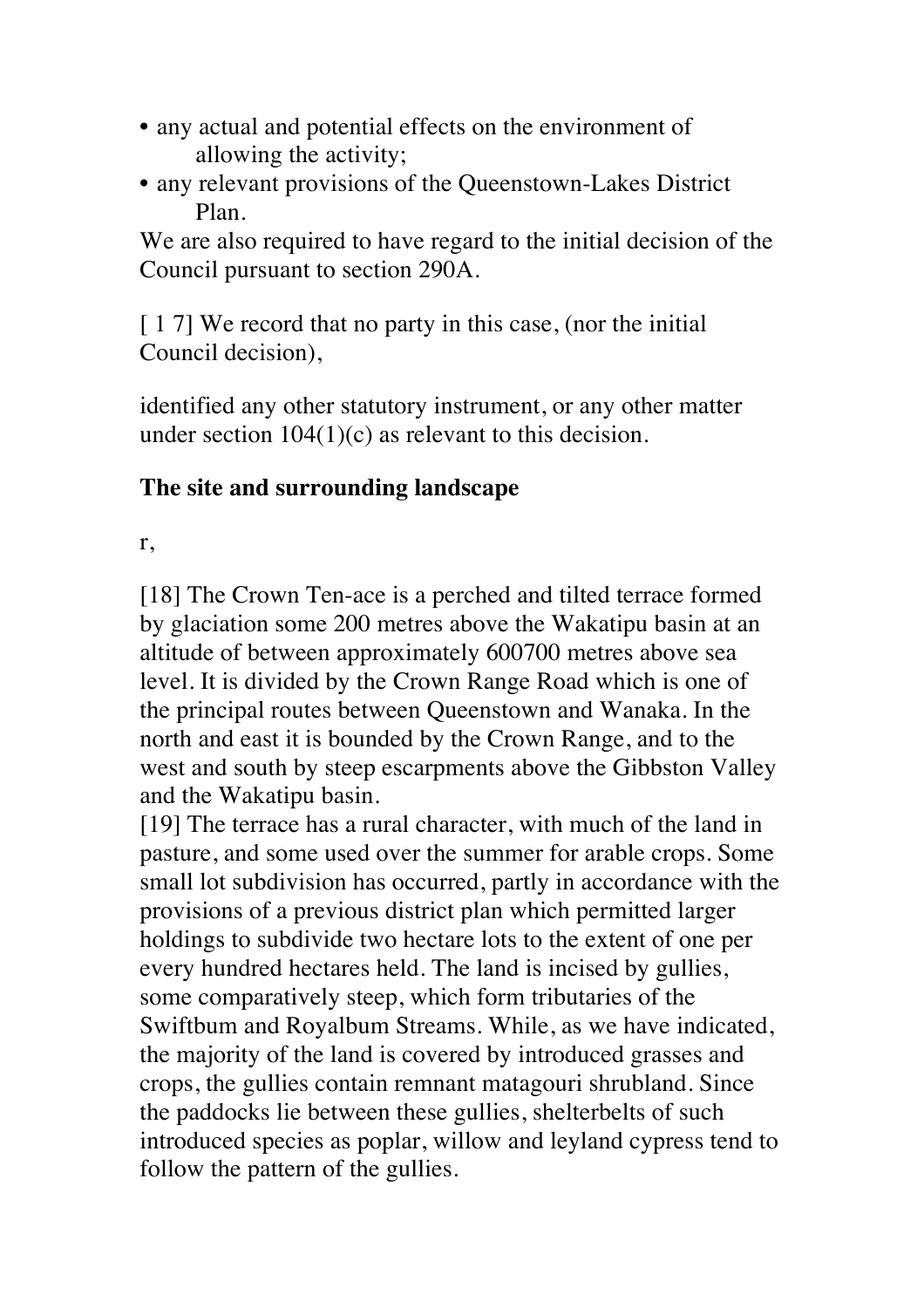- any actual and potential effects on the environment of allowing the activity;
- any relevant provisions of the Queenstown-Lakes District Plan.

We are also required to have regard to the initial decision of the Council pursuant to section 290A.

[ 1 7] We record that no party in this case, (nor the initial Council decision),

identified any other statutory instrument, or any other matter under section 104(1)(c) as relevant to this decision.

**The site and surrounding landscape**

r,

[18] The Crown Ten-ace is a perched and tilted terrace formed by glaciation some 200 metres above the Wakatipu basin at an altitude of between approximately 600700 metres above sea level. It is divided by the Crown Range Road which is one of the principal routes between Queenstown and Wanaka. In the north and east it is bounded by the Crown Range, and to the west and south by steep escarpments above the Gibbston Valley and the Wakatipu basin.

[19] The terrace has a rural character, with much of the land in pasture, and some used over the summer for arable crops. Some small lot subdivision has occurred, partly in accordance with the provisions of a previous district plan which permitted larger holdings to subdivide two hectare lots to the extent of one per every hundred hectares held. The land is incised by gullies, some comparatively steep, which form tributaries of the Swiftbum and Royalbum Streams. While, as we have indicated, the majority of the land is covered by introduced grasses and crops, the gullies contain remnant matagouri shrubland. Since the paddocks lie between these gullies, shelterbelts of such introduced species as poplar, willow and leyland cypress tend to follow the pattern of the gullies.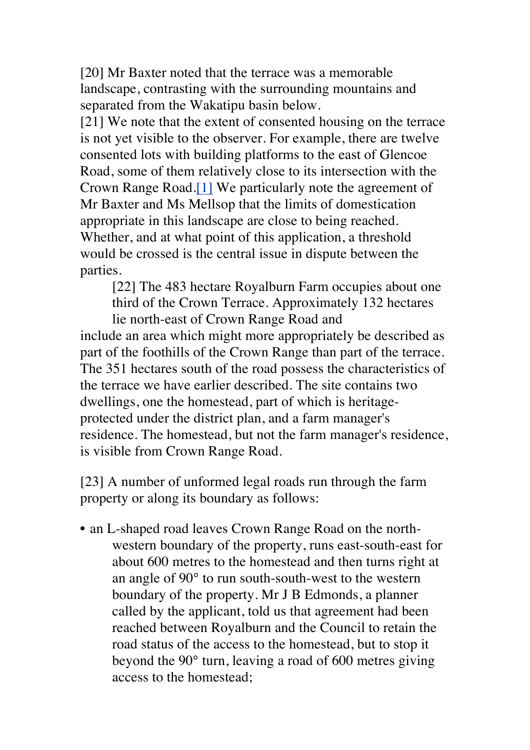[20] Mr Baxter noted that the terrace was a memorable landscape, contrasting with the surrounding mountains and separated from the Wakatipu basin below.

[21] We note that the extent of consented housing on the terrace is not yet visible to the observer. For example, there are twelve consented lots with building platforms to the east of Glencoe Road, some of them relatively close to its intersection with the Crown Range Road.[1] We particularly note the agreement of Mr Baxter and Ms Mellsop that the limits of domestication appropriate in this landscape are close to being reached. Whether, and at what point of this application, a threshold would be crossed is the central issue in dispute between the parties.

[22] The 483 hectare Royalburn Farm occupies about one third of the Crown Terrace. Approximately 132 hectares lie north-east of Crown Range Road and include an area which might more appropriately be described as part of the foothills of the Crown Range than part of the terrace. The 351 hectares south of the road possess the characteristics of the terrace we have earlier described. The site contains two dwellings, one the homestead, part of which is heritage-protected under the district plan, and a farm manager's residence. The homestead, but not the farm manager's residence, is visible from Crown Range Road.

[23] A number of unformed legal roads run through the farm property or along its boundary as follows:

- an L-shaped road leaves Crown Range Road on the north-western boundary of the property, runs east-south-east for about 600 metres to the homestead and then turns right at an angle of 90° to run south-south-west to the western boundary of the property. Mr J B Edmonds, a planner called by the applicant, told us that agreement had been reached between Royalburn and the Council to retain the road status of the access to the homestead, but to stop it beyond the 90° turn, leaving a road of 600 metres giving access to the homestead;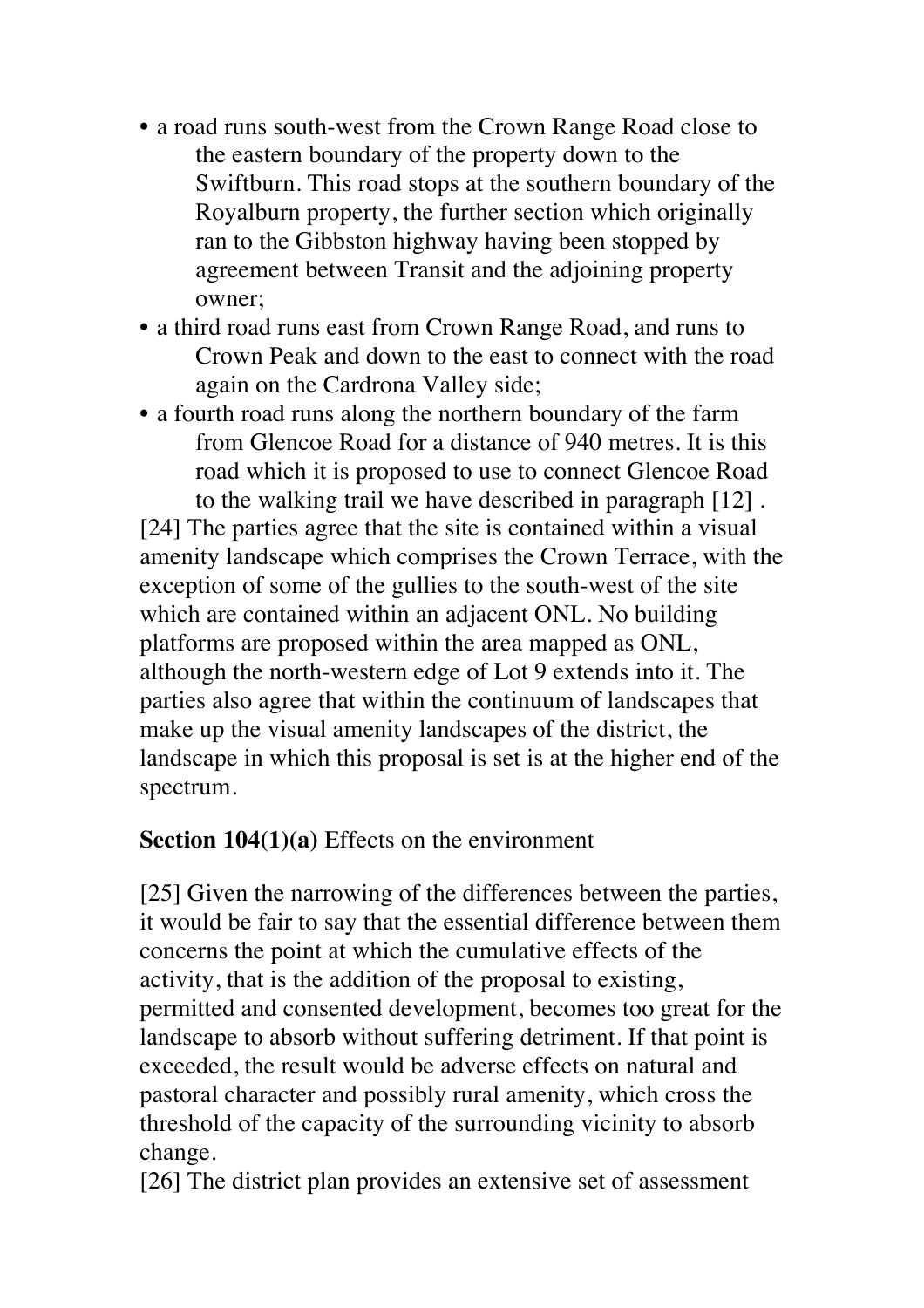- a road runs south-west from the Crown Range Road close to the eastern boundary of the property down to the Swiftburn. This road stops at the southern boundary of the Royalburn property, the further section which originally ran to the Gibbston highway having been stopped by agreement between Transit and the adjoining property owner;
- a third road runs east from Crown Range Road, and runs to Crown Peak and down to the east to connect with the road again on the Cardrona Valley side;
- a fourth road runs along the northern boundary of the farm from Glencoe Road for a distance of 940 metres. It is this road which it is proposed to use to connect Glencoe Road to the walking trail we have described in paragraph [12] .

[24] The parties agree that the site is contained within a visual amenity landscape which comprises the Crown Terrace, with the exception of some of the gullies to the south-west of the site which are contained within an adjacent ONL. No building platforms are proposed within the area mapped as ONL, although the north-western edge of Lot 9 extends into it. The parties also agree that within the continuum of landscapes that make up the visual amenity landscapes of the district, the landscape in which this proposal is set is at the higher end of the spectrum.

**Section 104(1)(a)** Effects on the environment

[25] Given the narrowing of the differences between the parties, it would be fair to say that the essential difference between them concerns the point at which the cumulative effects of the activity, that is the addition of the proposal to existing, permitted and consented development, becomes too great for the landscape to absorb without suffering detriment. If that point is exceeded, the result would be adverse effects on natural and pastoral character and possibly rural amenity, which cross the threshold of the capacity of the surrounding vicinity to absorb change.

[26] The district plan provides an extensive set of assessment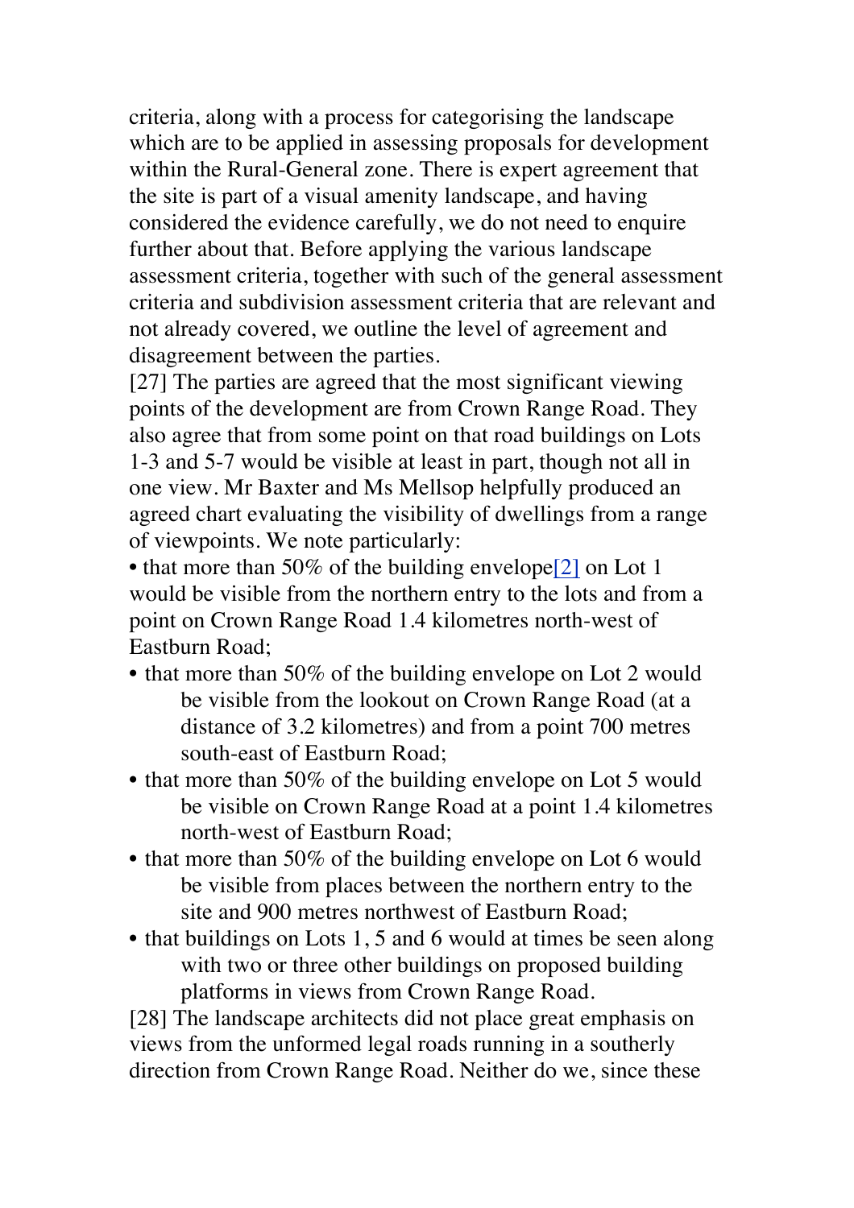criteria, along with a process for categorising the landscape which are to be applied in assessing proposals for development within the Rural-General zone. There is expert agreement that the site is part of a visual amenity landscape, and having considered the evidence carefully, we do not need to enquire further about that. Before applying the various landscape assessment criteria, together with such of the general assessment criteria and subdivision assessment criteria that are relevant and not already covered, we outline the level of agreement and disagreement between the parties.

[27] The parties are agreed that the most significant viewing points of the development are from Crown Range Road. They also agree that from some point on that road buildings on Lots 1-3 and 5-7 would be visible at least in part, though not all in one view. Mr Baxter and Ms Mellsop helpfully produced an agreed chart evaluating the visibility of dwellings from a range of viewpoints. We note particularly:

- that more than 50% of the building envelope[2] on Lot 1 would be visible from the northern entry to the lots and from a point on Crown Range Road 1.4 kilometres north-west of Eastburn Road;
- that more than 50% of the building envelope on Lot 2 would be visible from the lookout on Crown Range Road (at a distance of 3.2 kilometres) and from a point 700 metres south-east of Eastburn Road;
- that more than 50% of the building envelope on Lot 5 would be visible on Crown Range Road at a point 1.4 kilometres north-west of Eastburn Road;
- that more than 50% of the building envelope on Lot 6 would be visible from places between the northern entry to the site and 900 metres northwest of Eastburn Road;
- that buildings on Lots 1, 5 and 6 would at times be seen along with two or three other buildings on proposed building platforms in views from Crown Range Road.

[28] The landscape architects did not place great emphasis on views from the unformed legal roads running in a southerly direction from Crown Range Road. Neither do we, since these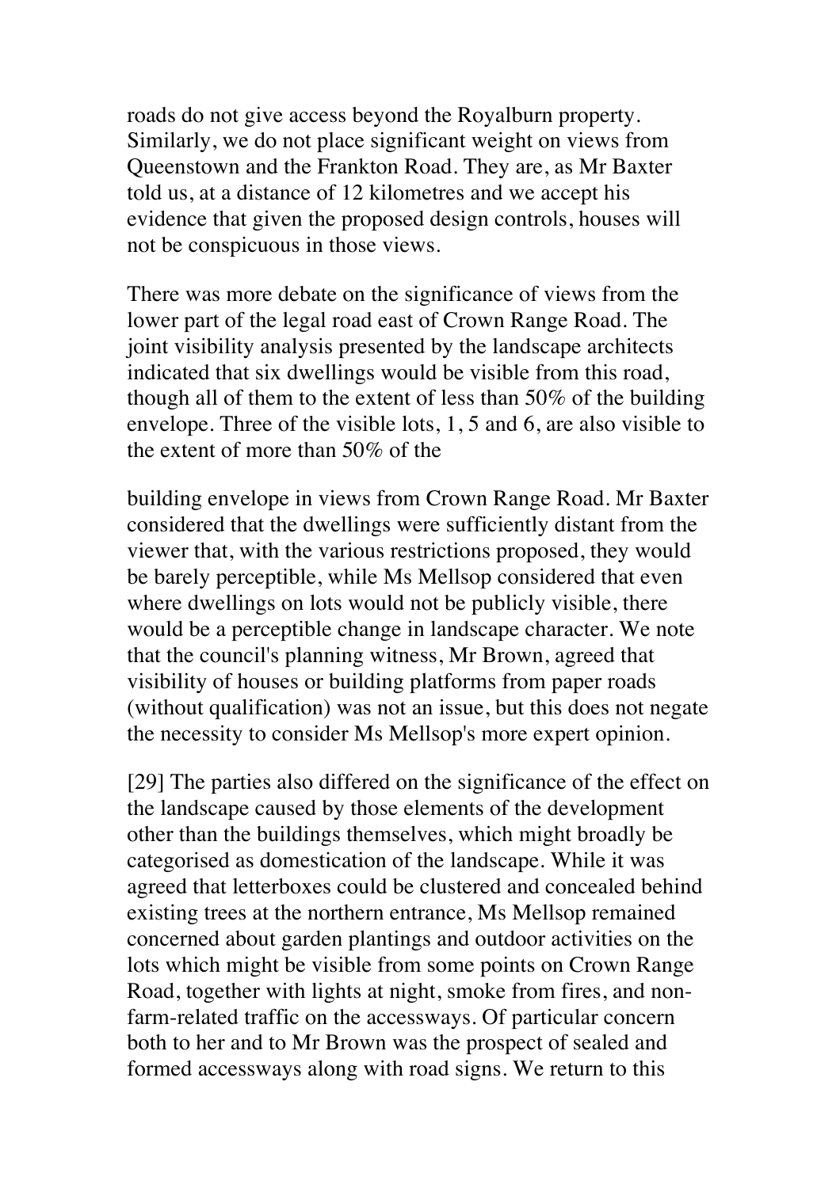roads do not give access beyond the Royalburn property. Similarly, we do not place significant weight on views from Queenstown and the Frankton Road. They are, as Mr Baxter told us, at a distance of 12 kilometres and we accept his evidence that given the proposed design controls, houses will not be conspicuous in those views.

There was more debate on the significance of views from the lower part of the legal road east of Crown Range Road. The joint visibility analysis presented by the landscape architects indicated that six dwellings would be visible from this road, though all of them to the extent of less than 50% of the building envelope. Three of the visible lots, 1, 5 and 6, are also visible to the extent of more than 50% of the building envelope in views from Crown Range Road. Mr Baxter considered that the dwellings were sufficiently distant from the viewer that, with the various restrictions proposed, they would be barely perceptible, while Ms Mellsop considered that even where dwellings on lots would not be publicly visible, there would be a perceptible change in landscape character. We note that the council's planning witness, Mr Brown, agreed that visibility of houses or building platforms from paper roads (without qualification) was not an issue, but this does not negate the necessity to consider Ms Mellsop's more expert opinion.

[29] The parties also differed on the significance of the effect on the landscape caused by those elements of the development other than the buildings themselves, which might broadly be categorised as domestication of the landscape. While it was agreed that letterboxes could be clustered and concealed behind existing trees at the northern entrance, Ms Mellsop remained concerned about garden plantings and outdoor activities on the lots which might be visible from some points on Crown Range Road, together with lights at night, smoke from fires, and non-farm-related traffic on the accessways. Of particular concern both to her and to Mr Brown was the prospect of sealed and formed accessways along with road signs. We return to this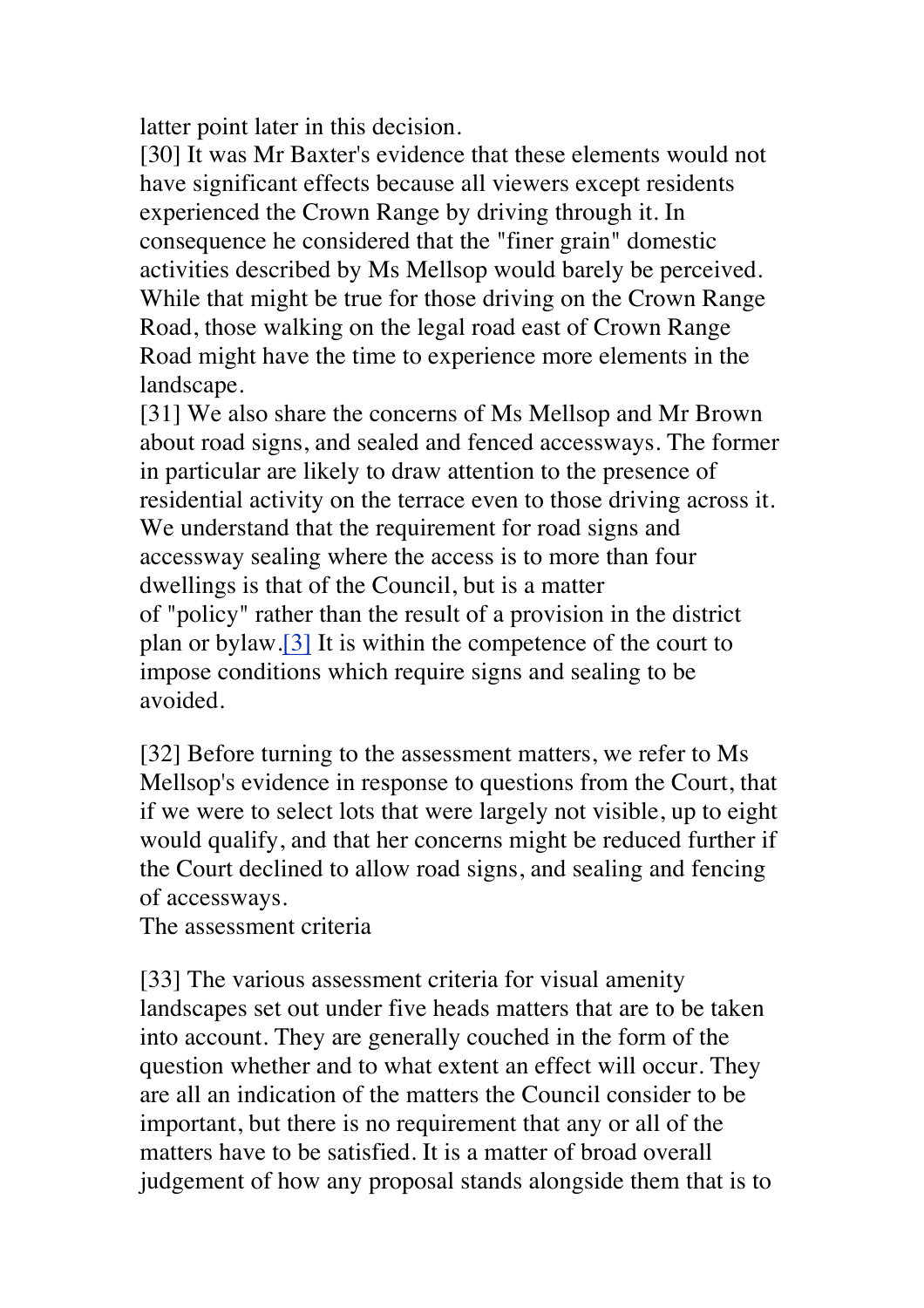latter point later in this decision.

[30] It was Mr Baxter's evidence that these elements would not have significant effects because all viewers except residents experienced the Crown Range by driving through it. In consequence he considered that the "finer grain" domestic activities described by Ms Mellsop would barely be perceived. While that might be true for those driving on the Crown Range Road, those walking on the legal road east of Crown Range Road might have the time to experience more elements in the landscape.

[31] We also share the concerns of Ms Mellsop and Mr Brown about road signs, and sealed and fenced accessways. The former in particular are likely to draw attention to the presence of residential activity on the terrace even to those driving across it. We understand that the requirement for road signs and accessway sealing where the access is to more than four dwellings is that of the Council, but is a matter of "policy" rather than the result of a provision in the district plan or bylaw.[3] It is within the competence of the court to impose conditions which require signs and sealing to be avoided.

[32] Before turning to the assessment matters, we refer to Ms Mellsop's evidence in response to questions from the Court, that if we were to select lots that were largely not visible, up to eight would qualify, and that her concerns might be reduced further if the Court declined to allow road signs, and sealing and fencing of accessways.

## The assessment criteria

[33] The various assessment criteria for visual amenity landscapes set out under five heads matters that are to be taken into account. They are generally couched in the form of the question whether and to what extent an effect will occur. They are all an indication of the matters the Council consider to be important, but there is no requirement that any or all of the matters have to be satisfied. It is a matter of broad overall judgement of how any proposal stands alongside them that is to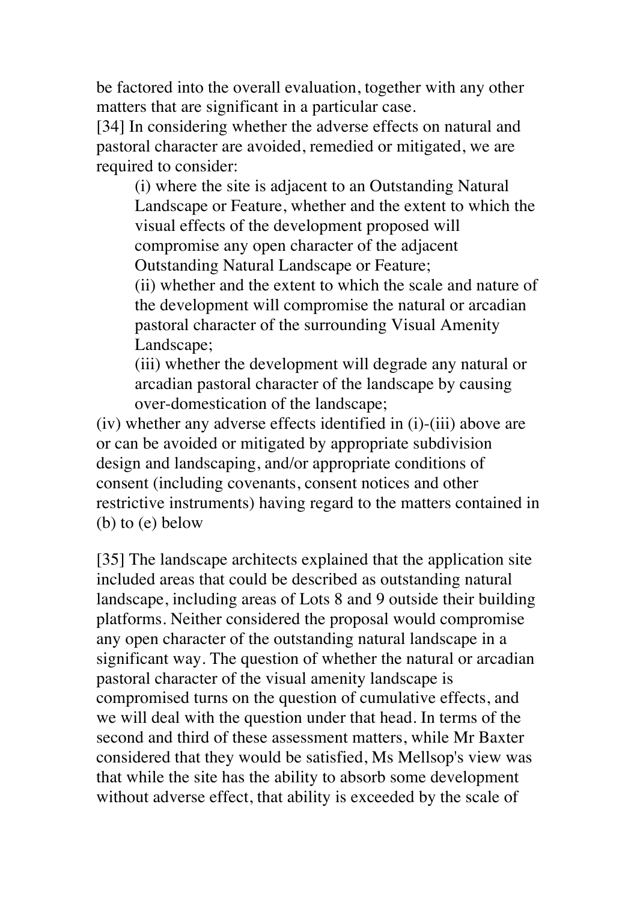be factored into the overall evaluation, together with any other matters that are significant in a particular case.

[34] In considering whether the adverse effects on natural and pastoral character are avoided, remedied or mitigated, we are required to consider:

> (i) where the site is adjacent to an Outstanding Natural Landscape or Feature, whether and the extent to which the visual effects of the development proposed will compromise any open character of the adjacent Outstanding Natural Landscape or Feature;
>
> (ii) whether and the extent to which the scale and nature of the development will compromise the natural or arcadian pastoral character of the surrounding Visual Amenity Landscape;
>
> (iii) whether the development will degrade any natural or arcadian pastoral character of the landscape by causing over-domestication of the landscape;

(iv) whether any adverse effects identified in (i)-(iii) above are or can be avoided or mitigated by appropriate subdivision design and landscaping, and/or appropriate conditions of consent (including covenants, consent notices and other restrictive instruments) having regard to the matters contained in (b) to (e) below

[35] The landscape architects explained that the application site included areas that could be described as outstanding natural landscape, including areas of Lots 8 and 9 outside their building platforms. Neither considered the proposal would compromise any open character of the outstanding natural landscape in a significant way. The question of whether the natural or arcadian pastoral character of the visual amenity landscape is compromised turns on the question of cumulative effects, and we will deal with the question under that head. In terms of the second and third of these assessment matters, while Mr Baxter considered that they would be satisfied, Ms Mellsop's view was that while the site has the ability to absorb some development without adverse effect, that ability is exceeded by the scale of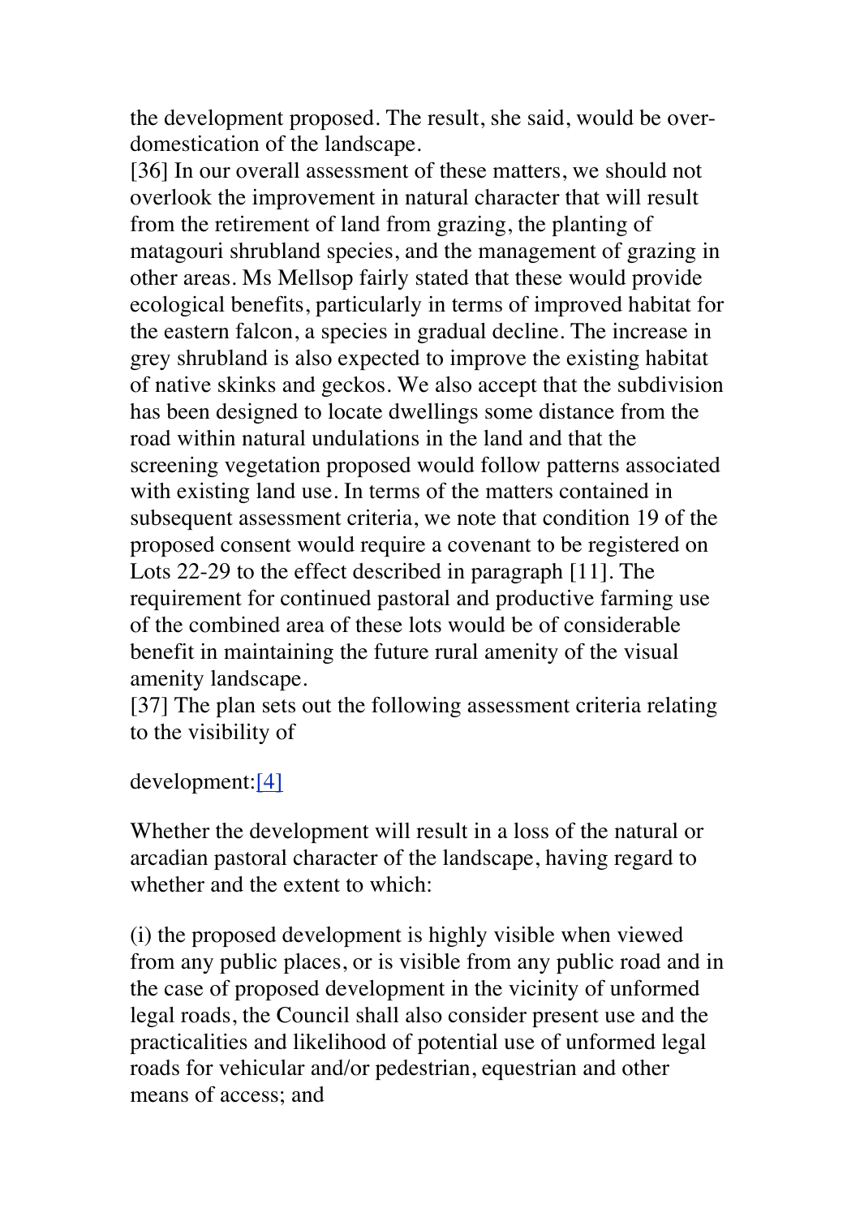the development proposed. The result, she said, would be over-domestication of the landscape.

[36] In our overall assessment of these matters, we should not overlook the improvement in natural character that will result from the retirement of land from grazing, the planting of matagouri shrubland species, and the management of grazing in other areas. Ms Mellsop fairly stated that these would provide ecological benefits, particularly in terms of improved habitat for the eastern falcon, a species in gradual decline. The increase in grey shrubland is also expected to improve the existing habitat of native skinks and geckos. We also accept that the subdivision has been designed to locate dwellings some distance from the road within natural undulations in the land and that the screening vegetation proposed would follow patterns associated with existing land use. In terms of the matters contained in subsequent assessment criteria, we note that condition 19 of the proposed consent would require a covenant to be registered on Lots 22-29 to the effect described in paragraph [11]. The requirement for continued pastoral and productive farming use of the combined area of these lots would be of considerable benefit in maintaining the future rural amenity of the visual amenity landscape.

[37] The plan sets out the following assessment criteria relating to the visibility of

development:[4]

Whether the development will result in a loss of the natural or arcadian pastoral character of the landscape, having regard to whether and the extent to which:

(i) the proposed development is highly visible when viewed from any public places, or is visible from any public road and in the case of proposed development in the vicinity of unformed legal roads, the Council shall also consider present use and the practicalities and likelihood of potential use of unformed legal roads for vehicular and/or pedestrian, equestrian and other means of access; and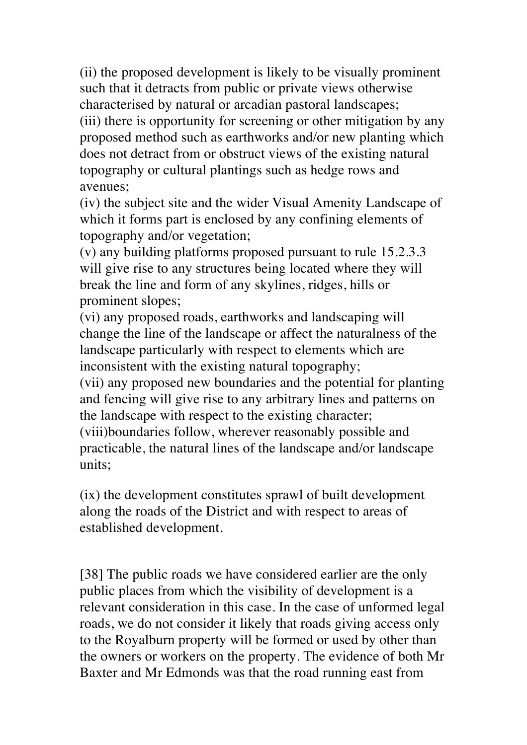(ii) the proposed development is likely to be visually prominent such that it detracts from public or private views otherwise characterised by natural or arcadian pastoral landscapes;
(iii) there is opportunity for screening or other mitigation by any proposed method such as earthworks and/or new planting which does not detract from or obstruct views of the existing natural topography or cultural plantings such as hedge rows and avenues;
(iv) the subject site and the wider Visual Amenity Landscape of which it forms part is enclosed by any confining elements of topography and/or vegetation;
(v) any building platforms proposed pursuant to rule 15.2.3.3 will give rise to any structures being located where they will break the line and form of any skylines, ridges, hills or prominent slopes;
(vi) any proposed roads, earthworks and landscaping will change the line of the landscape or affect the naturalness of the landscape particularly with respect to elements which are inconsistent with the existing natural topography;
(vii) any proposed new boundaries and the potential for planting and fencing will give rise to any arbitrary lines and patterns on the landscape with respect to the existing character;
(viii)boundaries follow, wherever reasonably possible and practicable, the natural lines of the landscape and/or landscape units;

(ix) the development constitutes sprawl of built development along the roads of the District and with respect to areas of established development.

[38] The public roads we have considered earlier are the only public places from which the visibility of development is a relevant consideration in this case. In the case of unformed legal roads, we do not consider it likely that roads giving access only to the Royalburn property will be formed or used by other than the owners or workers on the property. The evidence of both Mr Baxter and Mr Edmonds was that the road running east from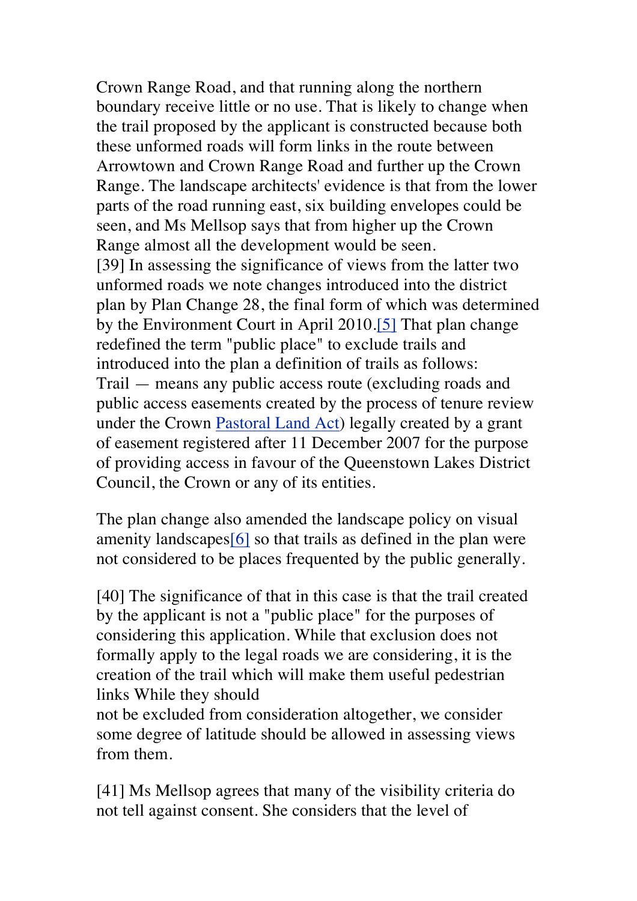Crown Range Road, and that running along the northern boundary receive little or no use. That is likely to change when the trail proposed by the applicant is constructed because both these unformed roads will form links in the route between Arrowtown and Crown Range Road and further up the Crown Range. The landscape architects' evidence is that from the lower parts of the road running east, six building envelopes could be seen, and Ms Mellsop says that from higher up the Crown Range almost all the development would be seen.

[39] In assessing the significance of views from the latter two unformed roads we note changes introduced into the district plan by Plan Change 28, the final form of which was determined by the Environment Court in April 2010.[5] That plan change redefined the term "public place" to exclude trails and introduced into the plan a definition of trails as follows:

Trail — means any public access route (excluding roads and public access easements created by the process of tenure review under the Crown Pastoral Land Act) legally created by a grant of easement registered after 11 December 2007 for the purpose of providing access in favour of the Queenstown Lakes District Council, the Crown or any of its entities.

The plan change also amended the landscape policy on visual amenity landscapes[6] so that trails as defined in the plan were not considered to be places frequented by the public generally.

[40] The significance of that in this case is that the trail created by the applicant is not a "public place" for the purposes of considering this application. While that exclusion does not formally apply to the legal roads we are considering, it is the creation of the trail which will make them useful pedestrian links While they should not be excluded from consideration altogether, we consider some degree of latitude should be allowed in assessing views from them.

[41] Ms Mellsop agrees that many of the visibility criteria do not tell against consent. She considers that the level of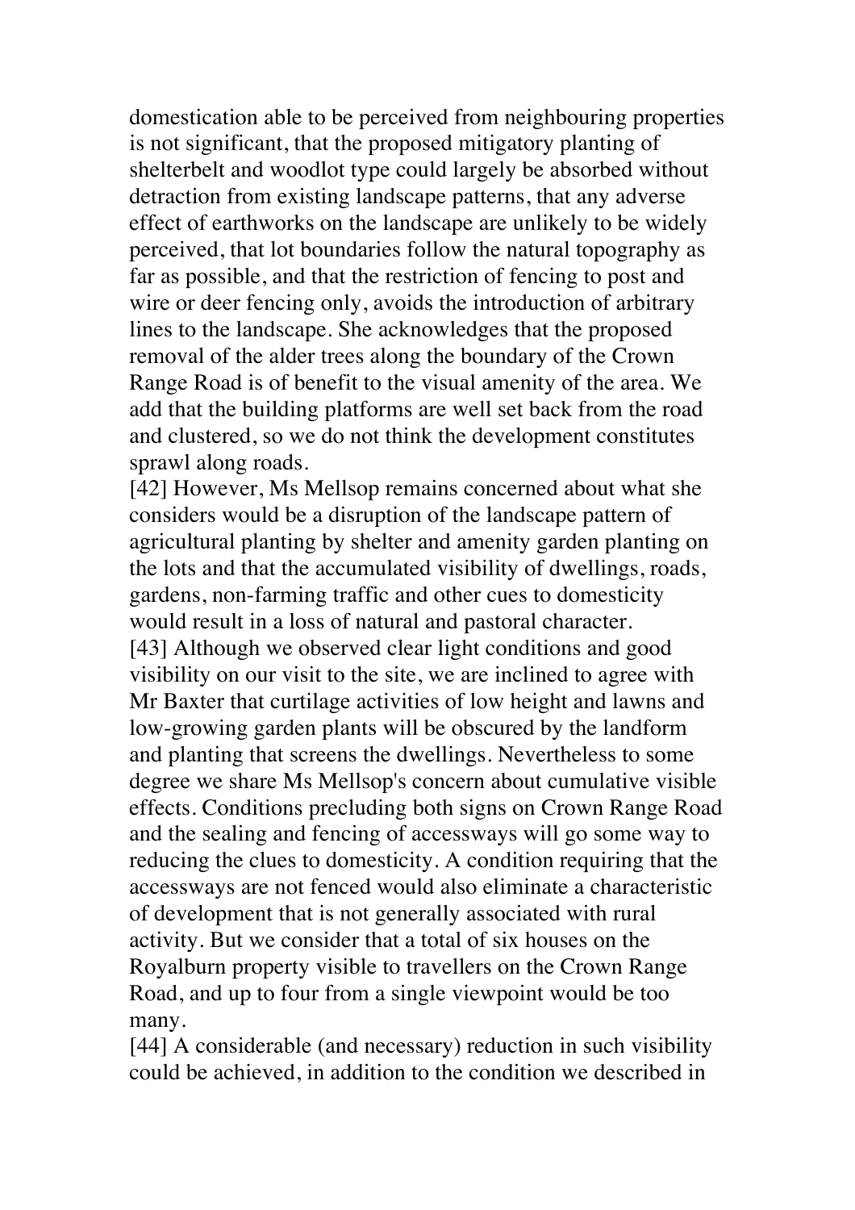domestication able to be perceived from neighbouring properties is not significant, that the proposed mitigatory planting of shelterbelt and woodlot type could largely be absorbed without detraction from existing landscape patterns, that any adverse effect of earthworks on the landscape are unlikely to be widely perceived, that lot boundaries follow the natural topography as far as possible, and that the restriction of fencing to post and wire or deer fencing only, avoids the introduction of arbitrary lines to the landscape. She acknowledges that the proposed removal of the alder trees along the boundary of the Crown Range Road is of benefit to the visual amenity of the area. We add that the building platforms are well set back from the road and clustered, so we do not think the development constitutes sprawl along roads.

[42] However, Ms Mellsop remains concerned about what she considers would be a disruption of the landscape pattern of agricultural planting by shelter and amenity garden planting on the lots and that the accumulated visibility of dwellings, roads, gardens, non-farming traffic and other cues to domesticity would result in a loss of natural and pastoral character.

[43] Although we observed clear light conditions and good visibility on our visit to the site, we are inclined to agree with Mr Baxter that curtilage activities of low height and lawns and low-growing garden plants will be obscured by the landform and planting that screens the dwellings. Nevertheless to some degree we share Ms Mellsop's concern about cumulative visible effects. Conditions precluding both signs on Crown Range Road and the sealing and fencing of accessways will go some way to reducing the clues to domesticity. A condition requiring that the accessways are not fenced would also eliminate a characteristic of development that is not generally associated with rural activity. But we consider that a total of six houses on the Royalburn property visible to travellers on the Crown Range Road, and up to four from a single viewpoint would be too many.

[44] A considerable (and necessary) reduction in such visibility could be achieved, in addition to the condition we described in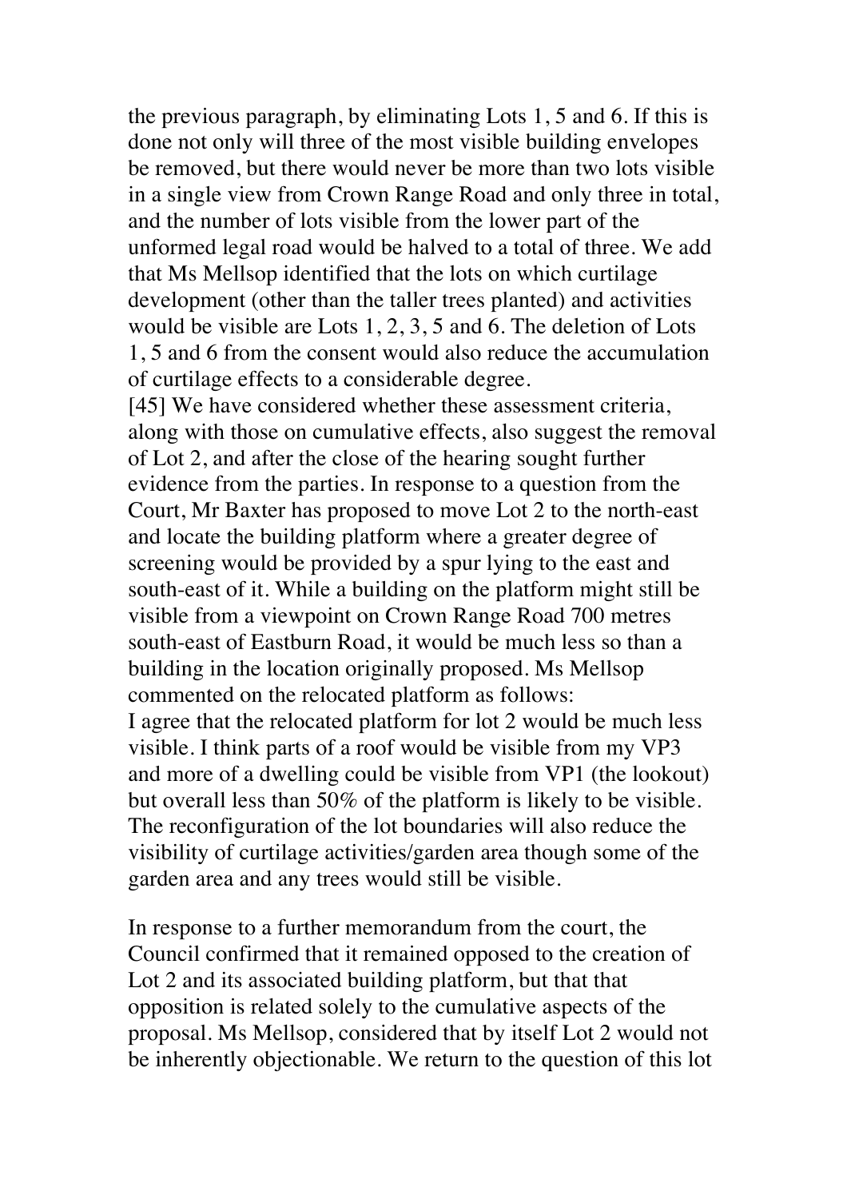the previous paragraph, by eliminating Lots 1, 5 and 6. If this is done not only will three of the most visible building envelopes be removed, but there would never be more than two lots visible in a single view from Crown Range Road and only three in total, and the number of lots visible from the lower part of the unformed legal road would be halved to a total of three. We add that Ms Mellsop identified that the lots on which curtilage development (other than the taller trees planted) and activities would be visible are Lots 1, 2, 3, 5 and 6. The deletion of Lots 1, 5 and 6 from the consent would also reduce the accumulation of curtilage effects to a considerable degree.

[45] We have considered whether these assessment criteria, along with those on cumulative effects, also suggest the removal of Lot 2, and after the close of the hearing sought further evidence from the parties. In response to a question from the Court, Mr Baxter has proposed to move Lot 2 to the north-east and locate the building platform where a greater degree of screening would be provided by a spur lying to the east and south-east of it. While a building on the platform might still be visible from a viewpoint on Crown Range Road 700 metres south-east of Eastburn Road, it would be much less so than a building in the location originally proposed. Ms Mellsop commented on the relocated platform as follows:

I agree that the relocated platform for lot 2 would be much less visible. I think parts of a roof would be visible from my VP3 and more of a dwelling could be visible from VP1 (the lookout) but overall less than 50% of the platform is likely to be visible. The reconfiguration of the lot boundaries will also reduce the visibility of curtilage activities/garden area though some of the garden area and any trees would still be visible.

In response to a further memorandum from the court, the Council confirmed that it remained opposed to the creation of Lot 2 and its associated building platform, but that that opposition is related solely to the cumulative aspects of the proposal. Ms Mellsop, considered that by itself Lot 2 would not be inherently objectionable. We return to the question of this lot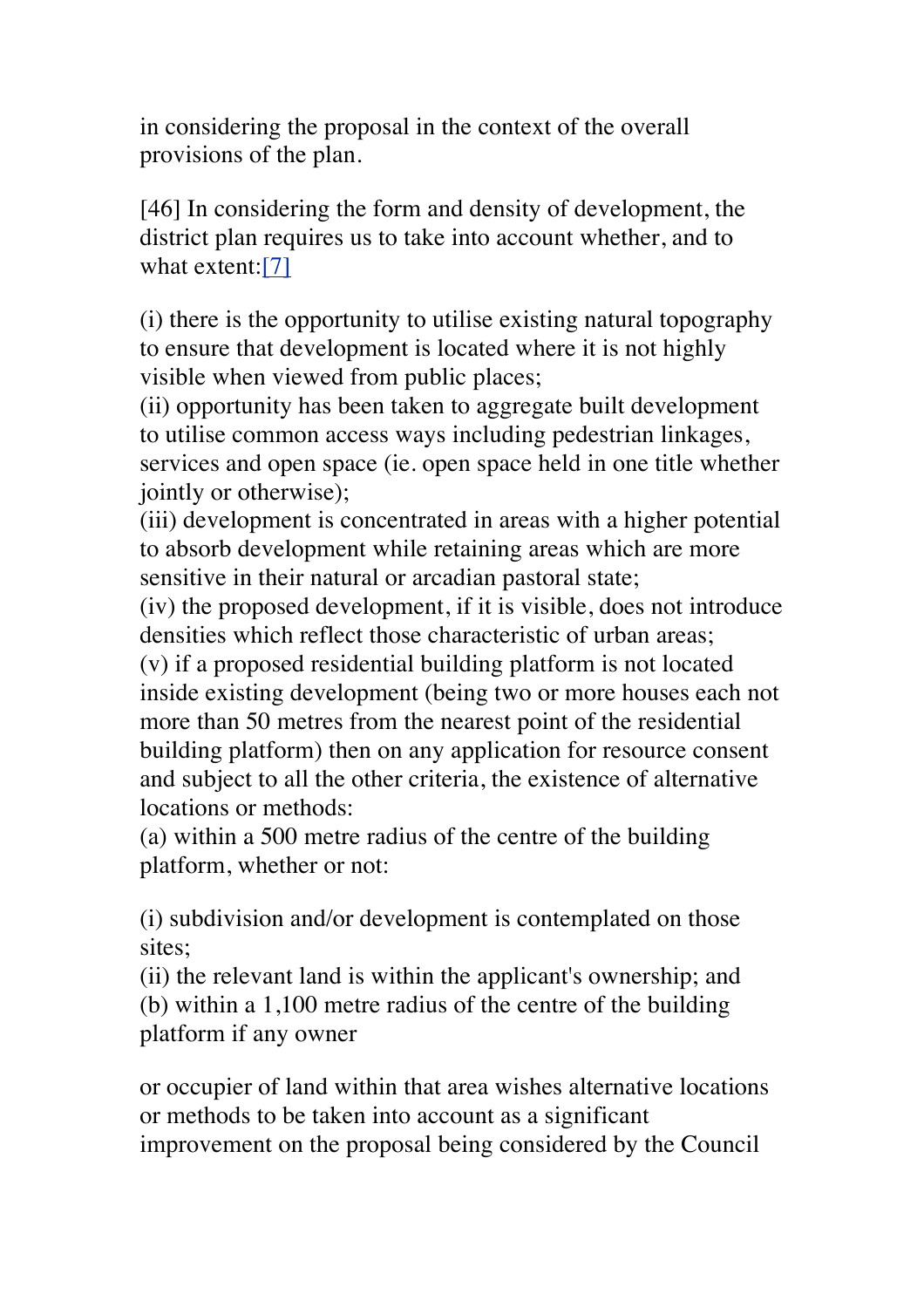in considering the proposal in the context of the overall provisions of the plan.

[46] In considering the form and density of development, the district plan requires us to take into account whether, and to what extent:[7]

(i) there is the opportunity to utilise existing natural topography to ensure that development is located where it is not highly visible when viewed from public places;
(ii) opportunity has been taken to aggregate built development to utilise common access ways including pedestrian linkages, services and open space (ie. open space held in one title whether jointly or otherwise);
(iii) development is concentrated in areas with a higher potential to absorb development while retaining areas which are more sensitive in their natural or arcadian pastoral state;
(iv) the proposed development, if it is visible, does not introduce densities which reflect those characteristic of urban areas;
(v) if a proposed residential building platform is not located inside existing development (being two or more houses each not more than 50 metres from the nearest point of the residential building platform) then on any application for resource consent and subject to all the other criteria, the existence of alternative locations or methods:
(a) within a 500 metre radius of the centre of the building platform, whether or not:

(i) subdivision and/or development is contemplated on those sites;
(ii) the relevant land is within the applicant's ownership; and
(b) within a 1,100 metre radius of the centre of the building platform if any owner

or occupier of land within that area wishes alternative locations or methods to be taken into account as a significant improvement on the proposal being considered by the Council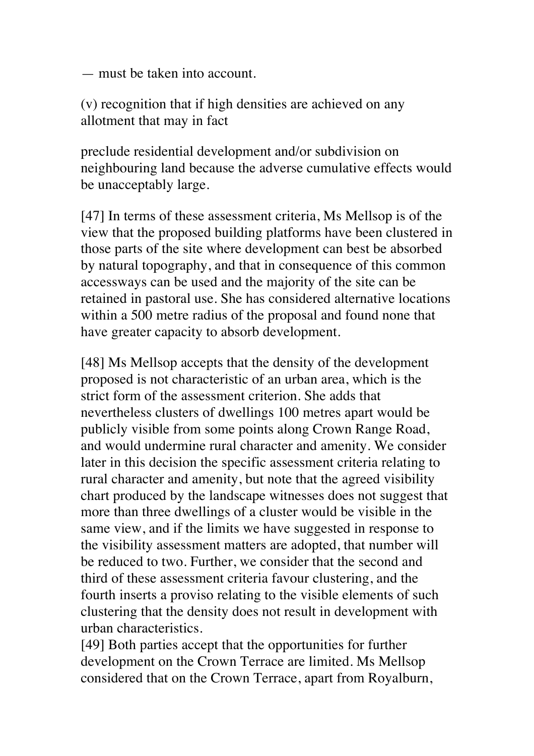— must be taken into account.

(v) recognition that if high densities are achieved on any allotment that may in fact

preclude residential development and/or subdivision on neighbouring land because the adverse cumulative effects would be unacceptably large.

[47] In terms of these assessment criteria, Ms Mellsop is of the view that the proposed building platforms have been clustered in those parts of the site where development can best be absorbed by natural topography, and that in consequence of this common accessways can be used and the majority of the site can be retained in pastoral use. She has considered alternative locations within a 500 metre radius of the proposal and found none that have greater capacity to absorb development.

[48] Ms Mellsop accepts that the density of the development proposed is not characteristic of an urban area, which is the strict form of the assessment criterion. She adds that nevertheless clusters of dwellings 100 metres apart would be publicly visible from some points along Crown Range Road, and would undermine rural character and amenity. We consider later in this decision the specific assessment criteria relating to rural character and amenity, but note that the agreed visibility chart produced by the landscape witnesses does not suggest that more than three dwellings of a cluster would be visible in the same view, and if the limits we have suggested in response to the visibility assessment matters are adopted, that number will be reduced to two. Further, we consider that the second and third of these assessment criteria favour clustering, and the fourth inserts a proviso relating to the visible elements of such clustering that the density does not result in development with urban characteristics.

[49] Both parties accept that the opportunities for further development on the Crown Terrace are limited. Ms Mellsop considered that on the Crown Terrace, apart from Royalburn,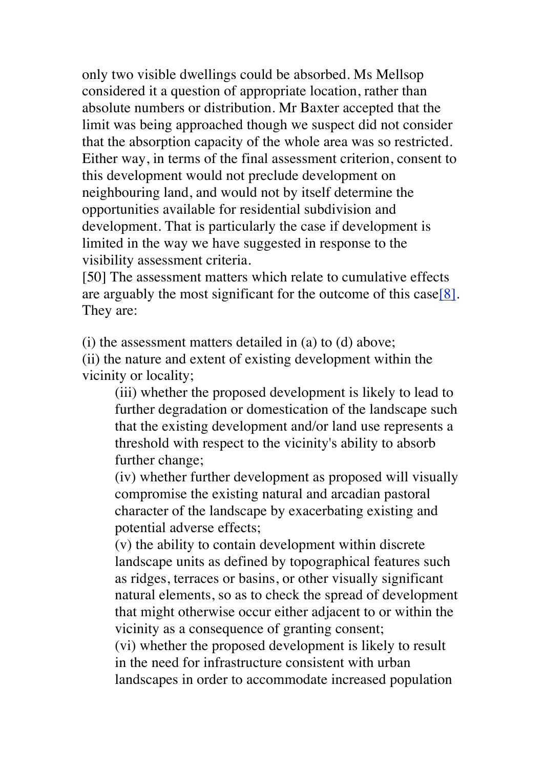only two visible dwellings could be absorbed. Ms Mellsop considered it a question of appropriate location, rather than absolute numbers or distribution. Mr Baxter accepted that the limit was being approached though we suspect did not consider that the absorption capacity of the whole area was so restricted. Either way, in terms of the final assessment criterion, consent to this development would not preclude development on neighbouring land, and would not by itself determine the opportunities available for residential subdivision and development. That is particularly the case if development is limited in the way we have suggested in response to the visibility assessment criteria.

[50] The assessment matters which relate to cumulative effects are arguably the most significant for the outcome of this case[8]. They are:

(i) the assessment matters detailed in (a) to (d) above;

(ii) the nature and extent of existing development within the vicinity or locality;

> (iii) whether the proposed development is likely to lead to further degradation or domestication of the landscape such that the existing development and/or land use represents a threshold with respect to the vicinity's ability to absorb further change;
>
> (iv) whether further development as proposed will visually compromise the existing natural and arcadian pastoral character of the landscape by exacerbating existing and potential adverse effects;
>
> (v) the ability to contain development within discrete landscape units as defined by topographical features such as ridges, terraces or basins, or other visually significant natural elements, so as to check the spread of development that might otherwise occur either adjacent to or within the vicinity as a consequence of granting consent;
>
> (vi) whether the proposed development is likely to result in the need for infrastructure consistent with urban landscapes in order to accommodate increased population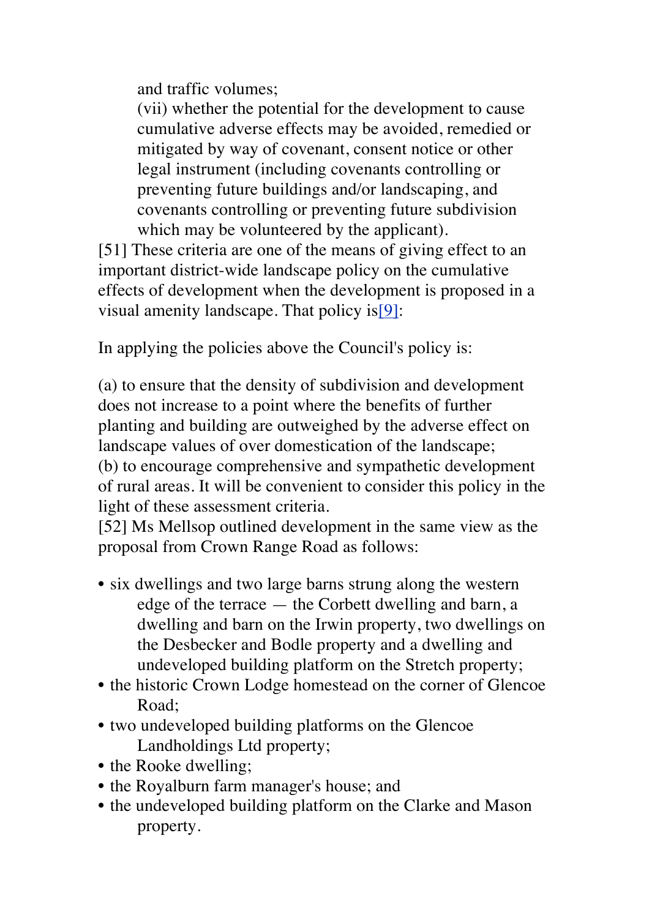and traffic volumes;

(vii) whether the potential for the development to cause cumulative adverse effects may be avoided, remedied or mitigated by way of covenant, consent notice or other legal instrument (including covenants controlling or preventing future buildings and/or landscaping, and covenants controlling or preventing future subdivision which may be volunteered by the applicant).

[51] These criteria are one of the means of giving effect to an important district-wide landscape policy on the cumulative effects of development when the development is proposed in a visual amenity landscape. That policy is[9]:

In applying the policies above the Council's policy is:

(a) to ensure that the density of subdivision and development does not increase to a point where the benefits of further planting and building are outweighed by the adverse effect on landscape values of over domestication of the landscape;
(b) to encourage comprehensive and sympathetic development of rural areas. It will be convenient to consider this policy in the light of these assessment criteria.

[52] Ms Mellsop outlined development in the same view as the proposal from Crown Range Road as follows:

- six dwellings and two large barns strung along the western edge of the terrace — the Corbett dwelling and barn, a dwelling and barn on the Irwin property, two dwellings on the Desbecker and Bodle property and a dwelling and undeveloped building platform on the Stretch property;
- the historic Crown Lodge homestead on the corner of Glencoe Road;
- two undeveloped building platforms on the Glencoe Landholdings Ltd property;
- the Rooke dwelling;
- the Royalburn farm manager's house; and
- the undeveloped building platform on the Clarke and Mason property.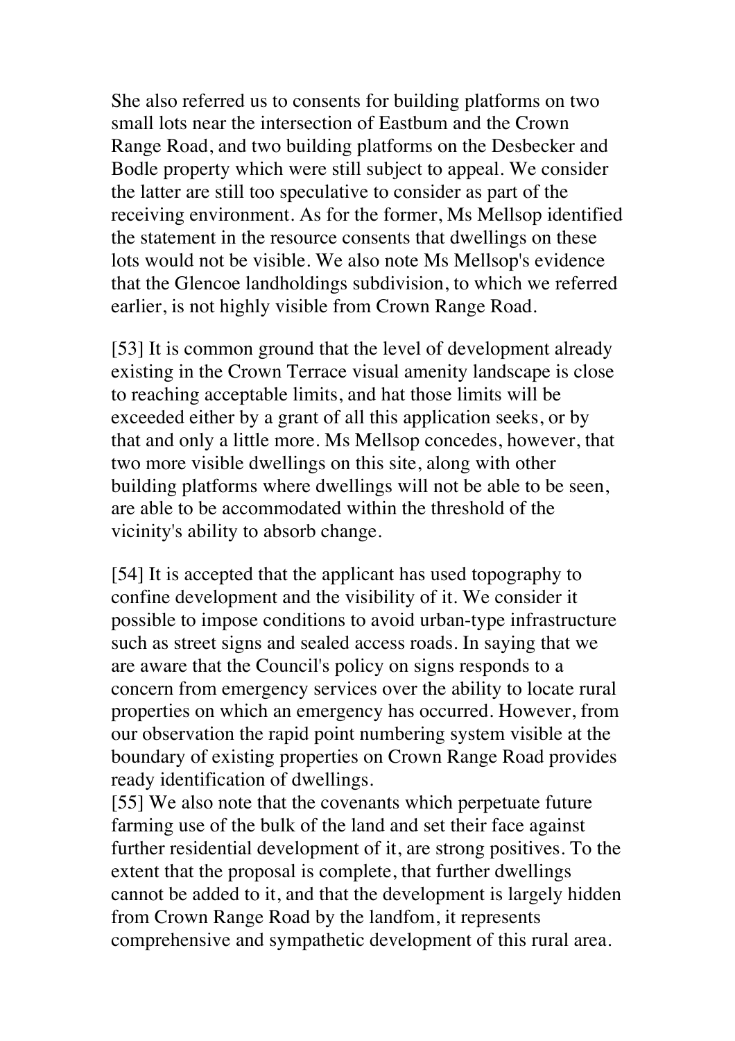She also referred us to consents for building platforms on two small lots near the intersection of Eastbum and the Crown Range Road, and two building platforms on the Desbecker and Bodle property which were still subject to appeal. We consider the latter are still too speculative to consider as part of the receiving environment. As for the former, Ms Mellsop identified the statement in the resource consents that dwellings on these lots would not be visible. We also note Ms Mellsop's evidence that the Glencoe landholdings subdivision, to which we referred earlier, is not highly visible from Crown Range Road.

[53] It is common ground that the level of development already existing in the Crown Terrace visual amenity landscape is close to reaching acceptable limits, and hat those limits will be exceeded either by a grant of all this application seeks, or by that and only a little more. Ms Mellsop concedes, however, that two more visible dwellings on this site, along with other building platforms where dwellings will not be able to be seen, are able to be accommodated within the threshold of the vicinity's ability to absorb change.

[54] It is accepted that the applicant has used topography to confine development and the visibility of it. We consider it possible to impose conditions to avoid urban-type infrastructure such as street signs and sealed access roads. In saying that we are aware that the Council's policy on signs responds to a concern from emergency services over the ability to locate rural properties on which an emergency has occurred. However, from our observation the rapid point numbering system visible at the boundary of existing properties on Crown Range Road provides ready identification of dwellings.

[55] We also note that the covenants which perpetuate future farming use of the bulk of the land and set their face against further residential development of it, are strong positives. To the extent that the proposal is complete, that further dwellings cannot be added to it, and that the development is largely hidden from Crown Range Road by the landfom, it represents comprehensive and sympathetic development of this rural area.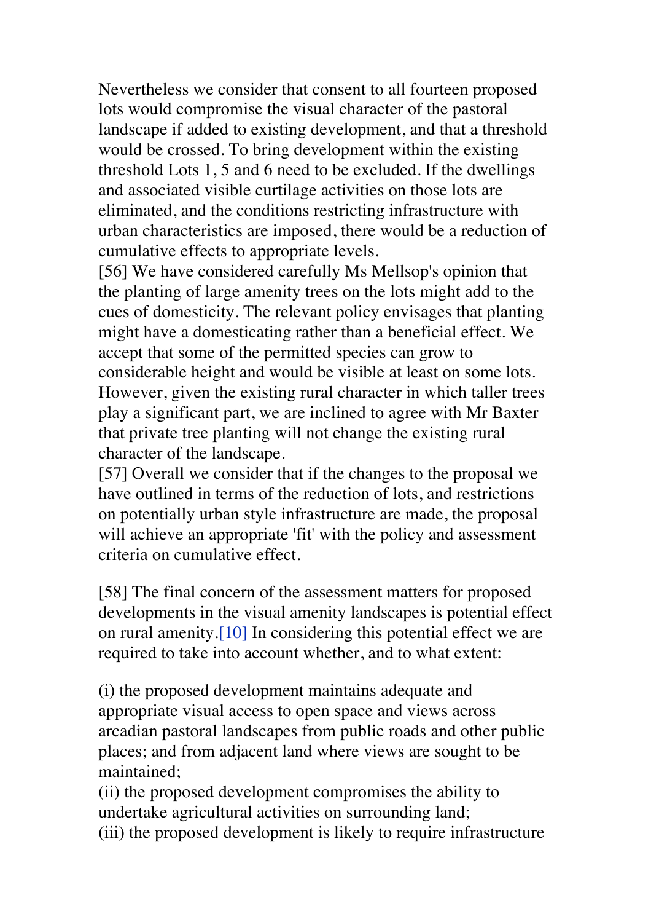Nevertheless we consider that consent to all fourteen proposed lots would compromise the visual character of the pastoral landscape if added to existing development, and that a threshold would be crossed. To bring development within the existing threshold Lots 1, 5 and 6 need to be excluded. If the dwellings and associated visible curtilage activities on those lots are eliminated, and the conditions restricting infrastructure with urban characteristics are imposed, there would be a reduction of cumulative effects to appropriate levels.

[56] We have considered carefully Ms Mellsop's opinion that the planting of large amenity trees on the lots might add to the cues of domesticity. The relevant policy envisages that planting might have a domesticating rather than a beneficial effect. We accept that some of the permitted species can grow to considerable height and would be visible at least on some lots. However, given the existing rural character in which taller trees play a significant part, we are inclined to agree with Mr Baxter that private tree planting will not change the existing rural character of the landscape.

[57] Overall we consider that if the changes to the proposal we have outlined in terms of the reduction of lots, and restrictions on potentially urban style infrastructure are made, the proposal will achieve an appropriate 'fit' with the policy and assessment criteria on cumulative effect.

[58] The final concern of the assessment matters for proposed developments in the visual amenity landscapes is potential effect on rural amenity.[10] In considering this potential effect we are required to take into account whether, and to what extent:

(i) the proposed development maintains adequate and appropriate visual access to open space and views across arcadian pastoral landscapes from public roads and other public places; and from adjacent land where views are sought to be maintained;
(ii) the proposed development compromises the ability to undertake agricultural activities on surrounding land;
(iii) the proposed development is likely to require infrastructure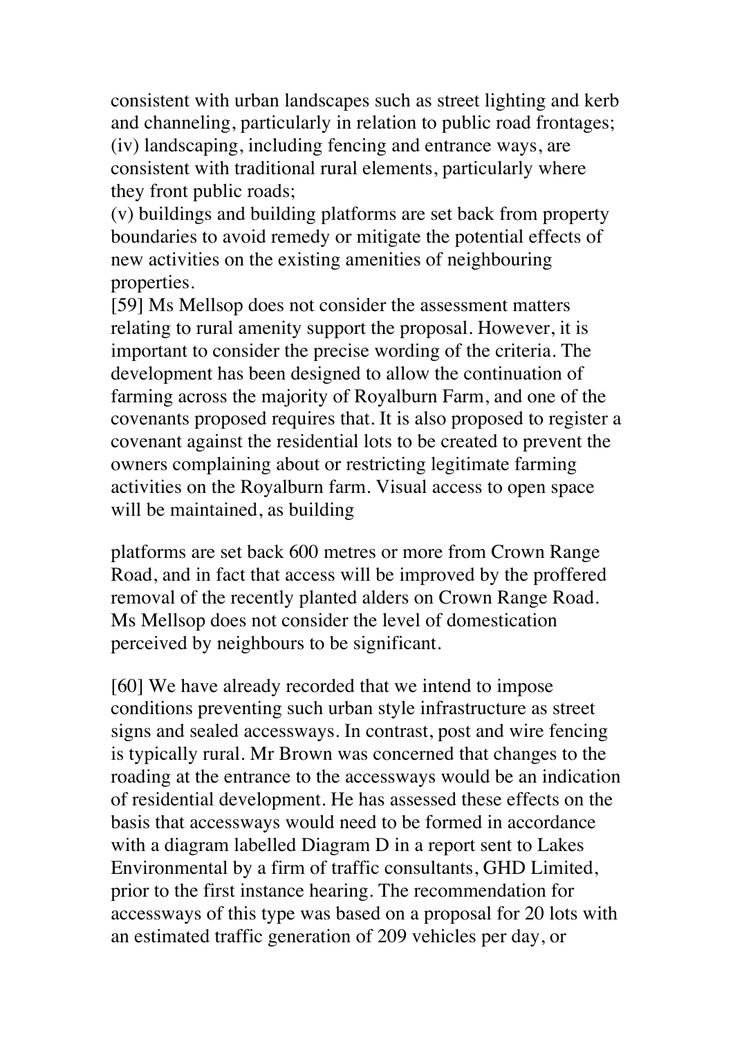consistent with urban landscapes such as street lighting and kerb and channeling, particularly in relation to public road frontages;

(iv) landscaping, including fencing and entrance ways, are consistent with traditional rural elements, particularly where they front public roads;

(v) buildings and building platforms are set back from property boundaries to avoid remedy or mitigate the potential effects of new activities on the existing amenities of neighbouring properties.

[59] Ms Mellsop does not consider the assessment matters relating to rural amenity support the proposal. However, it is important to consider the precise wording of the criteria. The development has been designed to allow the continuation of farming across the majority of Royalburn Farm, and one of the covenants proposed requires that. It is also proposed to register a covenant against the residential lots to be created to prevent the owners complaining about or restricting legitimate farming activities on the Royalburn farm. Visual access to open space will be maintained, as building platforms are set back 600 metres or more from Crown Range Road, and in fact that access will be improved by the proffered removal of the recently planted alders on Crown Range Road. Ms Mellsop does not consider the level of domestication perceived by neighbours to be significant.

[60] We have already recorded that we intend to impose conditions preventing such urban style infrastructure as street signs and sealed accessways. In contrast, post and wire fencing is typically rural. Mr Brown was concerned that changes to the roading at the entrance to the accessways would be an indication of residential development. He has assessed these effects on the basis that accessways would need to be formed in accordance with a diagram labelled Diagram D in a report sent to Lakes Environmental by a firm of traffic consultants, GHD Limited, prior to the first instance hearing. The recommendation for accessways of this type was based on a proposal for 20 lots with an estimated traffic generation of 209 vehicles per day, or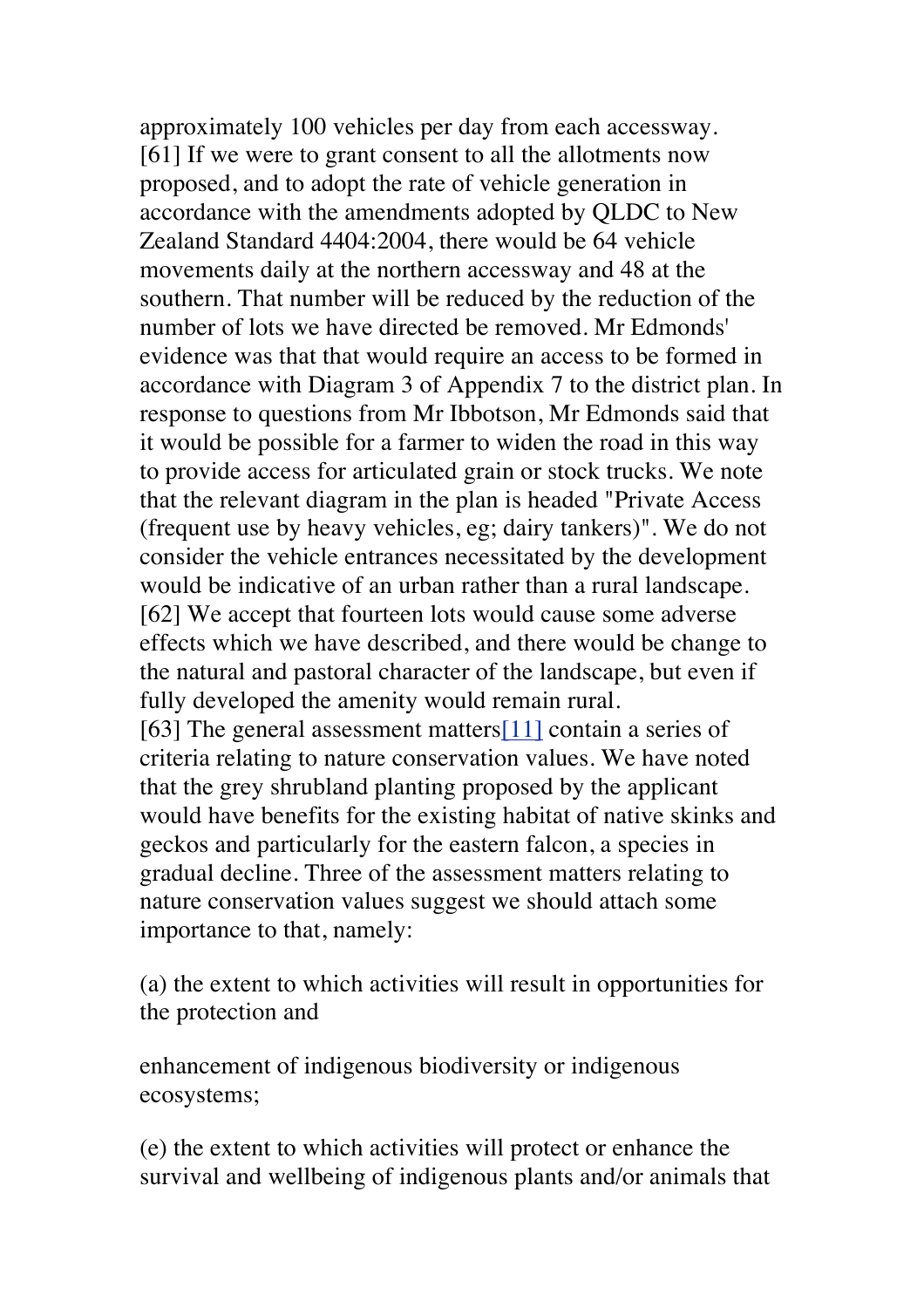approximately 100 vehicles per day from each accessway.

[61] If we were to grant consent to all the allotments now proposed, and to adopt the rate of vehicle generation in accordance with the amendments adopted by QLDC to New Zealand Standard 4404:2004, there would be 64 vehicle movements daily at the northern accessway and 48 at the southern. That number will be reduced by the reduction of the number of lots we have directed be removed. Mr Edmonds' evidence was that that would require an access to be formed in accordance with Diagram 3 of Appendix 7 to the district plan. In response to questions from Mr Ibbotson, Mr Edmonds said that it would be possible for a farmer to widen the road in this way to provide access for articulated grain or stock trucks. We note that the relevant diagram in the plan is headed "Private Access (frequent use by heavy vehicles, eg; dairy tankers)". We do not consider the vehicle entrances necessitated by the development would be indicative of an urban rather than a rural landscape.

[62] We accept that fourteen lots would cause some adverse effects which we have described, and there would be change to the natural and pastoral character of the landscape, but even if fully developed the amenity would remain rural.

[63] The general assessment matters[11] contain a series of criteria relating to nature conservation values. We have noted that the grey shrubland planting proposed by the applicant would have benefits for the existing habitat of native skinks and geckos and particularly for the eastern falcon, a species in gradual decline. Three of the assessment matters relating to nature conservation values suggest we should attach some importance to that, namely:

(a) the extent to which activities will result in opportunities for the protection and

enhancement of indigenous biodiversity or indigenous ecosystems;

(e) the extent to which activities will protect or enhance the survival and wellbeing of indigenous plants and/or animals that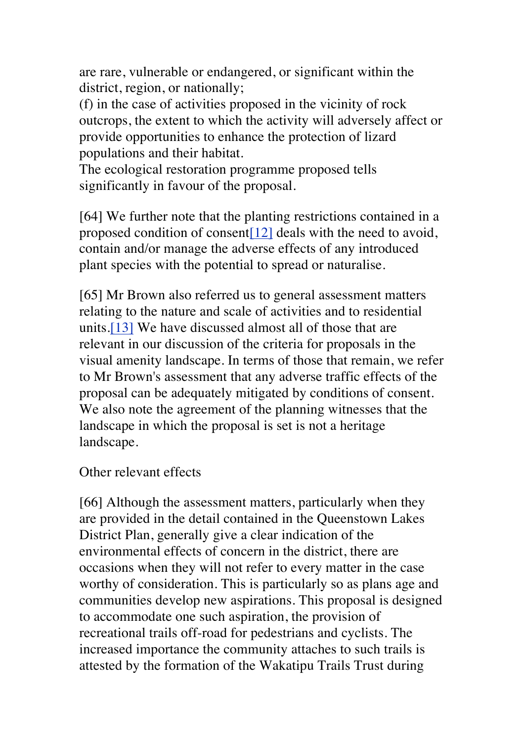are rare, vulnerable or endangered, or significant within the district, region, or nationally;

(f) in the case of activities proposed in the vicinity of rock outcrops, the extent to which the activity will adversely affect or provide opportunities to enhance the protection of lizard populations and their habitat.

The ecological restoration programme proposed tells significantly in favour of the proposal.

[64] We further note that the planting restrictions contained in a proposed condition of consent[12] deals with the need to avoid, contain and/or manage the adverse effects of any introduced plant species with the potential to spread or naturalise.

[65] Mr Brown also referred us to general assessment matters relating to the nature and scale of activities and to residential units.[13] We have discussed almost all of those that are relevant in our discussion of the criteria for proposals in the visual amenity landscape. In terms of those that remain, we refer to Mr Brown's assessment that any adverse traffic effects of the proposal can be adequately mitigated by conditions of consent. We also note the agreement of the planning witnesses that the landscape in which the proposal is set is not a heritage landscape.

Other relevant effects

[66] Although the assessment matters, particularly when they are provided in the detail contained in the Queenstown Lakes District Plan, generally give a clear indication of the environmental effects of concern in the district, there are occasions when they will not refer to every matter in the case worthy of consideration. This is particularly so as plans age and communities develop new aspirations. This proposal is designed to accommodate one such aspiration, the provision of recreational trails off-road for pedestrians and cyclists. The increased importance the community attaches to such trails is attested by the formation of the Wakatipu Trails Trust during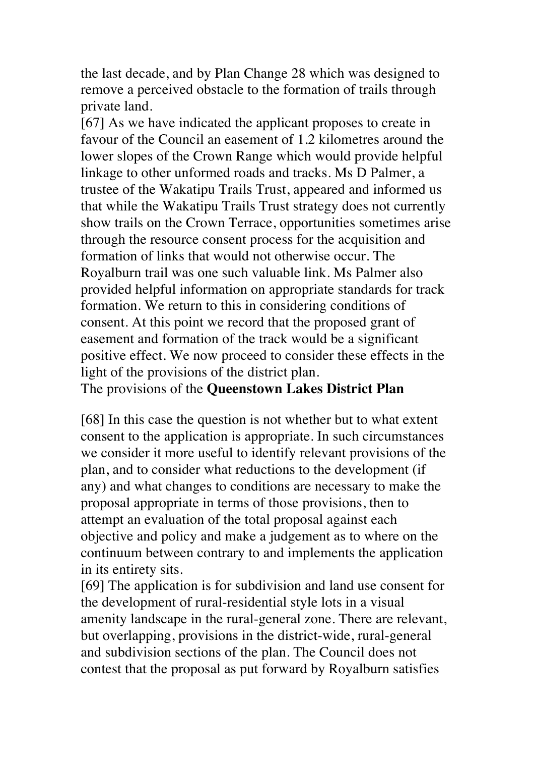the last decade, and by Plan Change 28 which was designed to remove a perceived obstacle to the formation of trails through private land.

[67] As we have indicated the applicant proposes to create in favour of the Council an easement of 1.2 kilometres around the lower slopes of the Crown Range which would provide helpful linkage to other unformed roads and tracks. Ms D Palmer, a trustee of the Wakatipu Trails Trust, appeared and informed us that while the Wakatipu Trails Trust strategy does not currently show trails on the Crown Terrace, opportunities sometimes arise through the resource consent process for the acquisition and formation of links that would not otherwise occur. The Royalburn trail was one such valuable link. Ms Palmer also provided helpful information on appropriate standards for track formation. We return to this in considering conditions of consent. At this point we record that the proposed grant of easement and formation of the track would be a significant positive effect. We now proceed to consider these effects in the light of the provisions of the district plan.

The provisions of the **Queenstown Lakes District Plan**

[68] In this case the question is not whether but to what extent consent to the application is appropriate. In such circumstances we consider it more useful to identify relevant provisions of the plan, and to consider what reductions to the development (if any) and what changes to conditions are necessary to make the proposal appropriate in terms of those provisions, then to attempt an evaluation of the total proposal against each objective and policy and make a judgement as to where on the continuum between contrary to and implements the application in its entirety sits.

[69] The application is for subdivision and land use consent for the development of rural-residential style lots in a visual amenity landscape in the rural-general zone. There are relevant, but overlapping, provisions in the district-wide, rural-general and subdivision sections of the plan. The Council does not contest that the proposal as put forward by Royalburn satisfies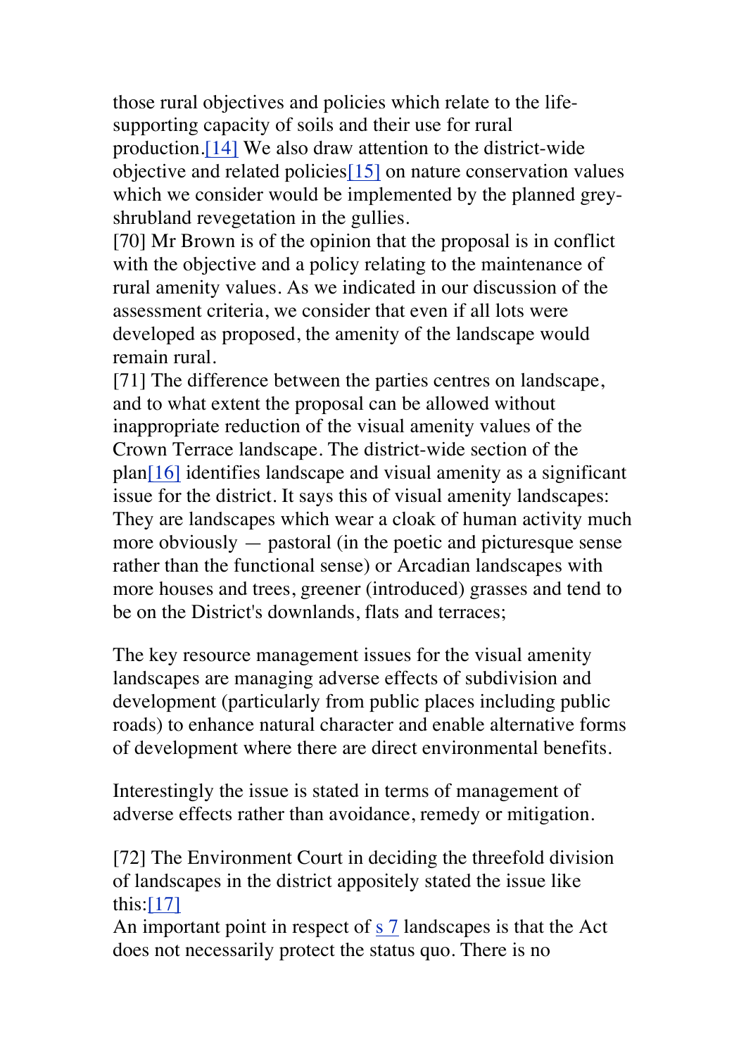those rural objectives and policies which relate to the life-supporting capacity of soils and their use for rural production.[14] We also draw attention to the district-wide objective and related policies[15] on nature conservation values which we consider would be implemented by the planned grey-shrubland revegetation in the gullies.

[70] Mr Brown is of the opinion that the proposal is in conflict with the objective and a policy relating to the maintenance of rural amenity values. As we indicated in our discussion of the assessment criteria, we consider that even if all lots were developed as proposed, the amenity of the landscape would remain rural.

[71] The difference between the parties centres on landscape, and to what extent the proposal can be allowed without inappropriate reduction of the visual amenity values of the Crown Terrace landscape. The district-wide section of the plan[16] identifies landscape and visual amenity as a significant issue for the district. It says this of visual amenity landscapes:

They are landscapes which wear a cloak of human activity much more obviously — pastoral (in the poetic and picturesque sense rather than the functional sense) or Arcadian landscapes with more houses and trees, greener (introduced) grasses and tend to be on the District's downlands, flats and terraces;

The key resource management issues for the visual amenity landscapes are managing adverse effects of subdivision and development (particularly from public places including public roads) to enhance natural character and enable alternative forms of development where there are direct environmental benefits.

Interestingly the issue is stated in terms of management of adverse effects rather than avoidance, remedy or mitigation.

[72] The Environment Court in deciding the threefold division of landscapes in the district appositely stated the issue like this:[17]

An important point in respect of s 7 landscapes is that the Act does not necessarily protect the status quo. There is no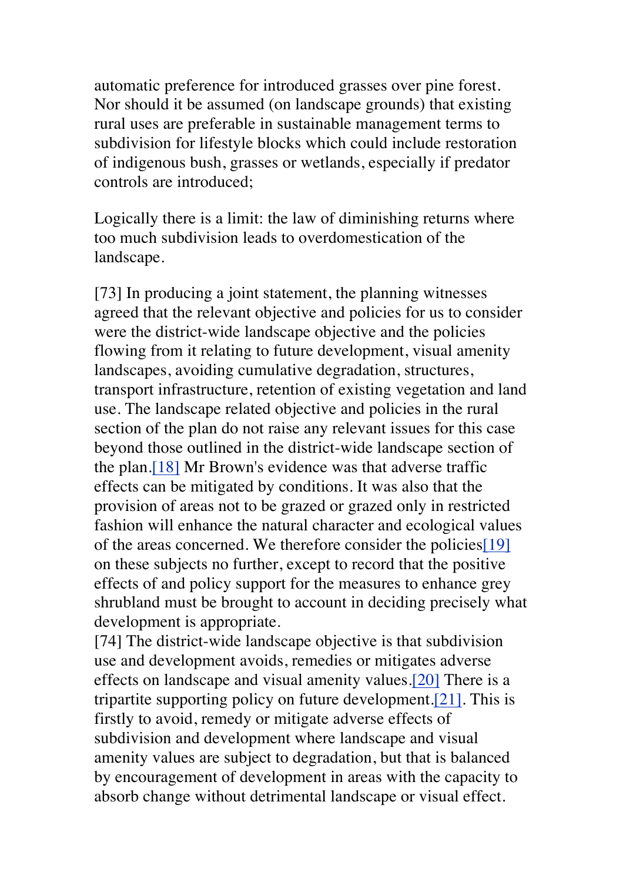automatic preference for introduced grasses over pine forest. Nor should it be assumed (on landscape grounds) that existing rural uses are preferable in sustainable management terms to subdivision for lifestyle blocks which could include restoration of indigenous bush, grasses or wetlands, especially if predator controls are introduced;

Logically there is a limit: the law of diminishing returns where too much subdivision leads to overdomestication of the landscape.

[73] In producing a joint statement, the planning witnesses agreed that the relevant objective and policies for us to consider were the district-wide landscape objective and the policies flowing from it relating to future development, visual amenity landscapes, avoiding cumulative degradation, structures, transport infrastructure, retention of existing vegetation and land use. The landscape related objective and policies in the rural section of the plan do not raise any relevant issues for this case beyond those outlined in the district-wide landscape section of the plan.[18] Mr Brown's evidence was that adverse traffic effects can be mitigated by conditions. It was also that the provision of areas not to be grazed or grazed only in restricted fashion will enhance the natural character and ecological values of the areas concerned. We therefore consider the policies[19] on these subjects no further, except to record that the positive effects of and policy support for the measures to enhance grey shrubland must be brought to account in deciding precisely what development is appropriate.

[74] The district-wide landscape objective is that subdivision use and development avoids, remedies or mitigates adverse effects on landscape and visual amenity values.[20] There is a tripartite supporting policy on future development.[21]. This is firstly to avoid, remedy or mitigate adverse effects of subdivision and development where landscape and visual amenity values are subject to degradation, but that is balanced by encouragement of development in areas with the capacity to absorb change without detrimental landscape or visual effect.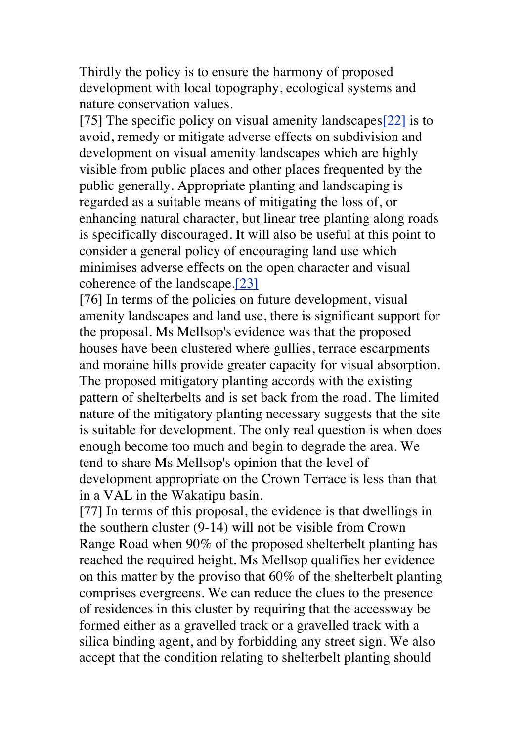Thirdly the policy is to ensure the harmony of proposed development with local topography, ecological systems and nature conservation values.

[75] The specific policy on visual amenity landscapes[22] is to avoid, remedy or mitigate adverse effects on subdivision and development on visual amenity landscapes which are highly visible from public places and other places frequented by the public generally. Appropriate planting and landscaping is regarded as a suitable means of mitigating the loss of, or enhancing natural character, but linear tree planting along roads is specifically discouraged. It will also be useful at this point to consider a general policy of encouraging land use which minimises adverse effects on the open character and visual coherence of the landscape.[23]

[76] In terms of the policies on future development, visual amenity landscapes and land use, there is significant support for the proposal. Ms Mellsop's evidence was that the proposed houses have been clustered where gullies, terrace escarpments and moraine hills provide greater capacity for visual absorption. The proposed mitigatory planting accords with the existing pattern of shelterbelts and is set back from the road. The limited nature of the mitigatory planting necessary suggests that the site is suitable for development. The only real question is when does enough become too much and begin to degrade the area. We tend to share Ms Mellsop's opinion that the level of development appropriate on the Crown Terrace is less than that in a VAL in the Wakatipu basin.

[77] In terms of this proposal, the evidence is that dwellings in the southern cluster (9-14) will not be visible from Crown Range Road when 90% of the proposed shelterbelt planting has reached the required height. Ms Mellsop qualifies her evidence on this matter by the proviso that 60% of the shelterbelt planting comprises evergreens. We can reduce the clues to the presence of residences in this cluster by requiring that the accessway be formed either as a gravelled track or a gravelled track with a silica binding agent, and by forbidding any street sign. We also accept that the condition relating to shelterbelt planting should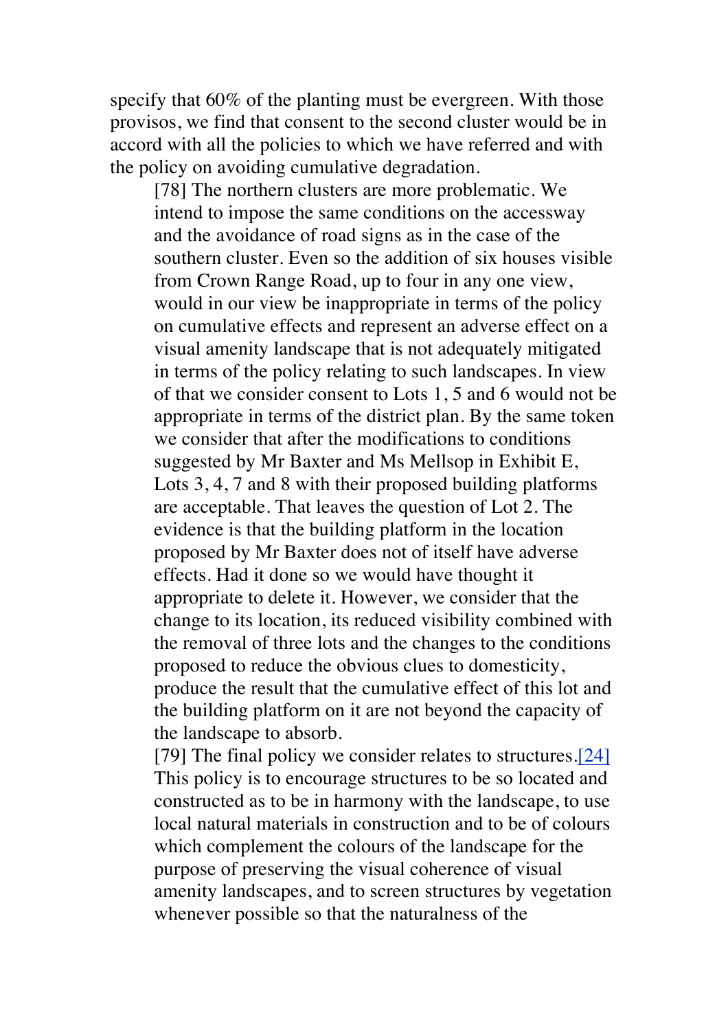specify that 60% of the planting must be evergreen. With those provisos, we find that consent to the second cluster would be in accord with all the policies to which we have referred and with the policy on avoiding cumulative degradation.

[78] The northern clusters are more problematic. We intend to impose the same conditions on the accessway and the avoidance of road signs as in the case of the southern cluster. Even so the addition of six houses visible from Crown Range Road, up to four in any one view, would in our view be inappropriate in terms of the policy on cumulative effects and represent an adverse effect on a visual amenity landscape that is not adequately mitigated in terms of the policy relating to such landscapes. In view of that we consider consent to Lots 1, 5 and 6 would not be appropriate in terms of the district plan. By the same token we consider that after the modifications to conditions suggested by Mr Baxter and Ms Mellsop in Exhibit E, Lots 3, 4, 7 and 8 with their proposed building platforms are acceptable. That leaves the question of Lot 2. The evidence is that the building platform in the location proposed by Mr Baxter does not of itself have adverse effects. Had it done so we would have thought it appropriate to delete it. However, we consider that the change to its location, its reduced visibility combined with the removal of three lots and the changes to the conditions proposed to reduce the obvious clues to domesticity, produce the result that the cumulative effect of this lot and the building platform on it are not beyond the capacity of the landscape to absorb.

[79] The final policy we consider relates to structures.[24] This policy is to encourage structures to be so located and constructed as to be in harmony with the landscape, to use local natural materials in construction and to be of colours which complement the colours of the landscape for the purpose of preserving the visual coherence of visual amenity landscapes, and to screen structures by vegetation whenever possible so that the naturalness of the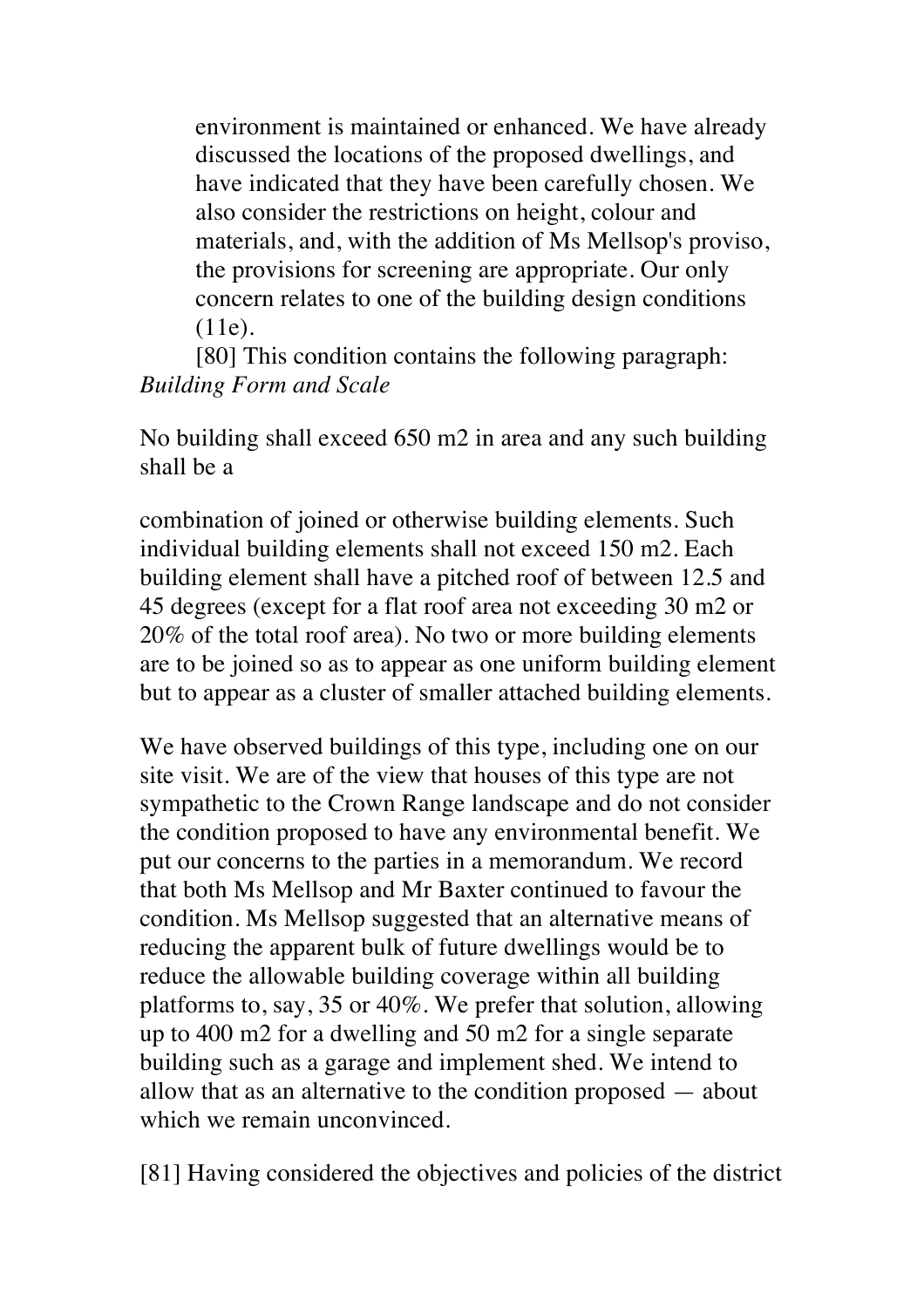environment is maintained or enhanced. We have already discussed the locations of the proposed dwellings, and have indicated that they have been carefully chosen. We also consider the restrictions on height, colour and materials, and, with the addition of Ms Mellsop's proviso, the provisions for screening are appropriate. Our only concern relates to one of the building design conditions (11e).

[80] This condition contains the following paragraph:

*Building Form and Scale*

No building shall exceed 650 m2 in area and any such building shall be a

combination of joined or otherwise building elements. Such individual building elements shall not exceed 150 m2. Each building element shall have a pitched roof of between 12.5 and 45 degrees (except for a flat roof area not exceeding 30 m2 or 20% of the total roof area). No two or more building elements are to be joined so as to appear as one uniform building element but to appear as a cluster of smaller attached building elements.

We have observed buildings of this type, including one on our site visit. We are of the view that houses of this type are not sympathetic to the Crown Range landscape and do not consider the condition proposed to have any environmental benefit. We put our concerns to the parties in a memorandum. We record that both Ms Mellsop and Mr Baxter continued to favour the condition. Ms Mellsop suggested that an alternative means of reducing the apparent bulk of future dwellings would be to reduce the allowable building coverage within all building platforms to, say, 35 or 40%. We prefer that solution, allowing up to 400 m2 for a dwelling and 50 m2 for a single separate building such as a garage and implement shed. We intend to allow that as an alternative to the condition proposed — about which we remain unconvinced.

[81] Having considered the objectives and policies of the district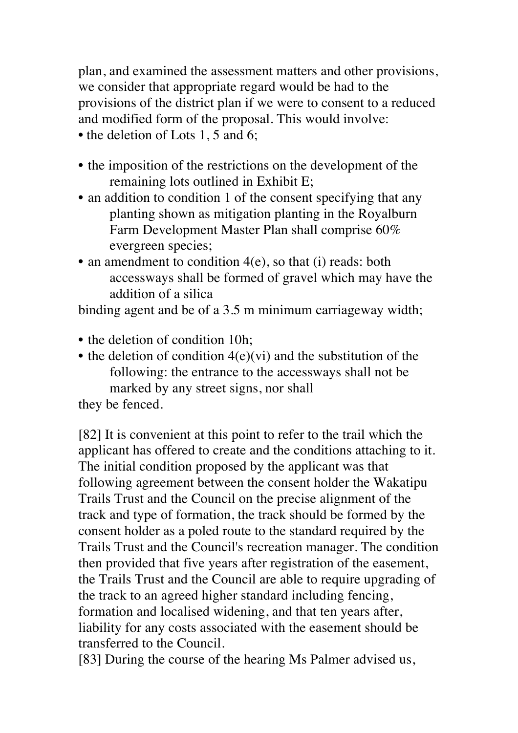plan, and examined the assessment matters and other provisions, we consider that appropriate regard would be had to the provisions of the district plan if we were to consent to a reduced and modified form of the proposal. This would involve:

- the deletion of Lots 1, 5 and 6;
- the imposition of the restrictions on the development of the remaining lots outlined in Exhibit E;
- an addition to condition 1 of the consent specifying that any planting shown as mitigation planting in the Royalburn Farm Development Master Plan shall comprise 60% evergreen species;
- an amendment to condition 4(e), so that (i) reads: both accessways shall be formed of gravel which may have the addition of a silica binding agent and be of a 3.5 m minimum carriageway width;
- the deletion of condition 10h;
- the deletion of condition 4(e)(vi) and the substitution of the following: the entrance to the accessways shall not be marked by any street signs, nor shall they be fenced.

[82] It is convenient at this point to refer to the trail which the applicant has offered to create and the conditions attaching to it. The initial condition proposed by the applicant was that following agreement between the consent holder the Wakatipu Trails Trust and the Council on the precise alignment of the track and type of formation, the track should be formed by the consent holder as a poled route to the standard required by the Trails Trust and the Council's recreation manager. The condition then provided that five years after registration of the easement, the Trails Trust and the Council are able to require upgrading of the track to an agreed higher standard including fencing, formation and localised widening, and that ten years after, liability for any costs associated with the easement should be transferred to the Council.

[83] During the course of the hearing Ms Palmer advised us,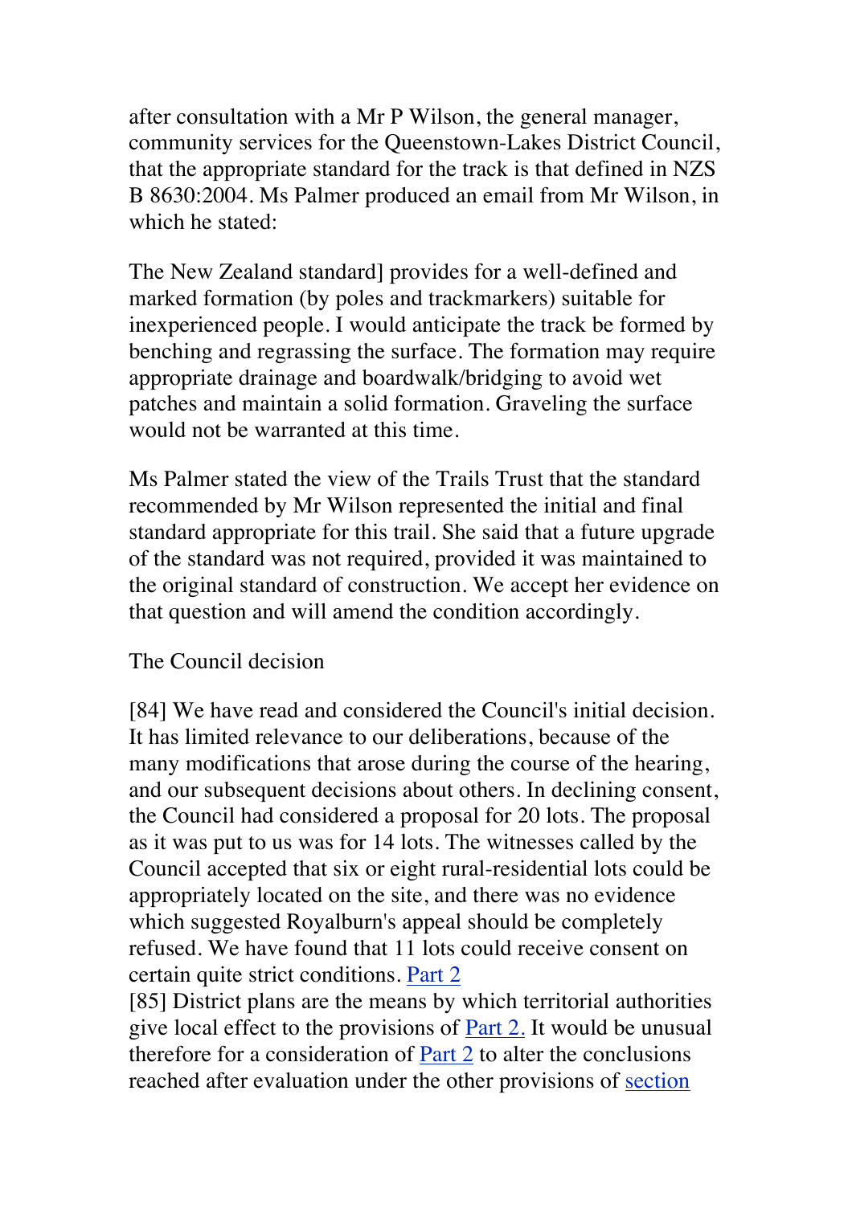after consultation with a Mr P Wilson, the general manager, community services for the Queenstown-Lakes District Council, that the appropriate standard for the track is that defined in NZS B 8630:2004. Ms Palmer produced an email from Mr Wilson, in which he stated:

The New Zealand standard] provides for a well-defined and marked formation (by poles and trackmarkers) suitable for inexperienced people. I would anticipate the track be formed by benching and regrassing the surface. The formation may require appropriate drainage and boardwalk/bridging to avoid wet patches and maintain a solid formation. Graveling the surface would not be warranted at this time.

Ms Palmer stated the view of the Trails Trust that the standard recommended by Mr Wilson represented the initial and final standard appropriate for this trail. She said that a future upgrade of the standard was not required, provided it was maintained to the original standard of construction. We accept her evidence on that question and will amend the condition accordingly.

The Council decision

[84] We have read and considered the Council's initial decision. It has limited relevance to our deliberations, because of the many modifications that arose during the course of the hearing, and our subsequent decisions about others. In declining consent, the Council had considered a proposal for 20 lots. The proposal as it was put to us was for 14 lots. The witnesses called by the Council accepted that six or eight rural-residential lots could be appropriately located on the site, and there was no evidence which suggested Royalburn's appeal should be completely refused. We have found that 11 lots could receive consent on certain quite strict conditions. Part 2

[85] District plans are the means by which territorial authorities give local effect to the provisions of Part 2. It would be unusual therefore for a consideration of Part 2 to alter the conclusions reached after evaluation under the other provisions of section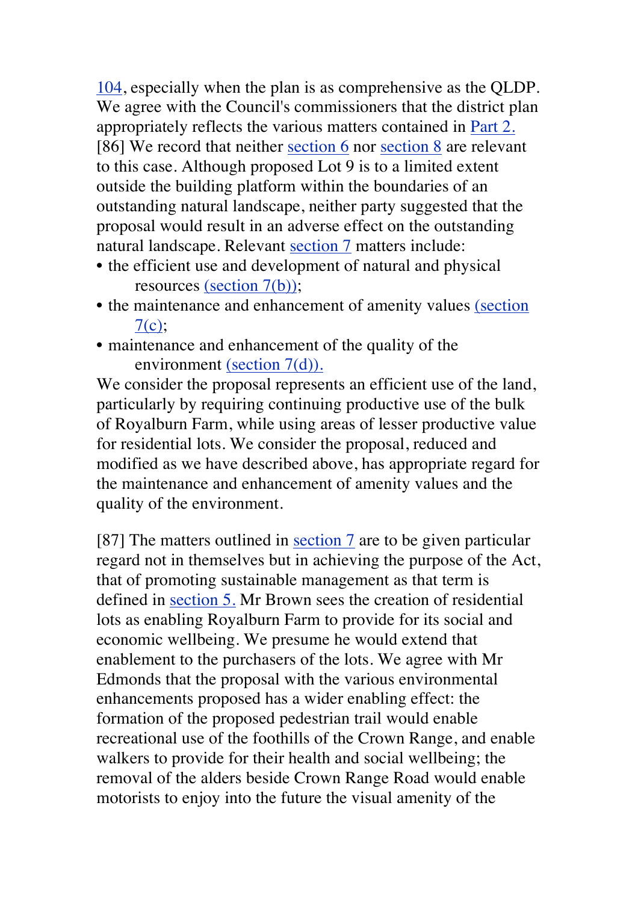104, especially when the plan is as comprehensive as the QLDP. We agree with the Council's commissioners that the district plan appropriately reflects the various matters contained in Part 2.

[86] We record that neither section 6 nor section 8 are relevant to this case. Although proposed Lot 9 is to a limited extent outside the building platform within the boundaries of an outstanding natural landscape, neither party suggested that the proposal would result in an adverse effect on the outstanding natural landscape. Relevant section 7 matters include:

- the efficient use and development of natural and physical resources (section 7(b));
- the maintenance and enhancement of amenity values (section 7(c);
- maintenance and enhancement of the quality of the environment (section 7(d)).

We consider the proposal represents an efficient use of the land, particularly by requiring continuing productive use of the bulk of Royalburn Farm, while using areas of lesser productive value for residential lots. We consider the proposal, reduced and modified as we have described above, has appropriate regard for the maintenance and enhancement of amenity values and the quality of the environment.

[87] The matters outlined in section 7 are to be given particular regard not in themselves but in achieving the purpose of the Act, that of promoting sustainable management as that term is defined in section 5. Mr Brown sees the creation of residential lots as enabling Royalburn Farm to provide for its social and economic wellbeing. We presume he would extend that enablement to the purchasers of the lots. We agree with Mr Edmonds that the proposal with the various environmental enhancements proposed has a wider enabling effect: the formation of the proposed pedestrian trail would enable recreational use of the foothills of the Crown Range, and enable walkers to provide for their health and social wellbeing; the removal of the alders beside Crown Range Road would enable motorists to enjoy into the future the visual amenity of the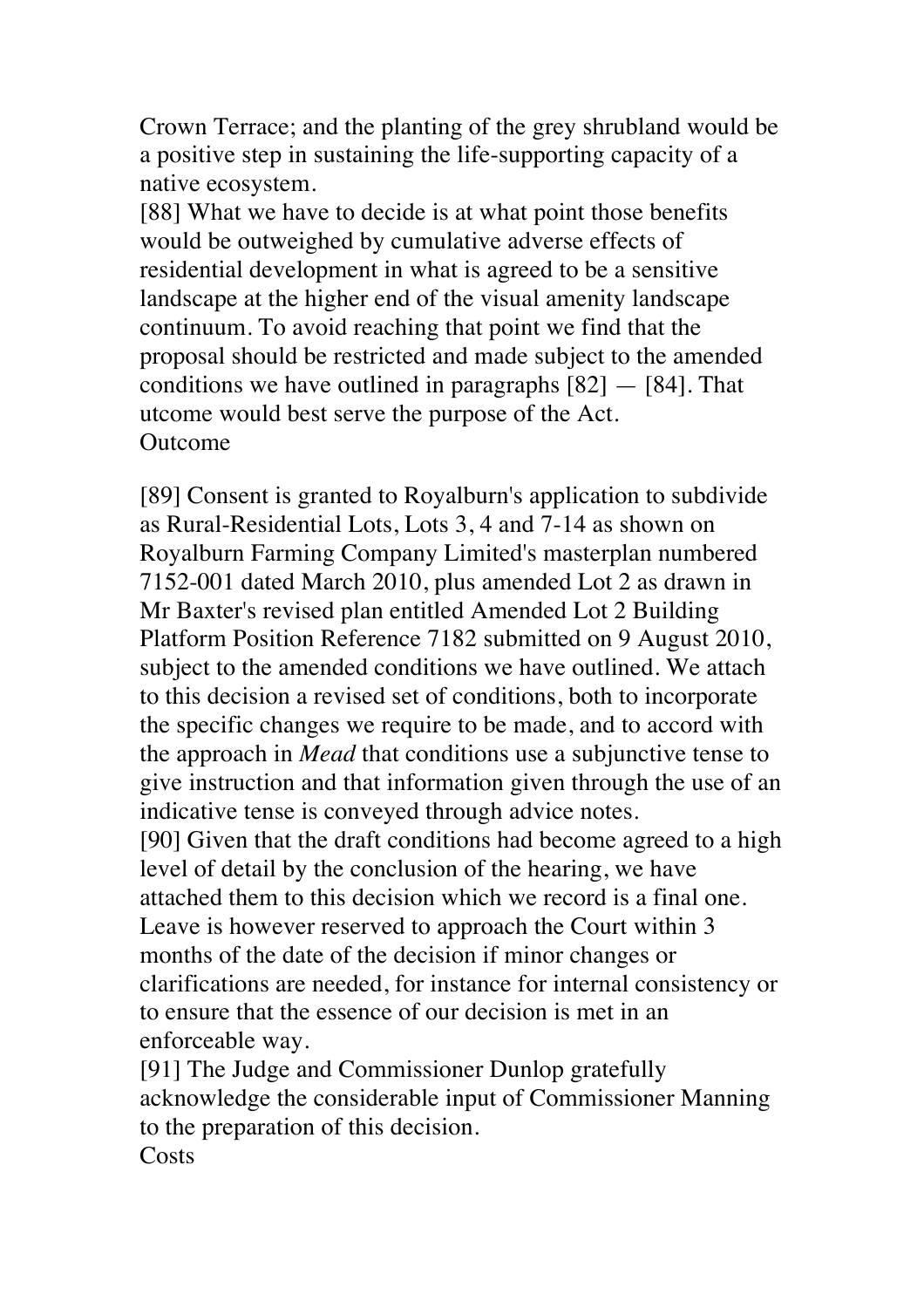Crown Terrace; and the planting of the grey shrubland would be a positive step in sustaining the life-supporting capacity of a native ecosystem.

[88] What we have to decide is at what point those benefits would be outweighed by cumulative adverse effects of residential development in what is agreed to be a sensitive landscape at the higher end of the visual amenity landscape continuum. To avoid reaching that point we find that the proposal should be restricted and made subject to the amended conditions we have outlined in paragraphs [82] — [84]. That utcome would best serve the purpose of the Act.

## Outcome

[89] Consent is granted to Royalburn's application to subdivide as Rural-Residential Lots, Lots 3, 4 and 7-14 as shown on Royalburn Farming Company Limited's masterplan numbered 7152-001 dated March 2010, plus amended Lot 2 as drawn in Mr Baxter's revised plan entitled Amended Lot 2 Building Platform Position Reference 7182 submitted on 9 August 2010, subject to the amended conditions we have outlined. We attach to this decision a revised set of conditions, both to incorporate the specific changes we require to be made, and to accord with the approach in *Mead* that conditions use a subjunctive tense to give instruction and that information given through the use of an indicative tense is conveyed through advice notes.

[90] Given that the draft conditions had become agreed to a high level of detail by the conclusion of the hearing, we have attached them to this decision which we record is a final one. Leave is however reserved to approach the Court within 3 months of the date of the decision if minor changes or clarifications are needed, for instance for internal consistency or to ensure that the essence of our decision is met in an enforceable way.

[91] The Judge and Commissioner Dunlop gratefully acknowledge the considerable input of Commissioner Manning to the preparation of this decision.

## Costs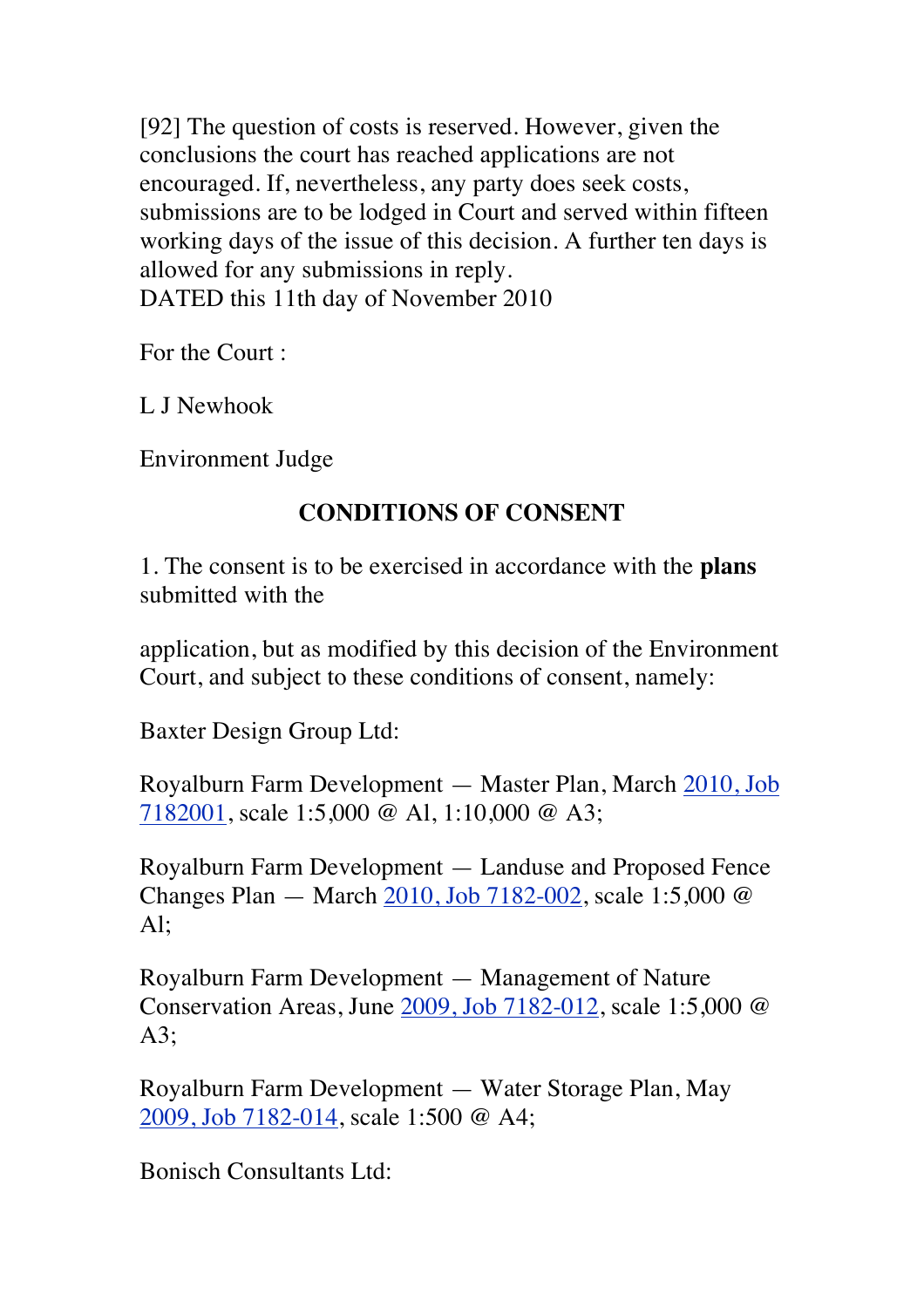[92] The question of costs is reserved. However, given the conclusions the court has reached applications are not encouraged. If, nevertheless, any party does seek costs, submissions are to be lodged in Court and served within fifteen working days of the issue of this decision. A further ten days is allowed for any submissions in reply.
DATED this 11th day of November 2010

For the Court :

L J Newhook

Environment Judge

## CONDITIONS OF CONSENT

1. The consent is to be exercised in accordance with the **plans** submitted with the

application, but as modified by this decision of the Environment Court, and subject to these conditions of consent, namely:

Baxter Design Group Ltd:

Royalburn Farm Development — Master Plan, March 2010, Job 7182001, scale 1:5,000 @ Al, 1:10,000 @ A3;

Royalburn Farm Development — Landuse and Proposed Fence Changes Plan — March 2010, Job 7182-002, scale 1:5,000 @ Al;

Royalburn Farm Development — Management of Nature Conservation Areas, June 2009, Job 7182-012, scale 1:5,000 @ A3;

Royalburn Farm Development — Water Storage Plan, May 2009, Job 7182-014, scale 1:500 @ A4;

Bonisch Consultants Ltd: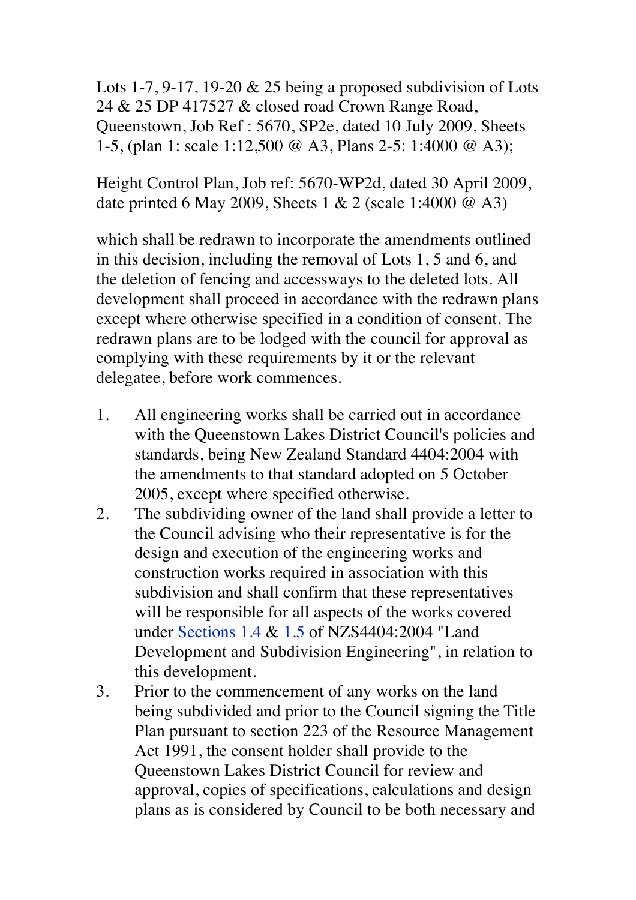Lots 1-7, 9-17, 19-20 & 25 being a proposed subdivision of Lots 24 & 25 DP 417527 & closed road Crown Range Road, Queenstown, Job Ref : 5670, SP2e, dated 10 July 2009, Sheets 1-5, (plan 1: scale 1:12,500 @ A3, Plans 2-5: 1:4000 @ A3);

Height Control Plan, Job ref: 5670-WP2d, dated 30 April 2009, date printed 6 May 2009, Sheets 1 & 2 (scale 1:4000 @ A3)

which shall be redrawn to incorporate the amendments outlined in this decision, including the removal of Lots 1, 5 and 6, and the deletion of fencing and accessways to the deleted lots. All development shall proceed in accordance with the redrawn plans except where otherwise specified in a condition of consent. The redrawn plans are to be lodged with the council for approval as complying with these requirements by it or the relevant delegatee, before work commences.

1. All engineering works shall be carried out in accordance with the Queenstown Lakes District Council's policies and standards, being New Zealand Standard 4404:2004 with the amendments to that standard adopted on 5 October 2005, except where specified otherwise.
2. The subdividing owner of the land shall provide a letter to the Council advising who their representative is for the design and execution of the engineering works and construction works required in association with this subdivision and shall confirm that these representatives will be responsible for all aspects of the works covered under Sections 1.4 & 1.5 of NZS4404:2004 "Land Development and Subdivision Engineering", in relation to this development.
3. Prior to the commencement of any works on the land being subdivided and prior to the Council signing the Title Plan pursuant to section 223 of the Resource Management Act 1991, the consent holder shall provide to the Queenstown Lakes District Council for review and approval, copies of specifications, calculations and design plans as is considered by Council to be both necessary and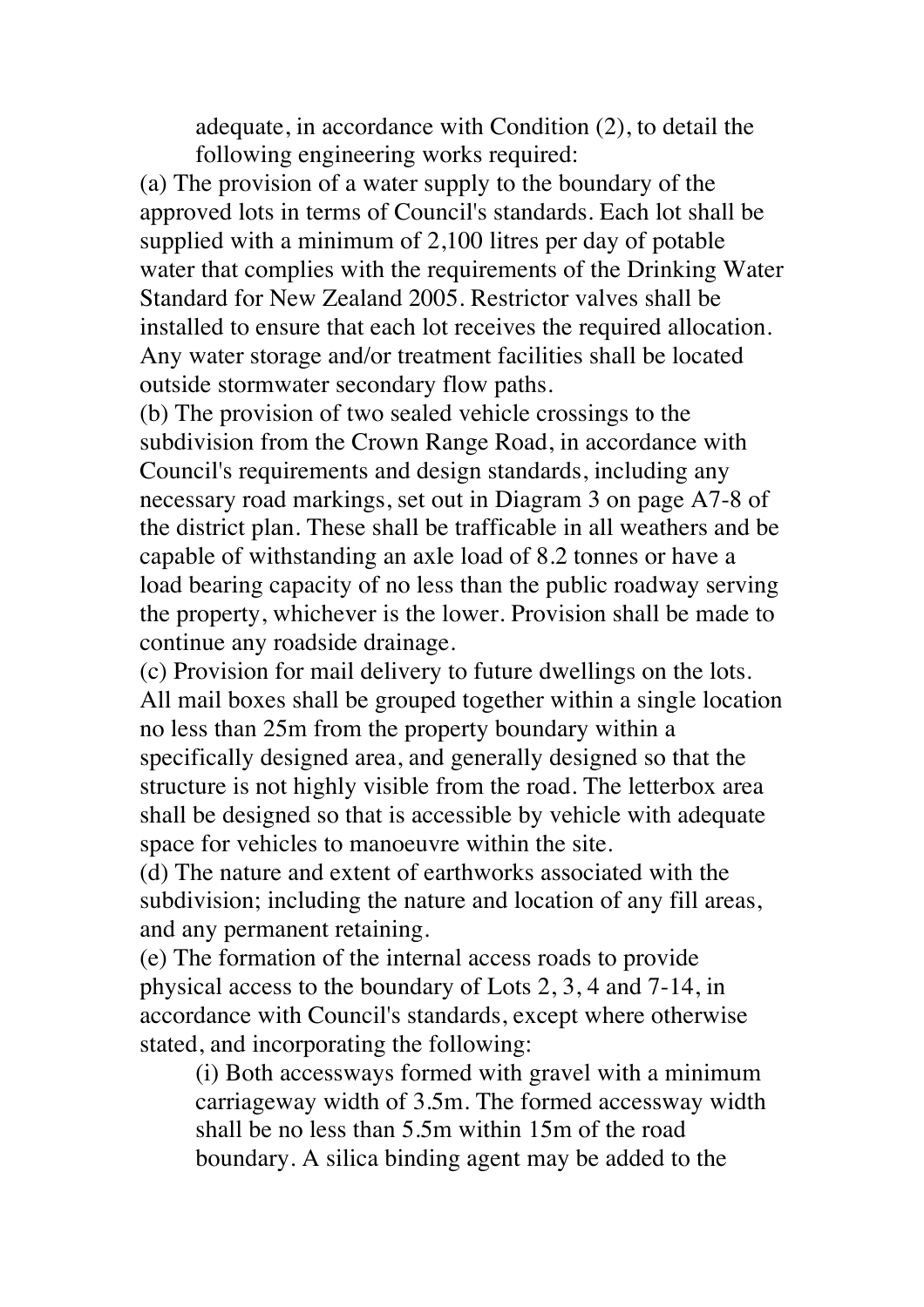adequate, in accordance with Condition (2), to detail the following engineering works required:

(a) The provision of a water supply to the boundary of the approved lots in terms of Council's standards. Each lot shall be supplied with a minimum of 2,100 litres per day of potable water that complies with the requirements of the Drinking Water Standard for New Zealand 2005. Restrictor valves shall be installed to ensure that each lot receives the required allocation. Any water storage and/or treatment facilities shall be located outside stormwater secondary flow paths.

(b) The provision of two sealed vehicle crossings to the subdivision from the Crown Range Road, in accordance with Council's requirements and design standards, including any necessary road markings, set out in Diagram 3 on page A7-8 of the district plan. These shall be trafficable in all weathers and be capable of withstanding an axle load of 8.2 tonnes or have a load bearing capacity of no less than the public roadway serving the property, whichever is the lower. Provision shall be made to continue any roadside drainage.

(c) Provision for mail delivery to future dwellings on the lots. All mail boxes shall be grouped together within a single location no less than 25m from the property boundary within a specifically designed area, and generally designed so that the structure is not highly visible from the road. The letterbox area shall be designed so that is accessible by vehicle with adequate space for vehicles to manoeuvre within the site.

(d) The nature and extent of earthworks associated with the subdivision; including the nature and location of any fill areas, and any permanent retaining.

(e) The formation of the internal access roads to provide physical access to the boundary of Lots 2, 3, 4 and 7-14, in accordance with Council's standards, except where otherwise stated, and incorporating the following:

(i) Both accessways formed with gravel with a minimum carriageway width of 3.5m. The formed accessway width shall be no less than 5.5m within 15m of the road boundary. A silica binding agent may be added to the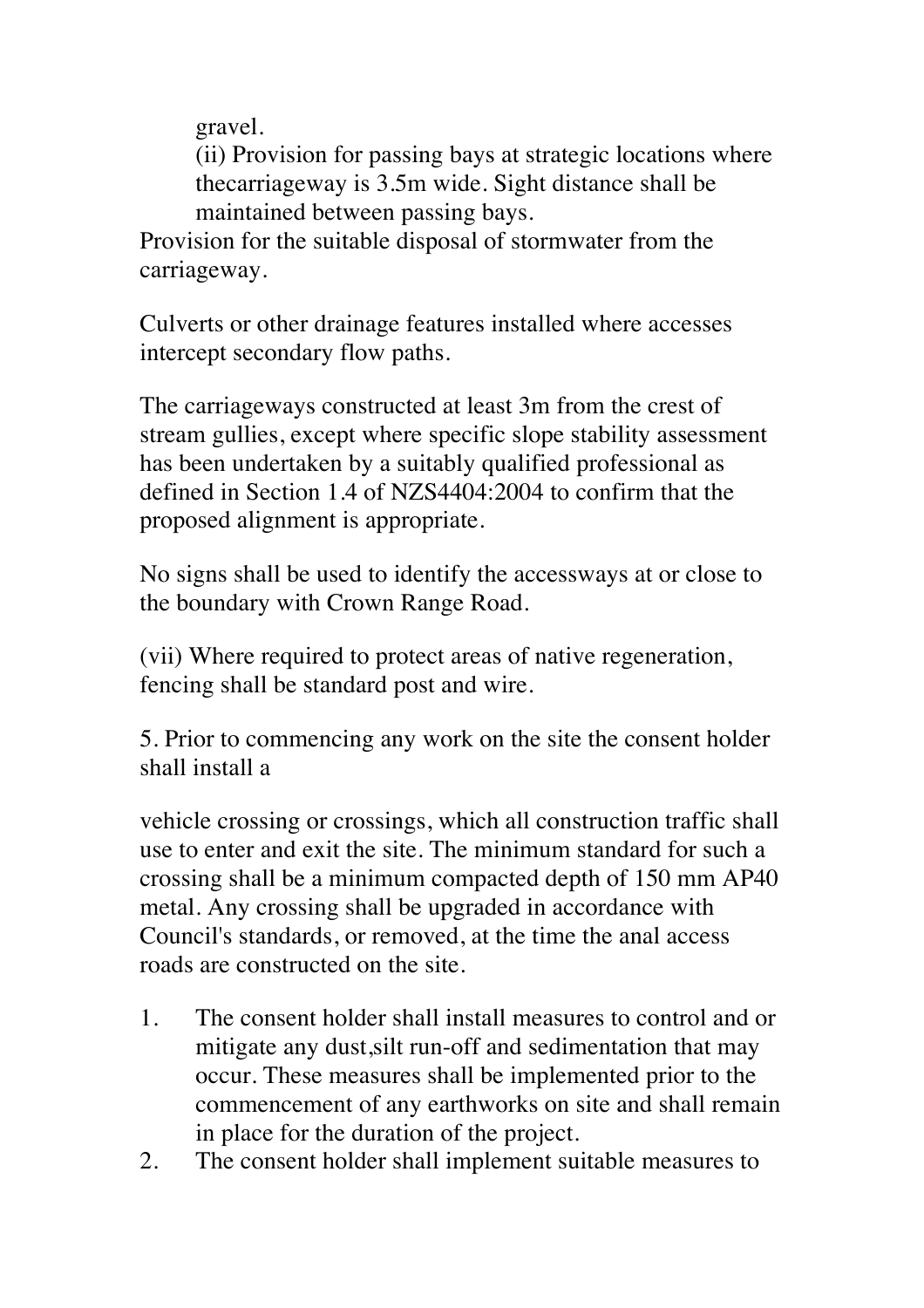gravel.

(ii) Provision for passing bays at strategic locations where thecarriageway is 3.5m wide. Sight distance shall be maintained between passing bays.

Provision for the suitable disposal of stormwater from the carriageway.

Culverts or other drainage features installed where accesses intercept secondary flow paths.

The carriageways constructed at least 3m from the crest of stream gullies, except where specific slope stability assessment has been undertaken by a suitably qualified professional as defined in Section 1.4 of NZS4404:2004 to confirm that the proposed alignment is appropriate.

No signs shall be used to identify the accessways at or close to the boundary with Crown Range Road.

(vii) Where required to protect areas of native regeneration, fencing shall be standard post and wire.

5. Prior to commencing any work on the site the consent holder shall install a

vehicle crossing or crossings, which all construction traffic shall use to enter and exit the site. The minimum standard for such a crossing shall be a minimum compacted depth of 150 mm AP40 metal. Any crossing shall be upgraded in accordance with Council's standards, or removed, at the time the anal access roads are constructed on the site.

1. The consent holder shall install measures to control and or mitigate any dust,silt run-off and sedimentation that may occur. These measures shall be implemented prior to the commencement of any earthworks on site and shall remain in place for the duration of the project.
2. The consent holder shall implement suitable measures to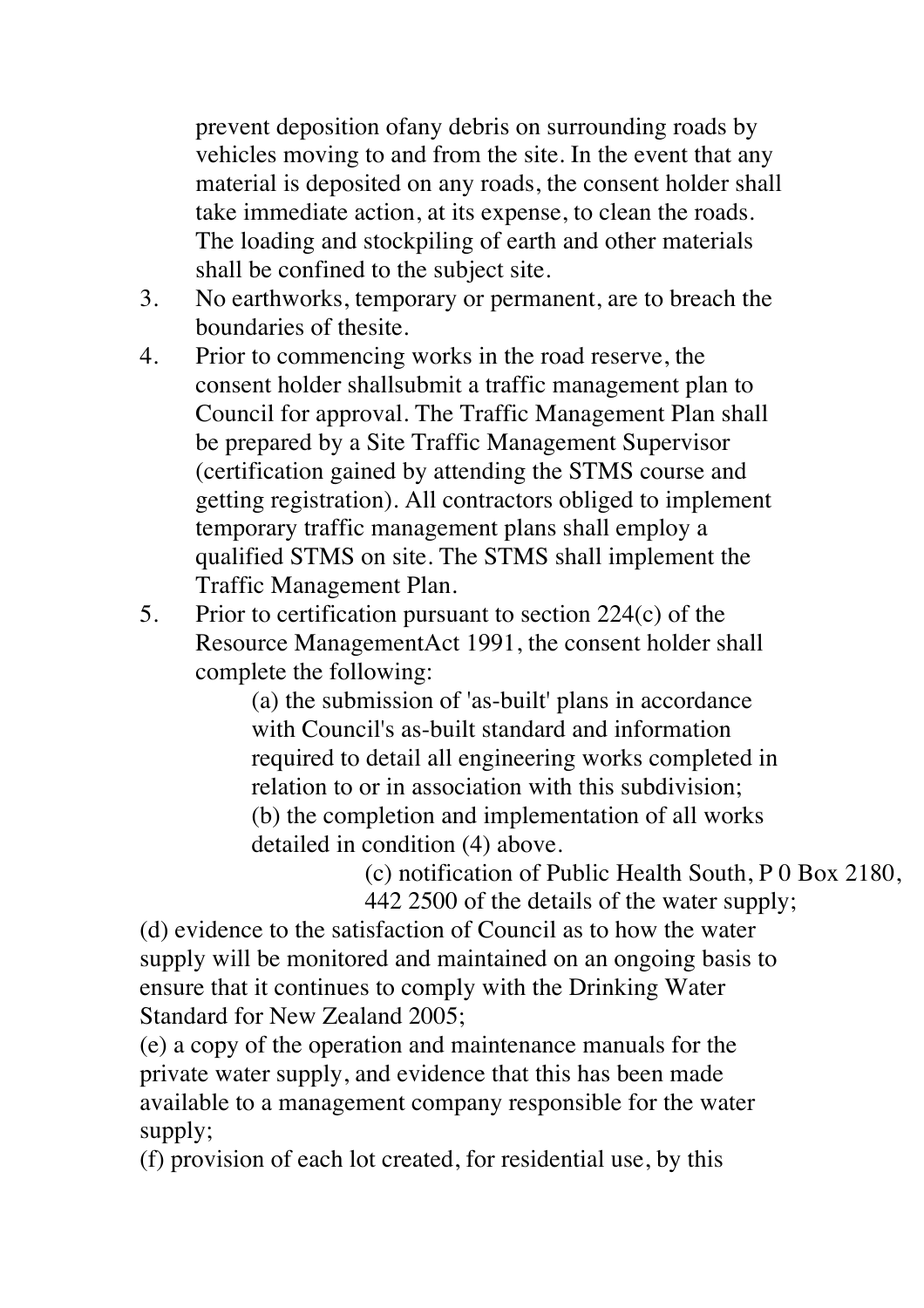prevent deposition ofany debris on surrounding roads by vehicles moving to and from the site. In the event that any material is deposited on any roads, the consent holder shall take immediate action, at its expense, to clean the roads. The loading and stockpiling of earth and other materials shall be confined to the subject site.

3. No earthworks, temporary or permanent, are to breach the boundaries of thesite.
4. Prior to commencing works in the road reserve, the consent holder shallsubmit a traffic management plan to Council for approval. The Traffic Management Plan shall be prepared by a Site Traffic Management Supervisor (certification gained by attending the STMS course and getting registration). All contractors obliged to implement temporary traffic management plans shall employ a qualified STMS on site. The STMS shall implement the Traffic Management Plan.
5. Prior to certification pursuant to section 224(c) of the Resource ManagementAct 1991, the consent holder shall complete the following:

   (a) the submission of 'as-built' plans in accordance with Council's as-built standard and information required to detail all engineering works completed in relation to or in association with this subdivision;
   (b) the completion and implementation of all works detailed in condition (4) above.
   (c) notification of Public Health South, P 0 Box 2180, 442 2500 of the details of the water supply;
   (d) evidence to the satisfaction of Council as to how the water supply will be monitored and maintained on an ongoing basis to ensure that it continues to comply with the Drinking Water Standard for New Zealand 2005;
   (e) a copy of the operation and maintenance manuals for the private water supply, and evidence that this has been made available to a management company responsible for the water supply;
   (f) provision of each lot created, for residential use, by this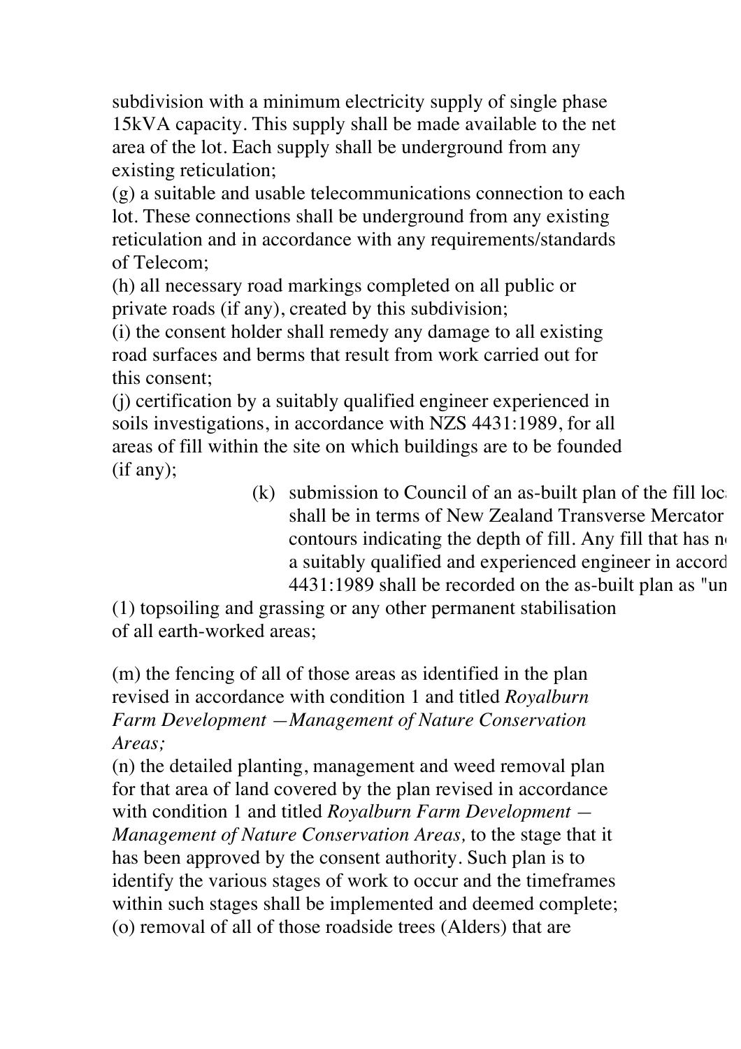subdivision with a minimum electricity supply of single phase 15kVA capacity. This supply shall be made available to the net area of the lot. Each supply shall be underground from any existing reticulation;

(g) a suitable and usable telecommunications connection to each lot. These connections shall be underground from any existing reticulation and in accordance with any requirements/standards of Telecom;

(h) all necessary road markings completed on all public or private roads (if any), created by this subdivision;

(i) the consent holder shall remedy any damage to all existing road surfaces and berms that result from work carried out for this consent;

(j) certification by a suitably qualified engineer experienced in soils investigations, in accordance with NZS 4431:1989, for all areas of fill within the site on which buildings are to be founded (if any);

(k) submission to Council of an as-built plan of the fill loc shall be in terms of New Zealand Transverse Mercator contours indicating the depth of fill. Any fill that has n a suitably qualified and experienced engineer in accord 4431:1989 shall be recorded on the as-built plan as "un

(1) topsoiling and grassing or any other permanent stabilisation of all earth-worked areas;

(m) the fencing of all of those areas as identified in the plan revised in accordance with condition 1 and titled *Royalburn Farm Development —Management of Nature Conservation Areas;*

(n) the detailed planting, management and weed removal plan for that area of land covered by the plan revised in accordance with condition 1 and titled *Royalburn Farm Development — Management of Nature Conservation Areas,* to the stage that it has been approved by the consent authority. Such plan is to identify the various stages of work to occur and the timeframes within such stages shall be implemented and deemed complete;

(o) removal of all of those roadside trees (Alders) that are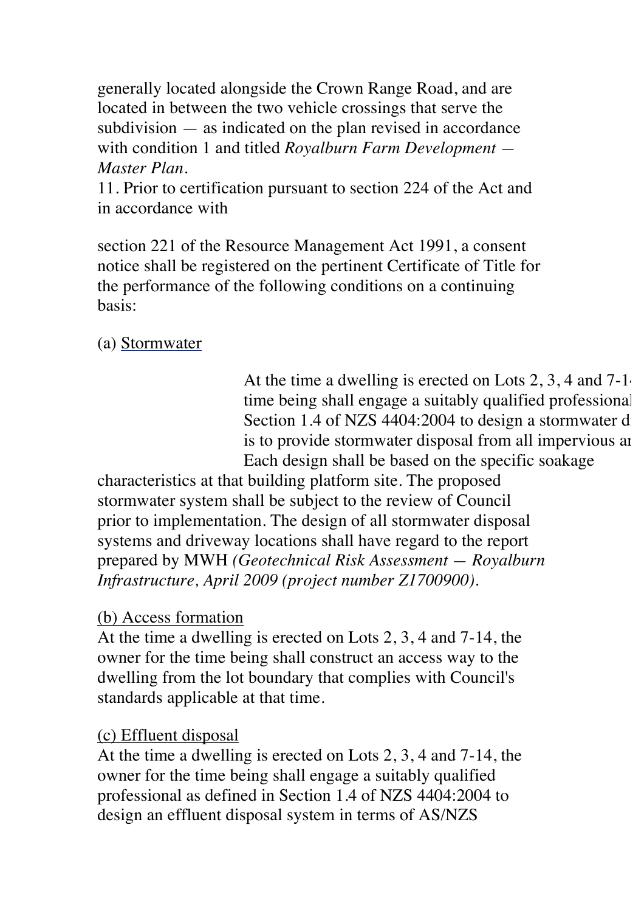generally located alongside the Crown Range Road, and are located in between the two vehicle crossings that serve the subdivision — as indicated on the plan revised in accordance with condition 1 and titled *Royalburn Farm Development — Master Plan*.

11. Prior to certification pursuant to section 224 of the Act and in accordance with

section 221 of the Resource Management Act 1991, a consent notice shall be registered on the pertinent Certificate of Title for the performance of the following conditions on a continuing basis:

(a) Stormwater

At the time a dwelling is erected on Lots 2, 3, 4 and 7-1 time being shall engage a suitably qualified professional Section 1.4 of NZS 4404:2004 to design a stormwater d is to provide stormwater disposal from all impervious a Each design shall be based on the specific soakage characteristics at that building platform site. The proposed stormwater system shall be subject to the review of Council prior to implementation. The design of all stormwater disposal systems and driveway locations shall have regard to the report prepared by MWH *(Geotechnical Risk Assessment — Royalburn Infrastructure, April 2009 (project number Z1700900)*.

(b) Access formation

At the time a dwelling is erected on Lots 2, 3, 4 and 7-14, the owner for the time being shall construct an access way to the dwelling from the lot boundary that complies with Council's standards applicable at that time.

(c) Effluent disposal

At the time a dwelling is erected on Lots 2, 3, 4 and 7-14, the owner for the time being shall engage a suitably qualified professional as defined in Section 1.4 of NZS 4404:2004 to design an effluent disposal system in terms of AS/NZS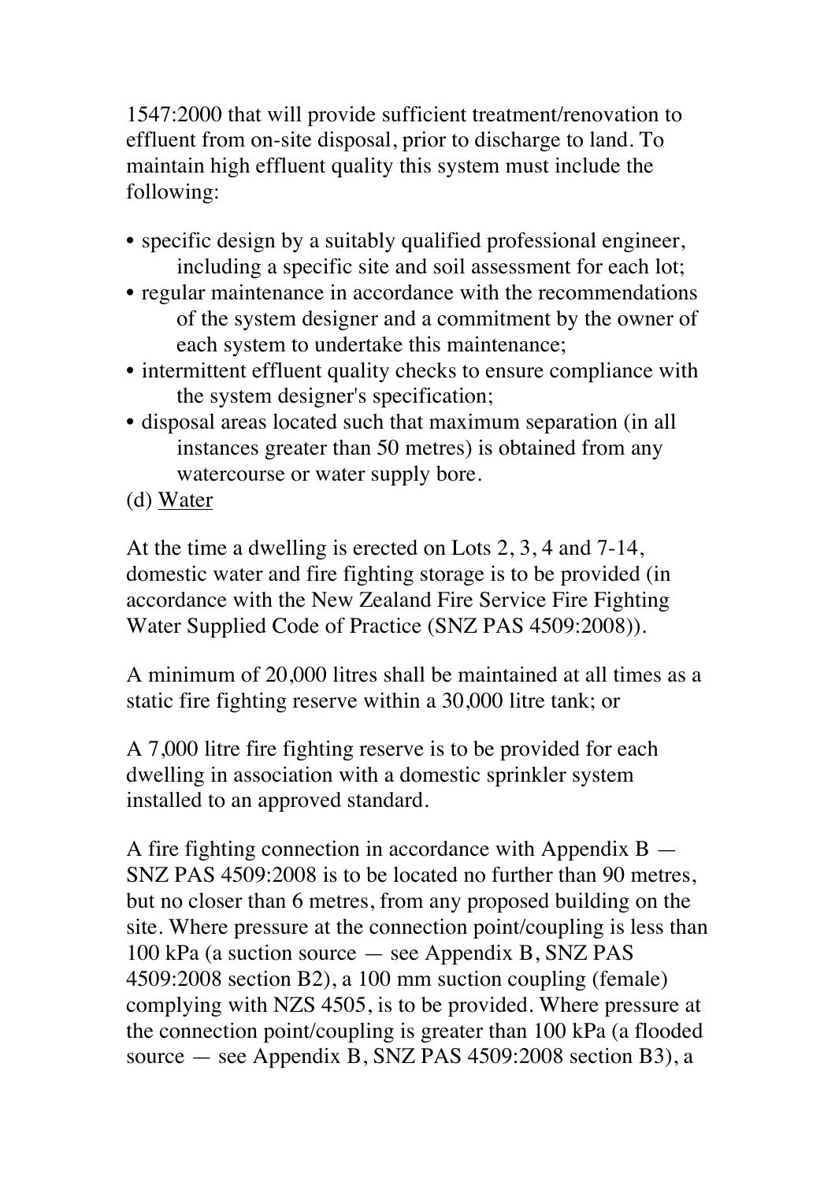1547:2000 that will provide sufficient treatment/renovation to effluent from on-site disposal, prior to discharge to land. To maintain high effluent quality this system must include the following:

- specific design by a suitably qualified professional engineer, including a specific site and soil assessment for each lot;
- regular maintenance in accordance with the recommendations of the system designer and a commitment by the owner of each system to undertake this maintenance;
- intermittent effluent quality checks to ensure compliance with the system designer's specification;
- disposal areas located such that maximum separation (in all instances greater than 50 metres) is obtained from any watercourse or water supply bore.

(d) <u>Water</u>

At the time a dwelling is erected on Lots 2, 3, 4 and 7-14, domestic water and fire fighting storage is to be provided (in accordance with the New Zealand Fire Service Fire Fighting Water Supplied Code of Practice (SNZ PAS 4509:2008)).

A minimum of 20,000 litres shall be maintained at all times as a static fire fighting reserve within a 30,000 litre tank; or

A 7,000 litre fire fighting reserve is to be provided for each dwelling in association with a domestic sprinkler system installed to an approved standard.

A fire fighting connection in accordance with Appendix B — SNZ PAS 4509:2008 is to be located no further than 90 metres, but no closer than 6 metres, from any proposed building on the site. Where pressure at the connection point/coupling is less than 100 kPa (a suction source — see Appendix B, SNZ PAS 4509:2008 section B2), a 100 mm suction coupling (female) complying with NZS 4505, is to be provided. Where pressure at the connection point/coupling is greater than 100 kPa (a flooded source — see Appendix B, SNZ PAS 4509:2008 section B3), a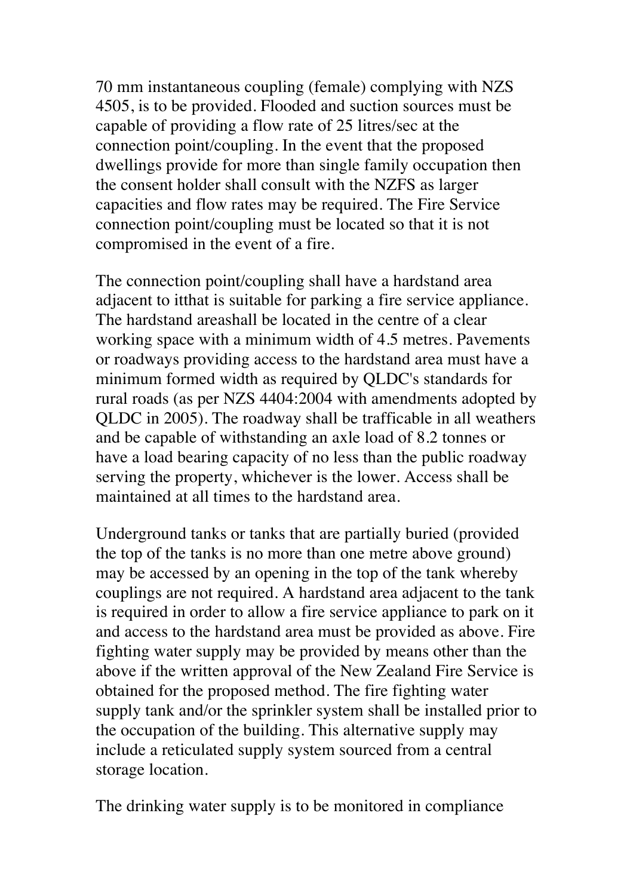70 mm instantaneous coupling (female) complying with NZS 4505, is to be provided. Flooded and suction sources must be capable of providing a flow rate of 25 litres/sec at the connection point/coupling. In the event that the proposed dwellings provide for more than single family occupation then the consent holder shall consult with the NZFS as larger capacities and flow rates may be required. The Fire Service connection point/coupling must be located so that it is not compromised in the event of a fire.

The connection point/coupling shall have a hardstand area adjacent to itthat is suitable for parking a fire service appliance. The hardstand areashall be located in the centre of a clear working space with a minimum width of 4.5 metres. Pavements or roadways providing access to the hardstand area must have a minimum formed width as required by QLDC's standards for rural roads (as per NZS 4404:2004 with amendments adopted by QLDC in 2005). The roadway shall be trafficable in all weathers and be capable of withstanding an axle load of 8.2 tonnes or have a load bearing capacity of no less than the public roadway serving the property, whichever is the lower. Access shall be maintained at all times to the hardstand area.

Underground tanks or tanks that are partially buried (provided the top of the tanks is no more than one metre above ground) may be accessed by an opening in the top of the tank whereby couplings are not required. A hardstand area adjacent to the tank is required in order to allow a fire service appliance to park on it and access to the hardstand area must be provided as above. Fire fighting water supply may be provided by means other than the above if the written approval of the New Zealand Fire Service is obtained for the proposed method. The fire fighting water supply tank and/or the sprinkler system shall be installed prior to the occupation of the building. This alternative supply may include a reticulated supply system sourced from a central storage location.

The drinking water supply is to be monitored in compliance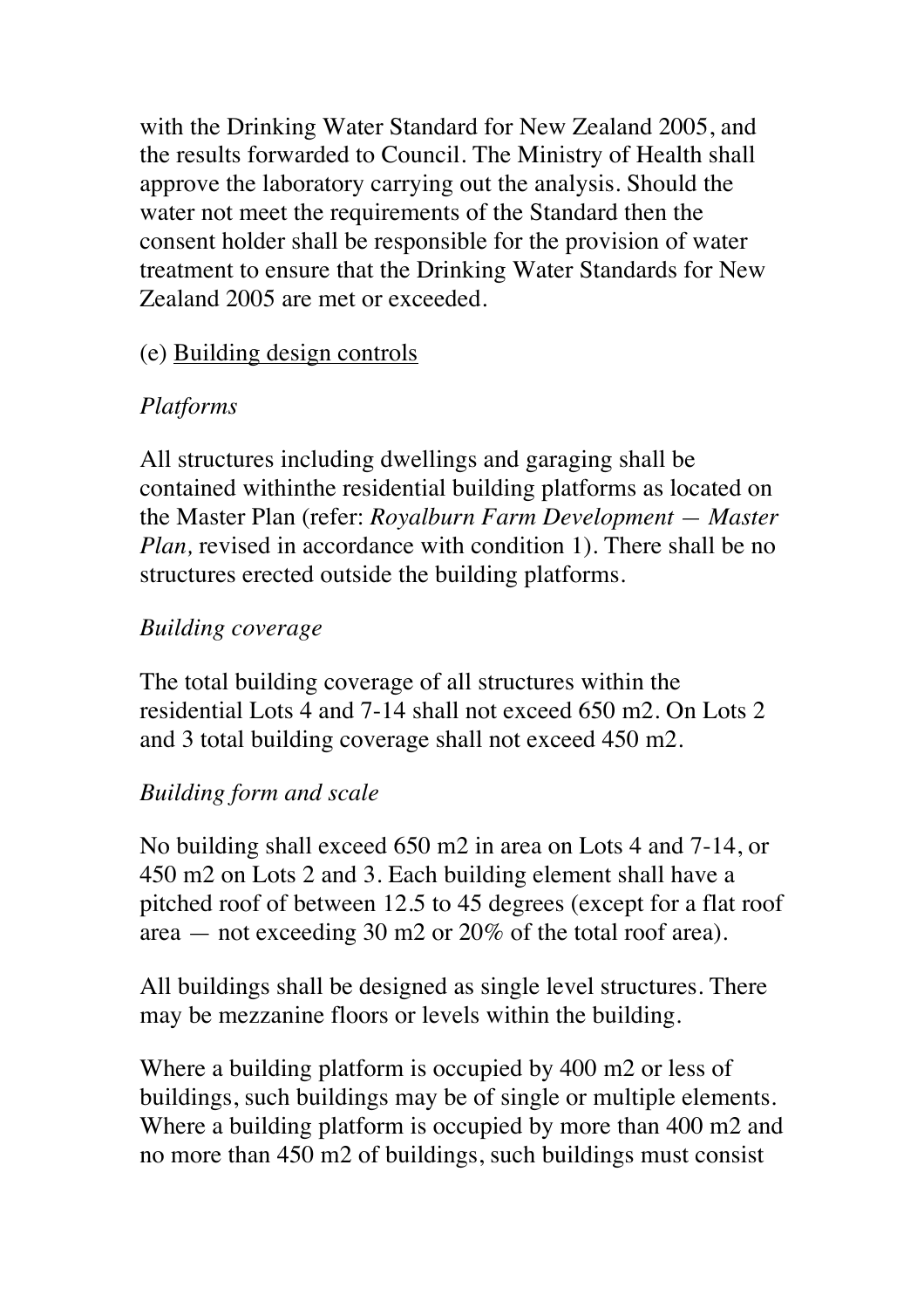with the Drinking Water Standard for New Zealand 2005, and the results forwarded to Council. The Ministry of Health shall approve the laboratory carrying out the analysis. Should the water not meet the requirements of the Standard then the consent holder shall be responsible for the provision of water treatment to ensure that the Drinking Water Standards for New Zealand 2005 are met or exceeded.

(e) Building design controls

*Platforms*

All structures including dwellings and garaging shall be contained withinthe residential building platforms as located on the Master Plan (refer: *Royalburn Farm Development — Master Plan,* revised in accordance with condition 1). There shall be no structures erected outside the building platforms.

*Building coverage*

The total building coverage of all structures within the residential Lots 4 and 7-14 shall not exceed 650 m2. On Lots 2 and 3 total building coverage shall not exceed 450 m2.

*Building form and scale*

No building shall exceed 650 m2 in area on Lots 4 and 7-14, or 450 m2 on Lots 2 and 3. Each building element shall have a pitched roof of between 12.5 to 45 degrees (except for a flat roof area — not exceeding 30 m2 or 20% of the total roof area).

All buildings shall be designed as single level structures. There may be mezzanine floors or levels within the building.

Where a building platform is occupied by 400 m2 or less of buildings, such buildings may be of single or multiple elements. Where a building platform is occupied by more than 400 m2 and no more than 450 m2 of buildings, such buildings must consist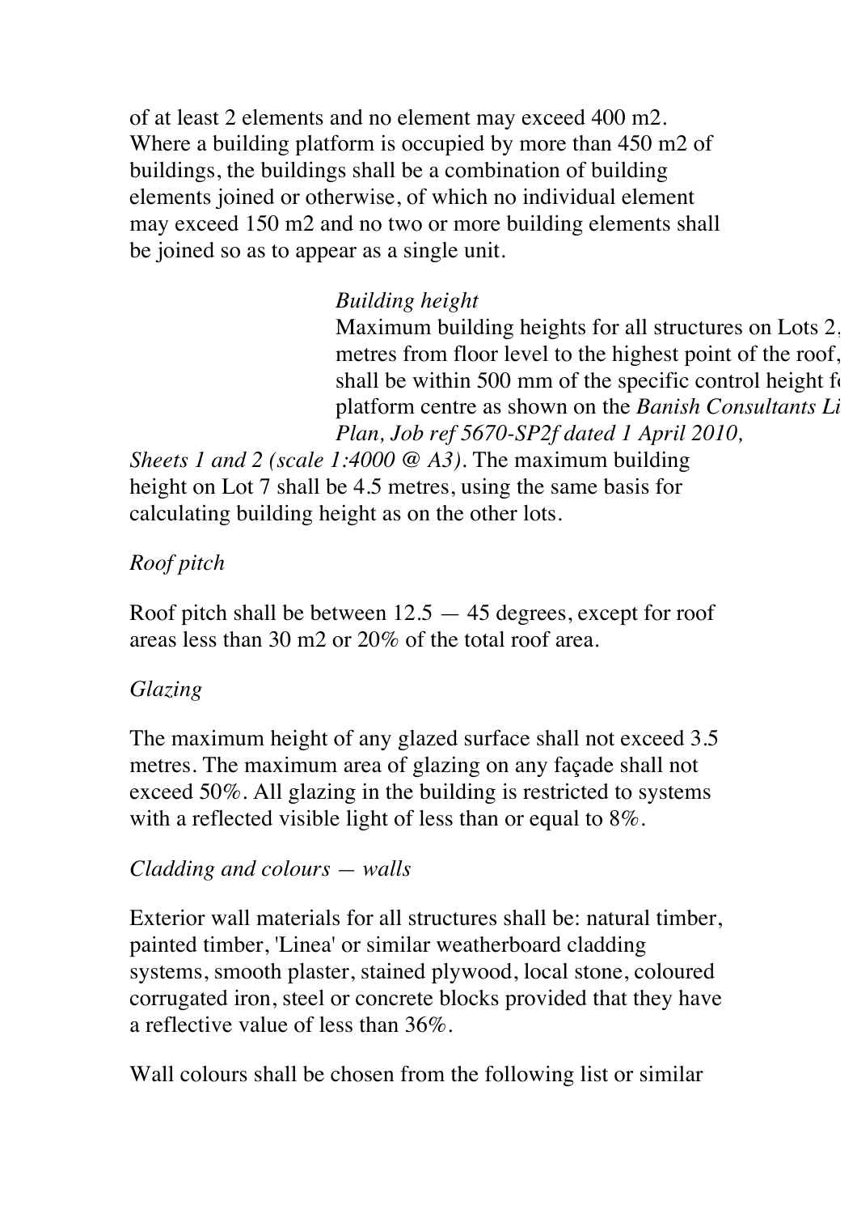of at least 2 elements and no element may exceed 400 m2. Where a building platform is occupied by more than 450 m2 of buildings, the buildings shall be a combination of building elements joined or otherwise, of which no individual element may exceed 150 m2 and no two or more building elements shall be joined so as to appear as a single unit.

*Building height*

Maximum building heights for all structures on Lots 2, metres from floor level to the highest point of the roof, shall be within 500 mm of the specific control height f platform centre as shown on the *Banish Consultants Li Plan, Job ref 5670-SP2f dated 1 April 2010, Sheets 1 and 2 (scale 1:4000 @ A3)*. The maximum building height on Lot 7 shall be 4.5 metres, using the same basis for calculating building height as on the other lots.

*Roof pitch*

Roof pitch shall be between 12.5 — 45 degrees, except for roof areas less than 30 m2 or 20% of the total roof area.

*Glazing*

The maximum height of any glazed surface shall not exceed 3.5 metres. The maximum area of glazing on any façade shall not exceed 50%. All glazing in the building is restricted to systems with a reflected visible light of less than or equal to 8%.

*Cladding and colours — walls*

Exterior wall materials for all structures shall be: natural timber, painted timber, 'Linea' or similar weatherboard cladding systems, smooth plaster, stained plywood, local stone, coloured corrugated iron, steel or concrete blocks provided that they have a reflective value of less than 36%.

Wall colours shall be chosen from the following list or similar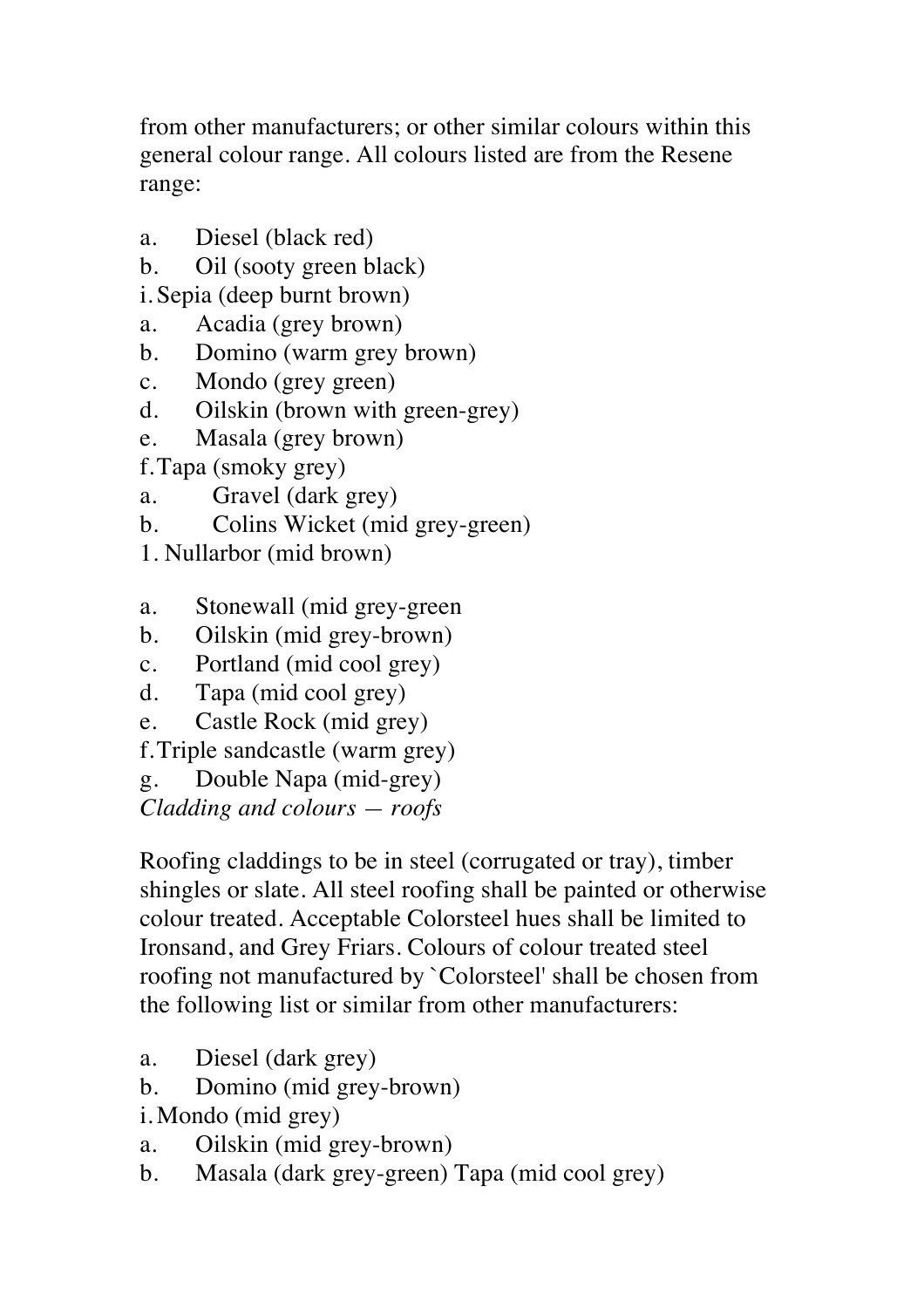from other manufacturers; or other similar colours within this general colour range. All colours listed are from the Resene range:

a. Diesel (black red)
b. Oil (sooty green black)
i. Sepia (deep burnt brown)
a. Acadia (grey brown)
b. Domino (warm grey brown)
c. Mondo (grey green)
d. Oilskin (brown with green-grey)
e. Masala (grey brown)
f. Tapa (smoky grey)
a. Gravel (dark grey)
b. Colins Wicket (mid grey-green)
1. Nullarbor (mid brown)

a. Stonewall (mid grey-green
b. Oilskin (mid grey-brown)
c. Portland (mid cool grey)
d. Tapa (mid cool grey)
e. Castle Rock (mid grey)
f. Triple sandcastle (warm grey)
g. Double Napa (mid-grey)

*Cladding and colours — roofs*

Roofing claddings to be in steel (corrugated or tray), timber shingles or slate. All steel roofing shall be painted or otherwise colour treated. Acceptable Colorsteel hues shall be limited to Ironsand, and Grey Friars. Colours of colour treated steel roofing not manufactured by `Colorsteel' shall be chosen from the following list or similar from other manufacturers:

a. Diesel (dark grey)
b. Domino (mid grey-brown)
i. Mondo (mid grey)
a. Oilskin (mid grey-brown)
b. Masala (dark grey-green) Tapa (mid cool grey)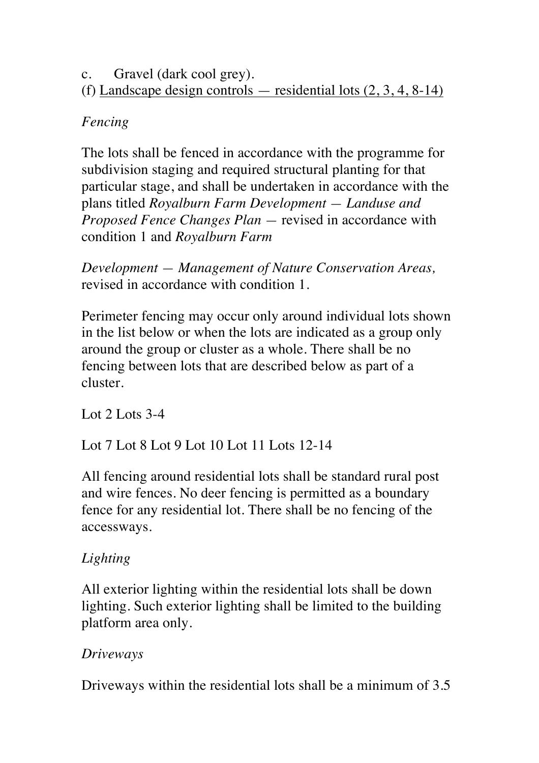c. Gravel (dark cool grey).

(f) Landscape design controls — residential lots (2, 3, 4, 8-14)

*Fencing*

The lots shall be fenced in accordance with the programme for subdivision staging and required structural planting for that particular stage, and shall be undertaken in accordance with the plans titled *Royalburn Farm Development — Landuse and Proposed Fence Changes Plan —* revised in accordance with condition 1 and *Royalburn Farm*

*Development — Management of Nature Conservation Areas,* revised in accordance with condition 1.

Perimeter fencing may occur only around individual lots shown in the list below or when the lots are indicated as a group only around the group or cluster as a whole. There shall be no fencing between lots that are described below as part of a cluster.

Lot 2 Lots 3-4

Lot 7 Lot 8 Lot 9 Lot 10 Lot 11 Lots 12-14

All fencing around residential lots shall be standard rural post and wire fences. No deer fencing is permitted as a boundary fence for any residential lot. There shall be no fencing of the accessways.

*Lighting*

All exterior lighting within the residential lots shall be down lighting. Such exterior lighting shall be limited to the building platform area only.

*Driveways*

Driveways within the residential lots shall be a minimum of 3.5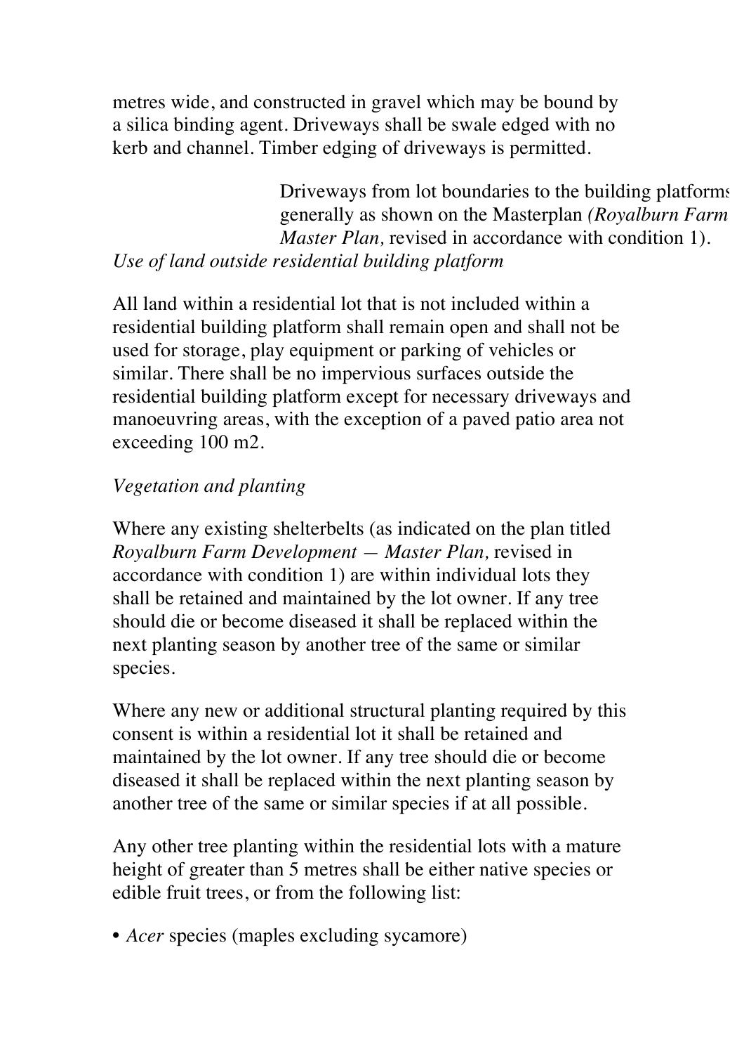metres wide, and constructed in gravel which may be bound by a silica binding agent. Driveways shall be swale edged with no kerb and channel. Timber edging of driveways is permitted.

Driveways from lot boundaries to the building platforms generally as shown on the Masterplan *(Royalburn Farm Master Plan,* revised in accordance with condition 1).

*Use of land outside residential building platform*

All land within a residential lot that is not included within a residential building platform shall remain open and shall not be used for storage, play equipment or parking of vehicles or similar. There shall be no impervious surfaces outside the residential building platform except for necessary driveways and manoeuvring areas, with the exception of a paved patio area not exceeding 100 m2.

*Vegetation and planting*

Where any existing shelterbelts (as indicated on the plan titled *Royalburn Farm Development — Master Plan,* revised in accordance with condition 1) are within individual lots they shall be retained and maintained by the lot owner. If any tree should die or become diseased it shall be replaced within the next planting season by another tree of the same or similar species.

Where any new or additional structural planting required by this consent is within a residential lot it shall be retained and maintained by the lot owner. If any tree should die or become diseased it shall be replaced within the next planting season by another tree of the same or similar species if at all possible.

Any other tree planting within the residential lots with a mature height of greater than 5 metres shall be either native species or edible fruit trees, or from the following list:

- *Acer* species (maples excluding sycamore)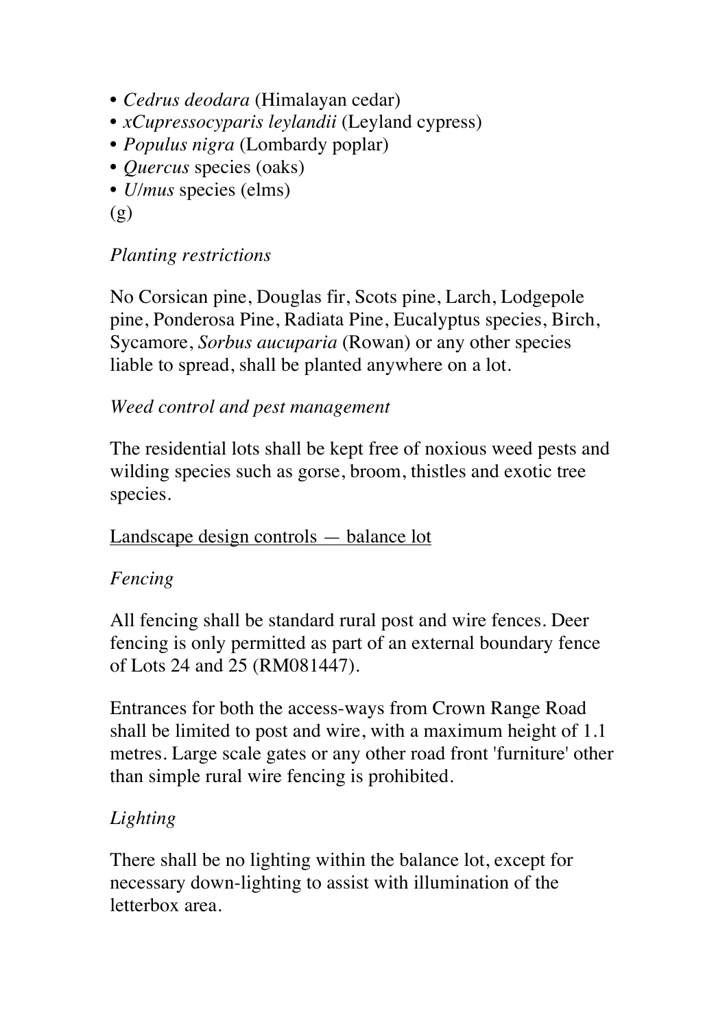- *Cedrus deodara* (Himalayan cedar)
- *xCupressocyparis leylandii* (Leyland cypress)
- *Populus nigra* (Lombardy poplar)
- *Quercus* species (oaks)
- *U/mus* species (elms)

(g)

*Planting restrictions*

No Corsican pine, Douglas fir, Scots pine, Larch, Lodgepole pine, Ponderosa Pine, Radiata Pine, Eucalyptus species, Birch, Sycamore, *Sorbus aucuparia* (Rowan) or any other species liable to spread, shall be planted anywhere on a lot.

*Weed control and pest management*

The residential lots shall be kept free of noxious weed pests and wilding species such as gorse, broom, thistles and exotic tree species.

<u>Landscape design controls — balance lot</u>

*Fencing*

All fencing shall be standard rural post and wire fences. Deer fencing is only permitted as part of an external boundary fence of Lots 24 and 25 (RM081447).

Entrances for both the access-ways from Crown Range Road shall be limited to post and wire, with a maximum height of 1.1 metres. Large scale gates or any other road front 'furniture' other than simple rural wire fencing is prohibited.

*Lighting*

There shall be no lighting within the balance lot, except for necessary down-lighting to assist with illumination of the letterbox area.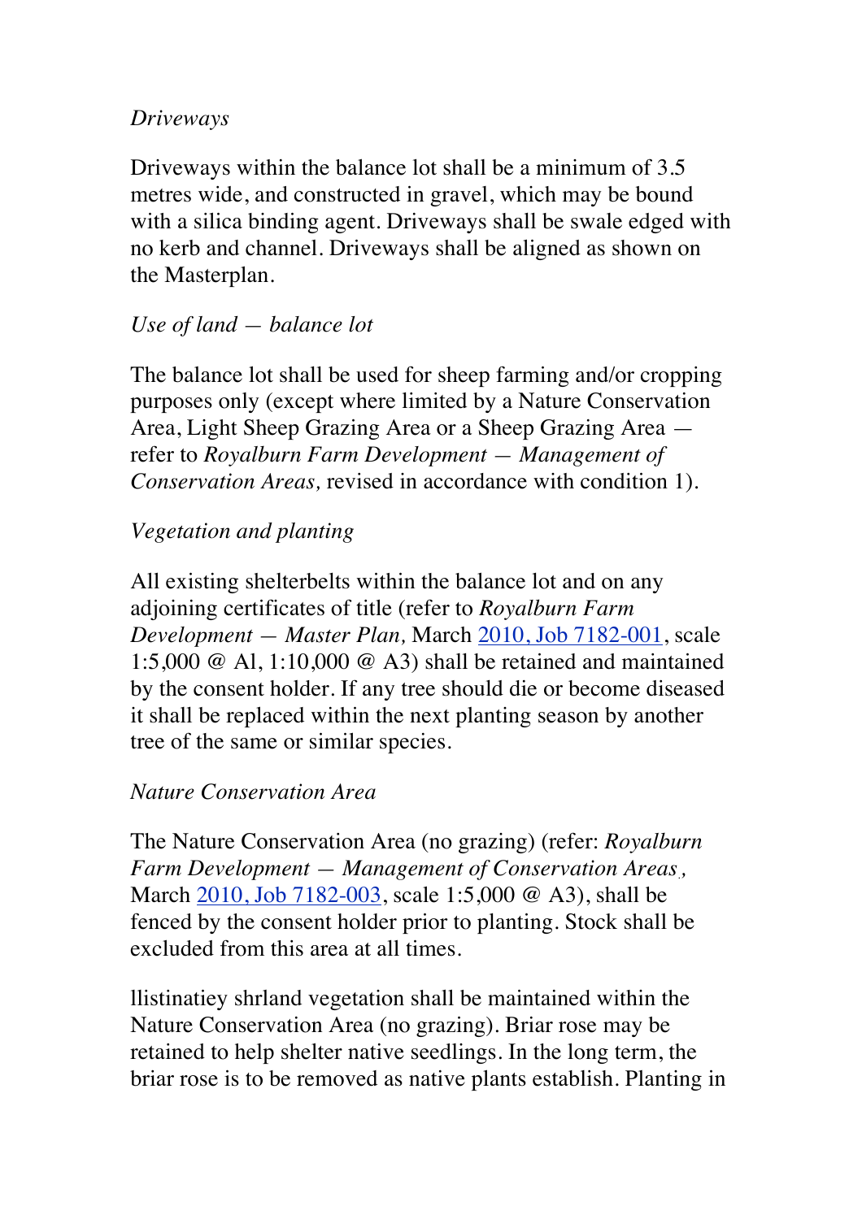*Driveways*

Driveways within the balance lot shall be a minimum of 3.5 metres wide, and constructed in gravel, which may be bound with a silica binding agent. Driveways shall be swale edged with no kerb and channel. Driveways shall be aligned as shown on the Masterplan.

*Use of land — balance lot*

The balance lot shall be used for sheep farming and/or cropping purposes only (except where limited by a Nature Conservation Area, Light Sheep Grazing Area or a Sheep Grazing Area — refer to *Royalburn Farm Development — Management of Conservation Areas,* revised in accordance with condition 1).

*Vegetation and planting*

All existing shelterbelts within the balance lot and on any adjoining certificates of title (refer to *Royalburn Farm Development — Master Plan,* March 2010, Job 7182-001, scale 1:5,000 @ Al, 1:10,000 @ A3) shall be retained and maintained by the consent holder. If any tree should die or become diseased it shall be replaced within the next planting season by another tree of the same or similar species.

*Nature Conservation Area*

The Nature Conservation Area (no grazing) (refer: *Royalburn Farm Development — Management of Conservation Areas,* March 2010, Job 7182-003, scale 1:5,000 @ A3), shall be fenced by the consent holder prior to planting. Stock shall be excluded from this area at all times.

llistinatiey shrland vegetation shall be maintained within the Nature Conservation Area (no grazing). Briar rose may be retained to help shelter native seedlings. In the long term, the briar rose is to be removed as native plants establish. Planting in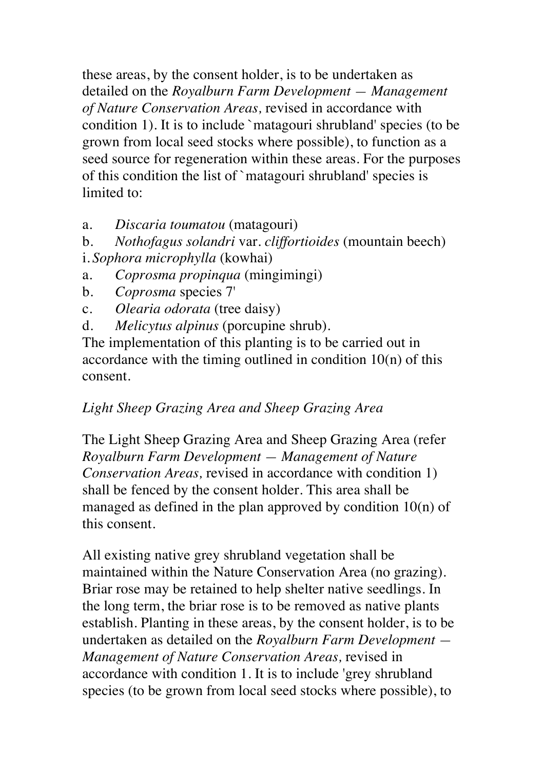these areas, by the consent holder, is to be undertaken as detailed on the *Royalburn Farm Development — Management of Nature Conservation Areas,* revised in accordance with condition 1). It is to include `matagouri shrubland' species (to be grown from local seed stocks where possible), to function as a seed source for regeneration within these areas. For the purposes of this condition the list of `matagouri shrubland' species is limited to:

a. *Discaria toumatou* (matagouri)
b. *Nothofagus solandri* var. *cliffortioides* (mountain beech)
i. *Sophora microphylla* (kowhai)
a. *Coprosma propinqua* (mingimingi)
b. *Coprosma* species 7'
c. *Olearia odorata* (tree daisy)
d. *Melicytus alpinus* (porcupine shrub).

The implementation of this planting is to be carried out in accordance with the timing outlined in condition 10(n) of this consent.

*Light Sheep Grazing Area and Sheep Grazing Area*

The Light Sheep Grazing Area and Sheep Grazing Area (refer *Royalburn Farm Development — Management of Nature Conservation Areas,* revised in accordance with condition 1) shall be fenced by the consent holder. This area shall be managed as defined in the plan approved by condition 10(n) of this consent.

All existing native grey shrubland vegetation shall be maintained within the Nature Conservation Area (no grazing). Briar rose may be retained to help shelter native seedlings. In the long term, the briar rose is to be removed as native plants establish. Planting in these areas, by the consent holder, is to be undertaken as detailed on the *Royalburn Farm Development — Management of Nature Conservation Areas,* revised in accordance with condition 1. It is to include 'grey shrubland species (to be grown from local seed stocks where possible), to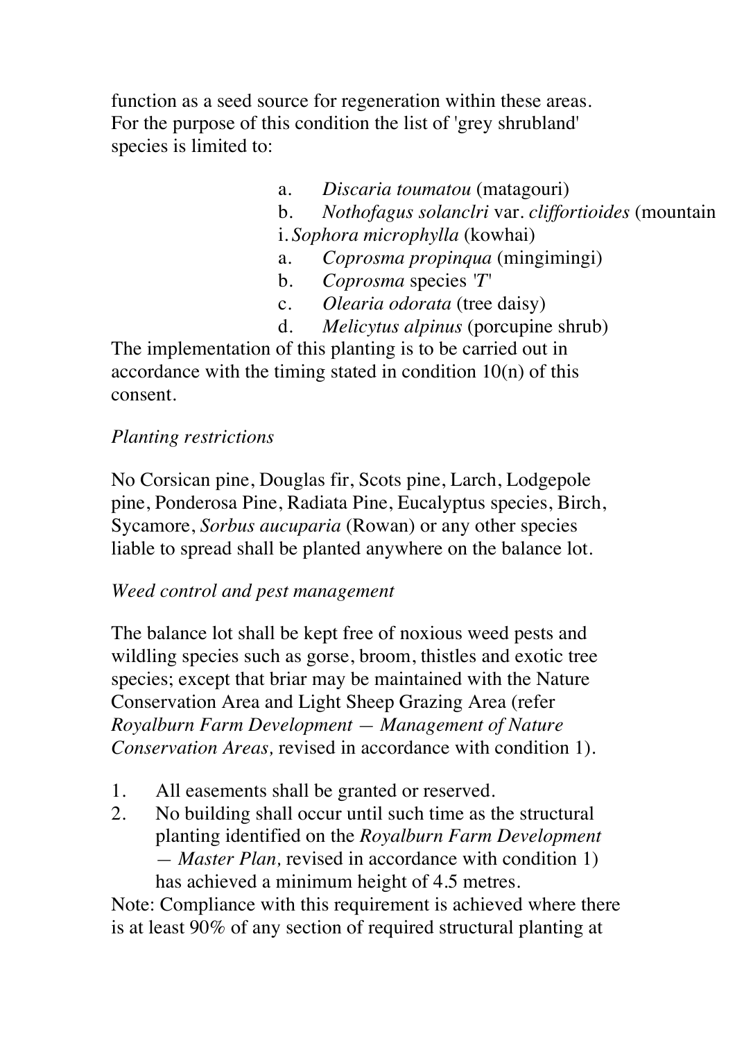function as a seed source for regeneration within these areas. For the purpose of this condition the list of 'grey shrubland' species is limited to:

a. *Discaria toumatou* (matagouri)
b. *Nothofagus solanclri* var. *cliffortioides* (mountain
i. *Sophora microphylla* (kowhai)
a. *Coprosma propinqua* (mingimingi)
b. *Coprosma* species '*T*'
c. *Olearia odorata* (tree daisy)
d. *Melicytus alpinus* (porcupine shrub)

The implementation of this planting is to be carried out in accordance with the timing stated in condition 10(n) of this consent.

*Planting restrictions*

No Corsican pine, Douglas fir, Scots pine, Larch, Lodgepole pine, Ponderosa Pine, Radiata Pine, Eucalyptus species, Birch, Sycamore, *Sorbus aucuparia* (Rowan) or any other species liable to spread shall be planted anywhere on the balance lot.

*Weed control and pest management*

The balance lot shall be kept free of noxious weed pests and wildling species such as gorse, broom, thistles and exotic tree species; except that briar may be maintained with the Nature Conservation Area and Light Sheep Grazing Area (refer *Royalburn Farm Development — Management of Nature Conservation Areas,* revised in accordance with condition 1).

1. All easements shall be granted or reserved.
2. No building shall occur until such time as the structural planting identified on the *Royalburn Farm Development — Master Plan,* revised in accordance with condition 1) has achieved a minimum height of 4.5 metres.

Note: Compliance with this requirement is achieved where there is at least 90% of any section of required structural planting at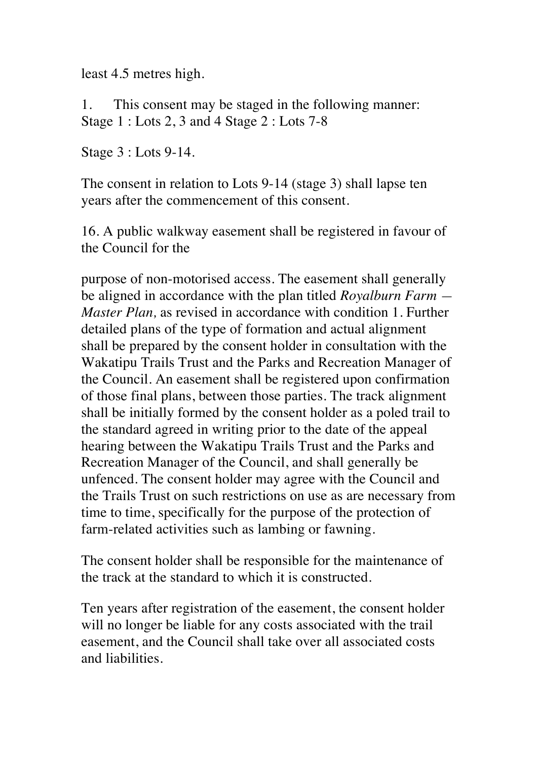least 4.5 metres high.

1. This consent may be staged in the following manner: Stage 1 : Lots 2, 3 and 4 Stage 2 : Lots 7-8

Stage 3 : Lots 9-14.

The consent in relation to Lots 9-14 (stage 3) shall lapse ten years after the commencement of this consent.

16. A public walkway easement shall be registered in favour of the Council for the

purpose of non-motorised access. The easement shall generally be aligned in accordance with the plan titled *Royalburn Farm — Master Plan,* as revised in accordance with condition 1. Further detailed plans of the type of formation and actual alignment shall be prepared by the consent holder in consultation with the Wakatipu Trails Trust and the Parks and Recreation Manager of the Council. An easement shall be registered upon confirmation of those final plans, between those parties. The track alignment shall be initially formed by the consent holder as a poled trail to the standard agreed in writing prior to the date of the appeal hearing between the Wakatipu Trails Trust and the Parks and Recreation Manager of the Council, and shall generally be unfenced. The consent holder may agree with the Council and the Trails Trust on such restrictions on use as are necessary from time to time, specifically for the purpose of the protection of farm-related activities such as lambing or fawning.

The consent holder shall be responsible for the maintenance of the track at the standard to which it is constructed.

Ten years after registration of the easement, the consent holder will no longer be liable for any costs associated with the trail easement, and the Council shall take over all associated costs and liabilities.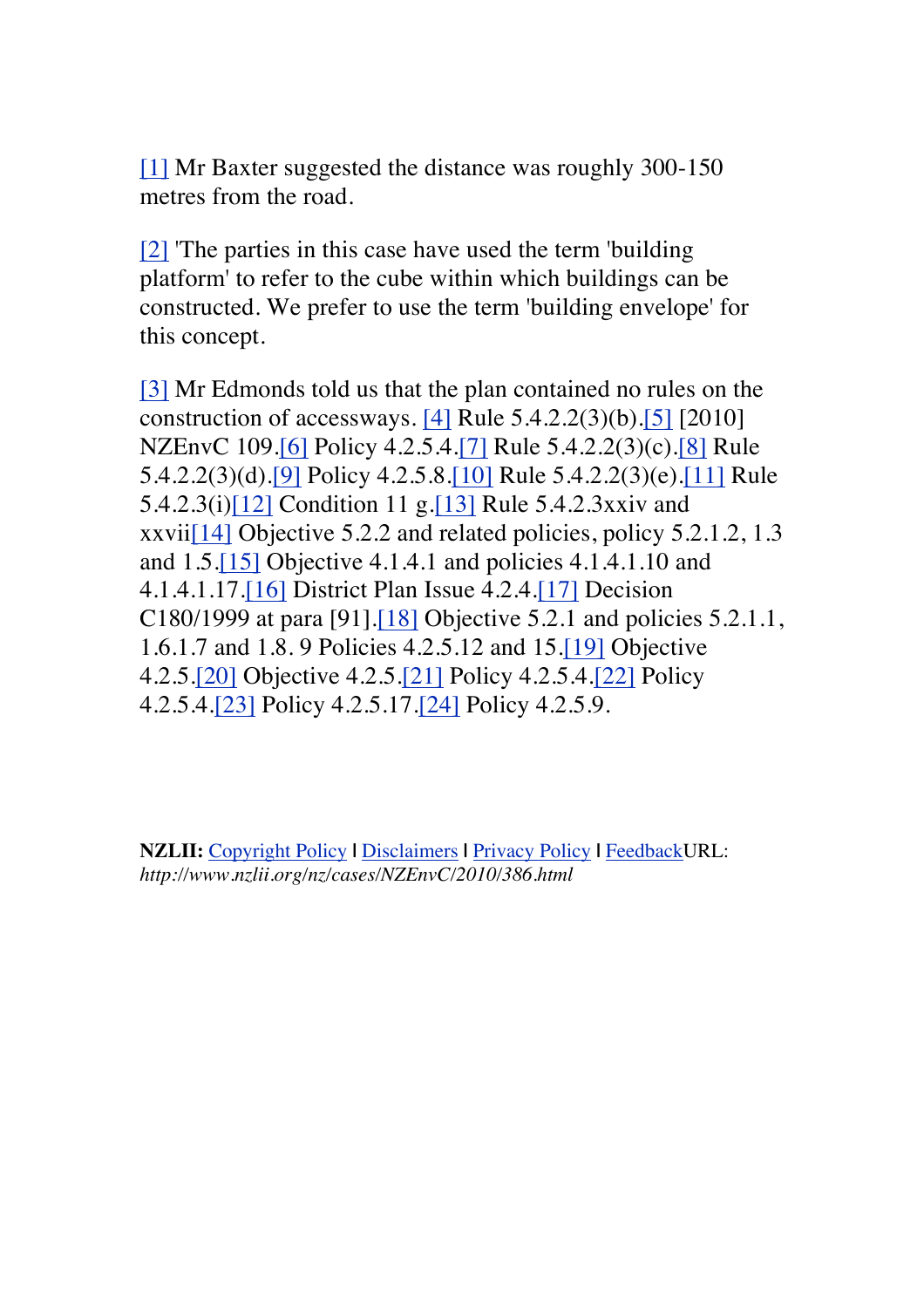[1] Mr Baxter suggested the distance was roughly 300-150 metres from the road.

[2] 'The parties in this case have used the term 'building platform' to refer to the cube within which buildings can be constructed. We prefer to use the term 'building envelope' for this concept.

[3] Mr Edmonds told us that the plan contained no rules on the construction of accessways. [4] Rule 5.4.2.2(3)(b).[5] [2010] NZEnvC 109.[6] Policy 4.2.5.4.[7] Rule 5.4.2.2(3)(c).[8] Rule 5.4.2.2(3)(d).[9] Policy 4.2.5.8.[10] Rule 5.4.2.2(3)(e).[11] Rule 5.4.2.3(i)[12] Condition 11 g.[13] Rule 5.4.2.3xxiv and xxvii[14] Objective 5.2.2 and related policies, policy 5.2.1.2, 1.3 and 1.5.[15] Objective 4.1.4.1 and policies 4.1.4.1.10 and 4.1.4.1.17.[16] District Plan Issue 4.2.4.[17] Decision C180/1999 at para [91].[18] Objective 5.2.1 and policies 5.2.1.1, 1.6.1.7 and 1.8. 9 Policies 4.2.5.12 and 15.[19] Objective 4.2.5.[20] Objective 4.2.5.[21] Policy 4.2.5.4.[22] Policy 4.2.5.4.[23] Policy 4.2.5.17.[24] Policy 4.2.5.9.

**NZLII:** Copyright Policy | Disclaimers | Privacy Policy | FeedbackURL: *http://www.nzlii.org/nz/cases/NZEnvC/2010/386.html*